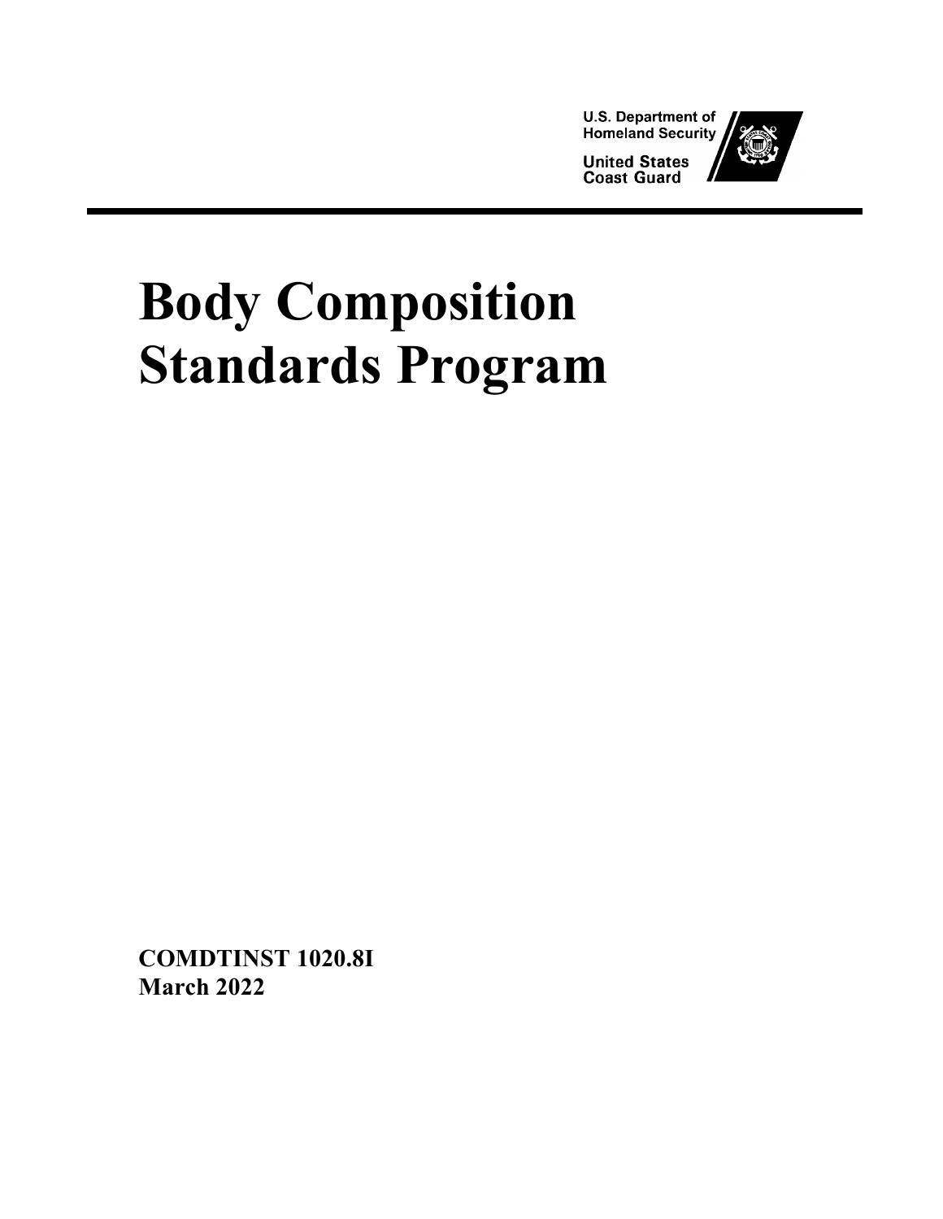U.S. Department of Homeland Security

United States Coast Guard

# Body Composition Standards Program

**COMDTINST 1020.8I**
**March 2022**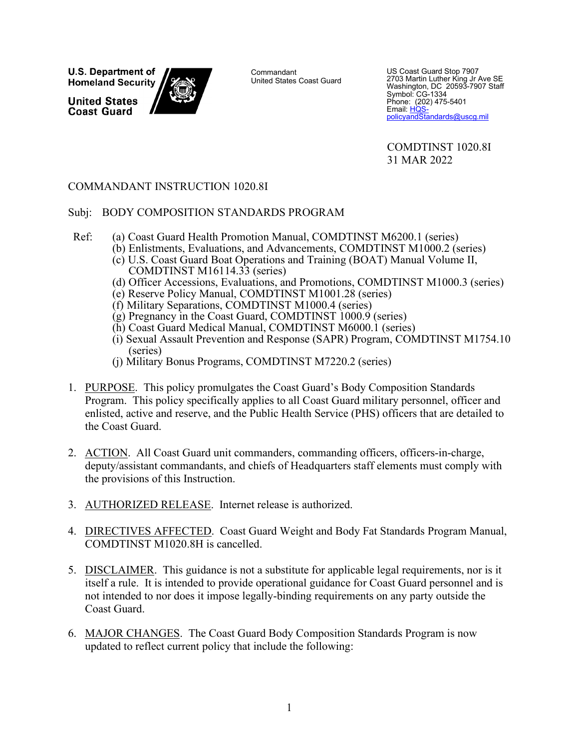U.S. Department of Homeland Security

United States Coast Guard

Commandant
United States Coast Guard

US Coast Guard Stop 7907
2703 Martin Luther King Jr Ave SE
Washington, DC 20593-7907 Staff
Symbol: CG-1334
Phone: (202) 475-5401
Email: HQS-policyandStandards@uscg.mil

COMDTINST 1020.8I
31 MAR 2022

COMMANDANT INSTRUCTION 1020.8I

Subj: BODY COMPOSITION STANDARDS PROGRAM

Ref:
(a) Coast Guard Health Promotion Manual, COMDTINST M6200.1 (series)
(b) Enlistments, Evaluations, and Advancements, COMDTINST M1000.2 (series)
(c) U.S. Coast Guard Boat Operations and Training (BOAT) Manual Volume II, COMDTINST M16114.33 (series)
(d) Officer Accessions, Evaluations, and Promotions, COMDTINST M1000.3 (series)
(e) Reserve Policy Manual, COMDTINST M1001.28 (series)
(f) Military Separations, COMDTINST M1000.4 (series)
(g) Pregnancy in the Coast Guard, COMDTINST 1000.9 (series)
(h) Coast Guard Medical Manual, COMDTINST M6000.1 (series)
(i) Sexual Assault Prevention and Response (SAPR) Program, COMDTINST M1754.10 (series)
(j) Military Bonus Programs, COMDTINST M7220.2 (series)

1. PURPOSE. This policy promulgates the Coast Guard's Body Composition Standards Program. This policy specifically applies to all Coast Guard military personnel, officer and enlisted, active and reserve, and the Public Health Service (PHS) officers that are detailed to the Coast Guard.

2. ACTION. All Coast Guard unit commanders, commanding officers, officers-in-charge, deputy/assistant commandants, and chiefs of Headquarters staff elements must comply with the provisions of this Instruction.

3. AUTHORIZED RELEASE. Internet release is authorized.

4. DIRECTIVES AFFECTED. Coast Guard Weight and Body Fat Standards Program Manual, COMDTINST M1020.8H is cancelled.

5. DISCLAIMER. This guidance is not a substitute for applicable legal requirements, nor is it itself a rule. It is intended to provide operational guidance for Coast Guard personnel and is not intended to nor does it impose legally-binding requirements on any party outside the Coast Guard.

6. MAJOR CHANGES. The Coast Guard Body Composition Standards Program is now updated to reflect current policy that include the following: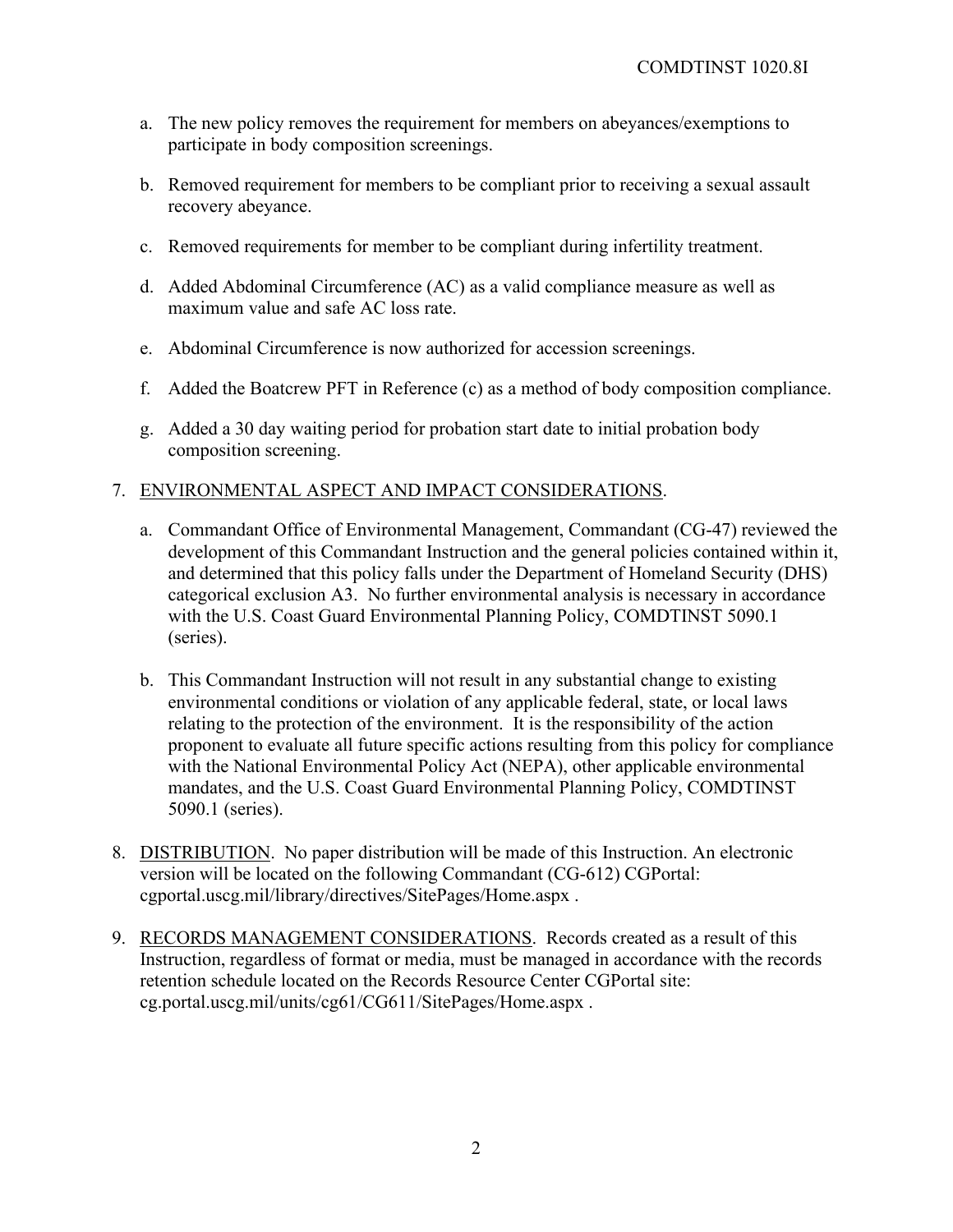a. The new policy removes the requirement for members on abeyances/exemptions to participate in body composition screenings.

b. Removed requirement for members to be compliant prior to receiving a sexual assault recovery abeyance.

c. Removed requirements for member to be compliant during infertility treatment.

d. Added Abdominal Circumference (AC) as a valid compliance measure as well as maximum value and safe AC loss rate.

e. Abdominal Circumference is now authorized for accession screenings.

f. Added the Boatcrew PFT in Reference (c) as a method of body composition compliance.

g. Added a 30 day waiting period for probation start date to initial probation body composition screening.

7. ENVIRONMENTAL ASPECT AND IMPACT CONSIDERATIONS.

   a. Commandant Office of Environmental Management, Commandant (CG-47) reviewed the development of this Commandant Instruction and the general policies contained within it, and determined that this policy falls under the Department of Homeland Security (DHS) categorical exclusion A3. No further environmental analysis is necessary in accordance with the U.S. Coast Guard Environmental Planning Policy, COMDTINST 5090.1 (series).

   b. This Commandant Instruction will not result in any substantial change to existing environmental conditions or violation of any applicable federal, state, or local laws relating to the protection of the environment. It is the responsibility of the action proponent to evaluate all future specific actions resulting from this policy for compliance with the National Environmental Policy Act (NEPA), other applicable environmental mandates, and the U.S. Coast Guard Environmental Planning Policy, COMDTINST 5090.1 (series).

8. DISTRIBUTION. No paper distribution will be made of this Instruction. An electronic version will be located on the following Commandant (CG-612) CGPortal: cgportal.uscg.mil/library/directives/SitePages/Home.aspx .

9. RECORDS MANAGEMENT CONSIDERATIONS. Records created as a result of this Instruction, regardless of format or media, must be managed in accordance with the records retention schedule located on the Records Resource Center CGPortal site: cg.portal.uscg.mil/units/cg61/CG611/SitePages/Home.aspx .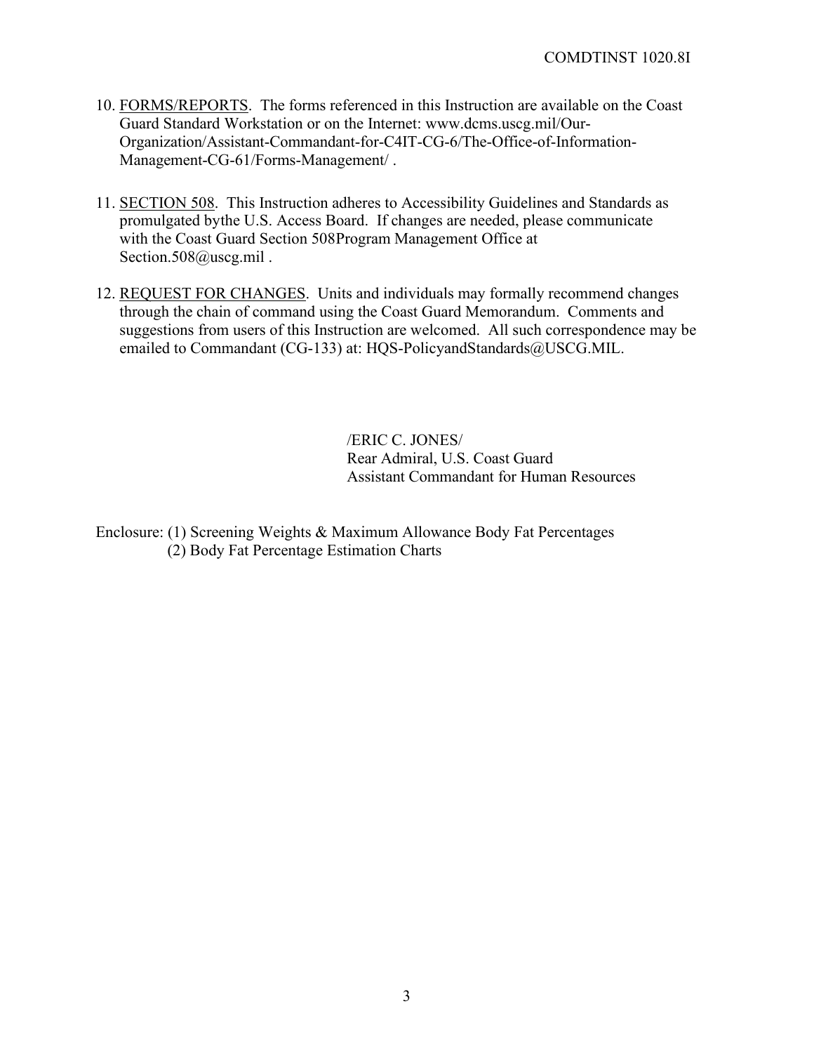10. <u>FORMS/REPORTS</u>. The forms referenced in this Instruction are available on the Coast Guard Standard Workstation or on the Internet: www.dcms.uscg.mil/Our-Organization/Assistant-Commandant-for-C4IT-CG-6/The-Office-of-Information-Management-CG-61/Forms-Management/ .

11. <u>SECTION 508</u>. This Instruction adheres to Accessibility Guidelines and Standards as promulgated bythe U.S. Access Board. If changes are needed, please communicate with the Coast Guard Section 508Program Management Office at Section.508@uscg.mil .

12. <u>REQUEST FOR CHANGES</u>. Units and individuals may formally recommend changes through the chain of command using the Coast Guard Memorandum. Comments and suggestions from users of this Instruction are welcomed. All such correspondence may be emailed to Commandant (CG-133) at: HQS-PolicyandStandards@USCG.MIL.

/ERIC C. JONES/
Rear Admiral, U.S. Coast Guard
Assistant Commandant for Human Resources

Enclosure: (1) Screening Weights & Maximum Allowance Body Fat Percentages
(2) Body Fat Percentage Estimation Charts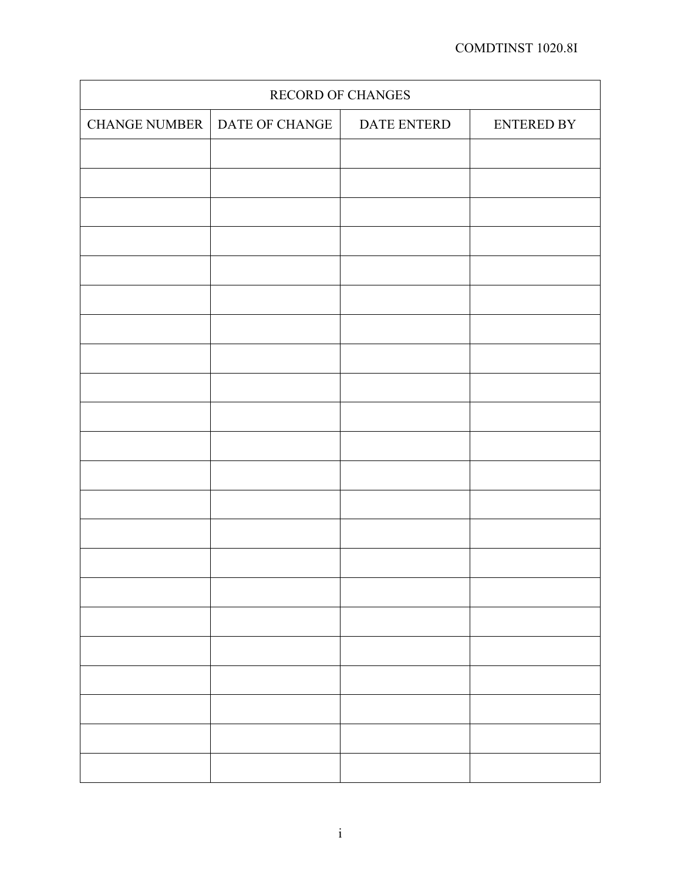| RECORD OF CHANGES | | | |
|---|---|---|---|
| CHANGE NUMBER | DATE OF CHANGE | DATE ENTERD | ENTERED BY |
| | | | |
| | | | |
| | | | |
| | | | |
| | | | |
| | | | |
| | | | |
| | | | |
| | | | |
| | | | |
| | | | |
| | | | |
| | | | |
| | | | |
| | | | |
| | | | |
| | | | |
| | | | |
| | | | |
| | | | |
| | | | |
| | | | |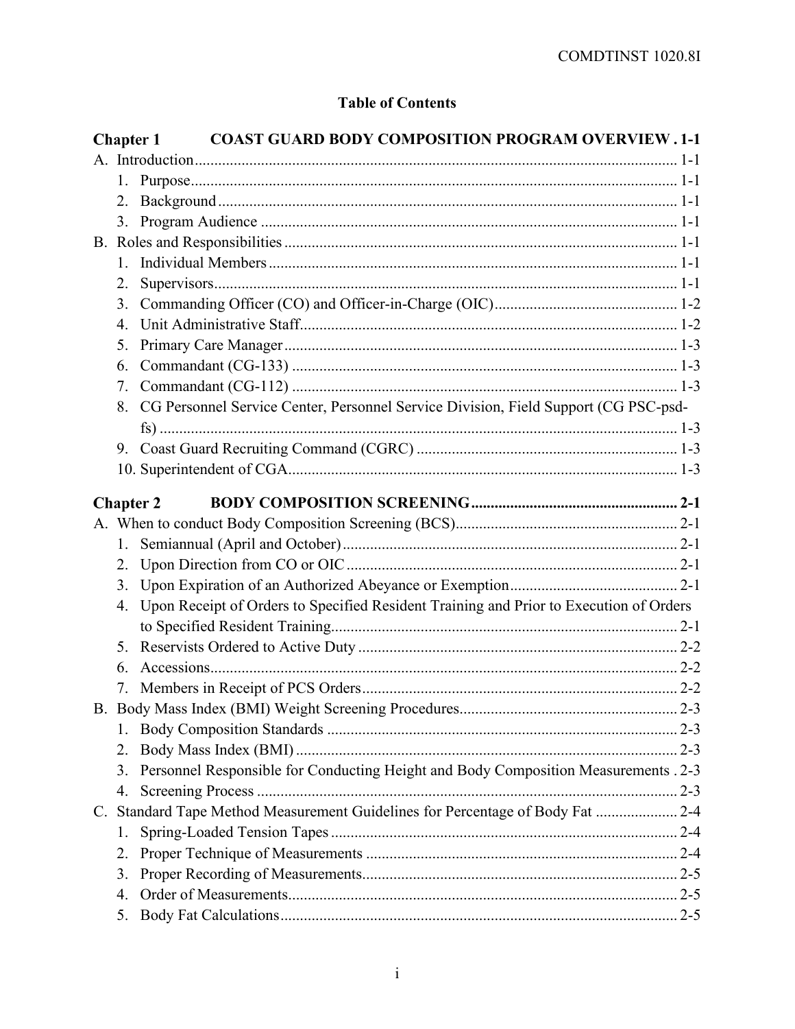# Table of Contents

**Chapter 1 COAST GUARD BODY COMPOSITION PROGRAM OVERVIEW . 1-1**

A. Introduction ........................................................................................................... 1-1
  1. Purpose ............................................................................................................ 1-1
  2. Background ..................................................................................................... 1-1
  3. Program Audience ........................................................................................... 1-1

B. Roles and Responsibilities .................................................................................... 1-1
  1. Individual Members ......................................................................................... 1-1
  2. Supervisors ...................................................................................................... 1-1
  3. Commanding Officer (CO) and Officer-in-Charge (OIC) ............................................... 1-2
  4. Unit Administrative Staff ................................................................................. 1-2
  5. Primary Care Manager ..................................................................................... 1-3
  6. Commandant (CG-133) ................................................................................... 1-3
  7. Commandant (CG-112) ................................................................................... 1-3
  8. CG Personnel Service Center, Personnel Service Division, Field Support (CG PSC-psd-fs) ..................................................................................................................... 1-3
  9. Coast Guard Recruiting Command (CGRC) ................................................................... 1-3
  10. Superintendent of CGA ................................................................................... 1-3

**Chapter 2 BODY COMPOSITION SCREENING ..................................................... 2-1**

A. When to conduct Body Composition Screening (BCS) ......................................................... 2-1
  1. Semiannual (April and October) ...................................................................... 2-1
  2. Upon Direction from CO or OIC ..................................................................... 2-1
  3. Upon Expiration of an Authorized Abeyance or Exemption ........................................... 2-1
  4. Upon Receipt of Orders to Specified Resident Training and Prior to Execution of Orders to Specified Resident Training ......................................................................... 2-1
  5. Reservists Ordered to Active Duty .................................................................. 2-2
  6. Accessions ....................................................................................................... 2-2
  7. Members in Receipt of PCS Orders ................................................................. 2-2

B. Body Mass Index (BMI) Weight Screening Procedures ........................................................ 2-3
  1. Body Composition Standards .......................................................................... 2-3
  2. Body Mass Index (BMI) .................................................................................. 2-3
  3. Personnel Responsible for Conducting Height and Body Composition Measurements . 2-3
  4. Screening Process ............................................................................................ 2-3

C. Standard Tape Method Measurement Guidelines for Percentage of Body Fat ..................... 2-4
  1. Spring-Loaded Tension Tapes ......................................................................... 2-4
  2. Proper Technique of Measurements ................................................................ 2-4
  3. Proper Recording of Measurements ................................................................. 2-5
  4. Order of Measurements ................................................................................... 2-5
  5. Body Fat Calculations ..................................................................................... 2-5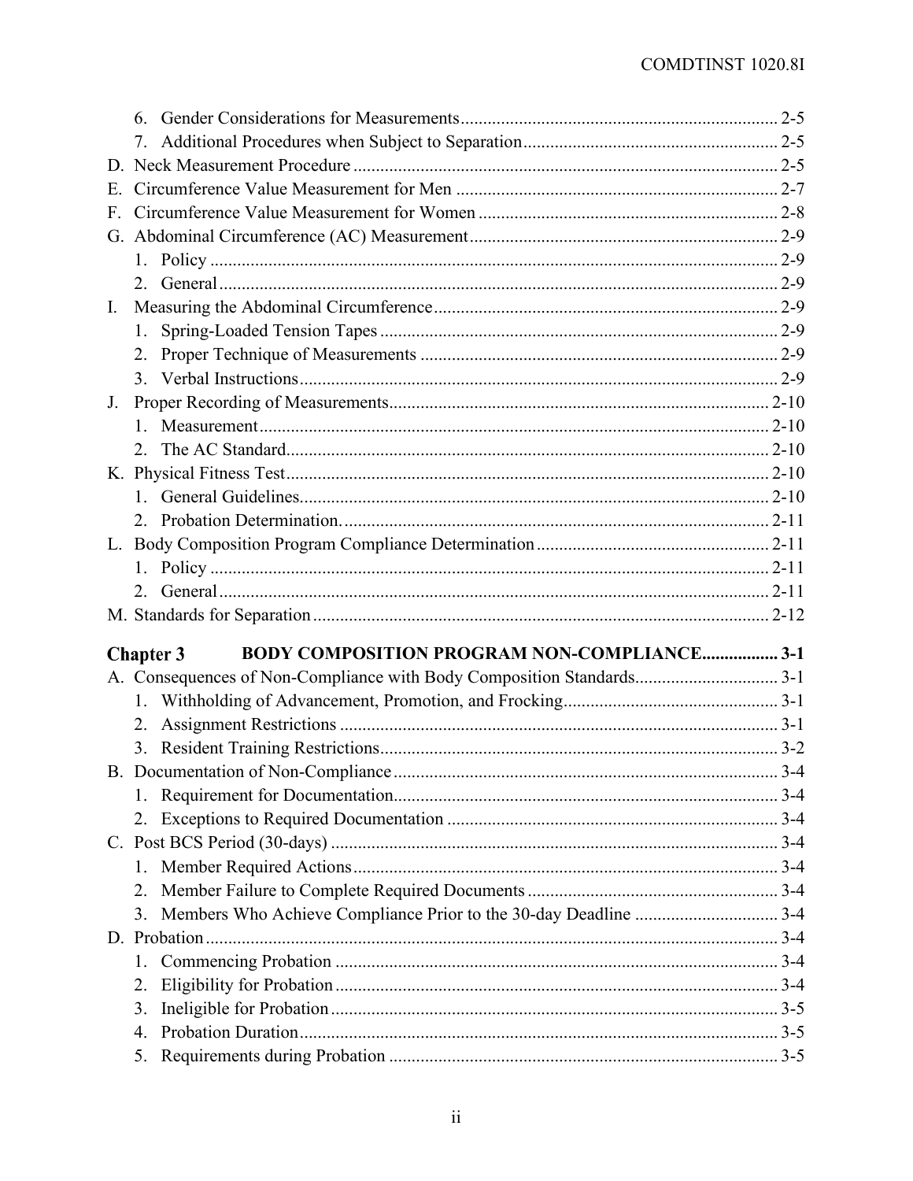6. Gender Considerations for Measurements ........ 2-5
7. Additional Procedures when Subject to Separation ........ 2-5

D. Neck Measurement Procedure ........ 2-5
E. Circumference Value Measurement for Men ........ 2-7
F. Circumference Value Measurement for Women ........ 2-8
G. Abdominal Circumference (AC) Measurement ........ 2-9
   1. Policy ........ 2-9
   2. General ........ 2-9
I. Measuring the Abdominal Circumference ........ 2-9
   1. Spring-Loaded Tension Tapes ........ 2-9
   2. Proper Technique of Measurements ........ 2-9
   3. Verbal Instructions ........ 2-9
J. Proper Recording of Measurements ........ 2-10
   1. Measurement ........ 2-10
   2. The AC Standard ........ 2-10
K. Physical Fitness Test ........ 2-10
   1. General Guidelines ........ 2-10
   2. Probation Determination ........ 2-11
L. Body Composition Program Compliance Determination ........ 2-11
   1. Policy ........ 2-11
   2. General ........ 2-11
M. Standards for Separation ........ 2-12

**Chapter 3 BODY COMPOSITION PROGRAM NON-COMPLIANCE ........ 3-1**

A. Consequences of Non-Compliance with Body Composition Standards ........ 3-1
   1. Withholding of Advancement, Promotion, and Frocking ........ 3-1
   2. Assignment Restrictions ........ 3-1
   3. Resident Training Restrictions ........ 3-2
B. Documentation of Non-Compliance ........ 3-4
   1. Requirement for Documentation ........ 3-4
   2. Exceptions to Required Documentation ........ 3-4
C. Post BCS Period (30-days) ........ 3-4
   1. Member Required Actions ........ 3-4
   2. Member Failure to Complete Required Documents ........ 3-4
   3. Members Who Achieve Compliance Prior to the 30-day Deadline ........ 3-4
D. Probation ........ 3-4
   1. Commencing Probation ........ 3-4
   2. Eligibility for Probation ........ 3-4
   3. Ineligible for Probation ........ 3-5
   4. Probation Duration ........ 3-5
   5. Requirements during Probation ........ 3-5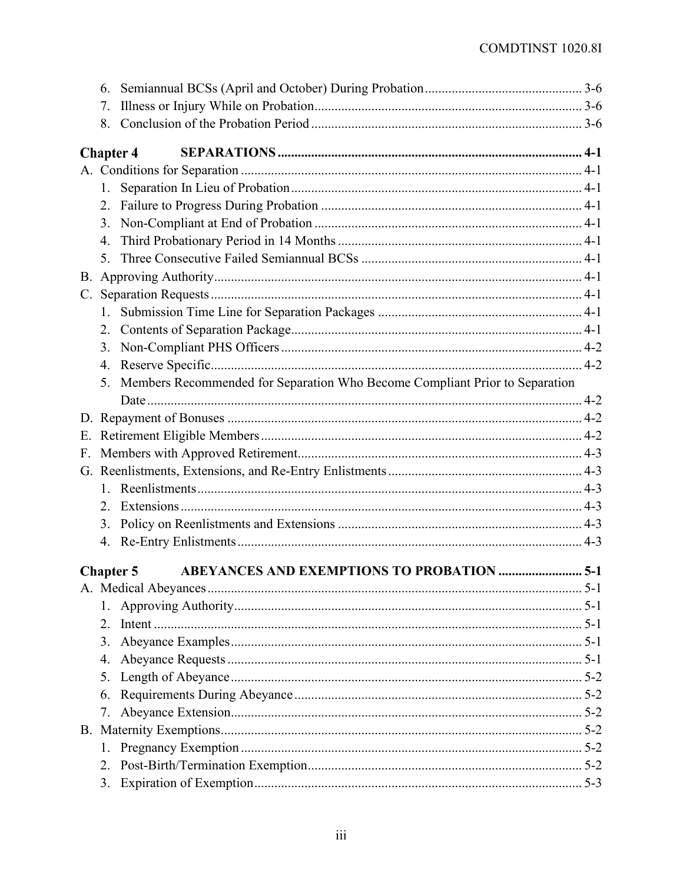6. Semiannual BCSs (April and October) During Probation ............................................. 3-6
7. Illness or Injury While on Probation ............................................................................. 3-6
8. Conclusion of the Probation Period ............................................................................... 3-6

**Chapter 4 SEPARATIONS ........................................................................................ 4-1**

A. Conditions for Separation .................................................................................................. 4-1
1. Separation In Lieu of Probation ..................................................................................... 4-1
2. Failure to Progress During Probation ............................................................................ 4-1
3. Non-Compliant at End of Probation .............................................................................. 4-1
4. Third Probationary Period in 14 Months ....................................................................... 4-1
5. Three Consecutive Failed Semiannual BCSs ................................................................ 4-1

B. Approving Authority ........................................................................................................... 4-1

C. Separation Requests ............................................................................................................ 4-1
1. Submission Time Line for Separation Packages ............................................................ 4-1
2. Contents of Separation Package ..................................................................................... 4-1
3. Non-Compliant PHS Officers ........................................................................................ 4-2
4. Reserve Specific ............................................................................................................. 4-2
5. Members Recommended for Separation Who Become Compliant Prior to Separation Date ................................................................................................................................. 4-2

D. Repayment of Bonuses ....................................................................................................... 4-2

E. Retirement Eligible Members ............................................................................................. 4-2

F. Members with Approved Retirement .................................................................................. 4-3

G. Reenlistments, Extensions, and Re-Entry Enlistments ....................................................... 4-3
1. Reenlistments ................................................................................................................. 4-3
2. Extensions ...................................................................................................................... 4-3
3. Policy on Reenlistments and Extensions ........................................................................ 4-3
4. Re-Entry Enlistments ..................................................................................................... 4-3

**Chapter 5 ABEYANCES AND EXEMPTIONS TO PROBATION ......................... 5-1**

A. Medical Abeyances ............................................................................................................. 5-1
1. Approving Authority ...................................................................................................... 5-1
2. Intent .............................................................................................................................. 5-1
3. Abeyance Examples ....................................................................................................... 5-1
4. Abeyance Requests ........................................................................................................ 5-1
5. Length of Abeyance ....................................................................................................... 5-2
6. Requirements During Abeyance .................................................................................... 5-2
7. Abeyance Extension ....................................................................................................... 5-2

B. Maternity Exemptions ......................................................................................................... 5-2
1. Pregnancy Exemption ..................................................................................................... 5-2
2. Post-Birth/Termination Exemption ................................................................................ 5-2
3. Expiration of Exemption ................................................................................................ 5-3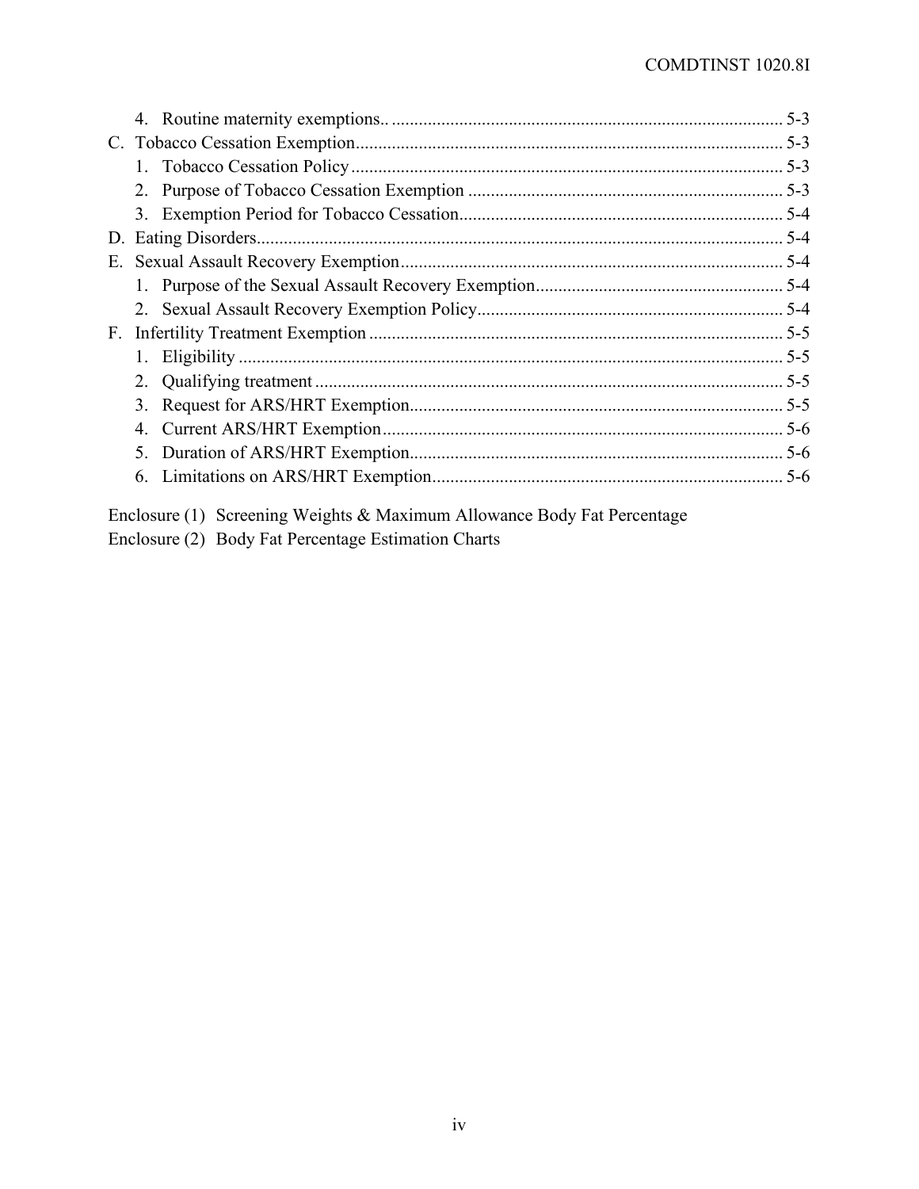4. Routine maternity exemptions.. 5-3

C. Tobacco Cessation Exemption 5-3

1. Tobacco Cessation Policy 5-3
2. Purpose of Tobacco Cessation Exemption 5-3
3. Exemption Period for Tobacco Cessation 5-4

D. Eating Disorders 5-4

E. Sexual Assault Recovery Exemption 5-4

1. Purpose of the Sexual Assault Recovery Exemption 5-4
2. Sexual Assault Recovery Exemption Policy 5-4

F. Infertility Treatment Exemption 5-5

1. Eligibility 5-5
2. Qualifying treatment 5-5
3. Request for ARS/HRT Exemption 5-5
4. Current ARS/HRT Exemption 5-6
5. Duration of ARS/HRT Exemption 5-6
6. Limitations on ARS/HRT Exemption 5-6

Enclosure (1) Screening Weights & Maximum Allowance Body Fat Percentage

Enclosure (2) Body Fat Percentage Estimation Charts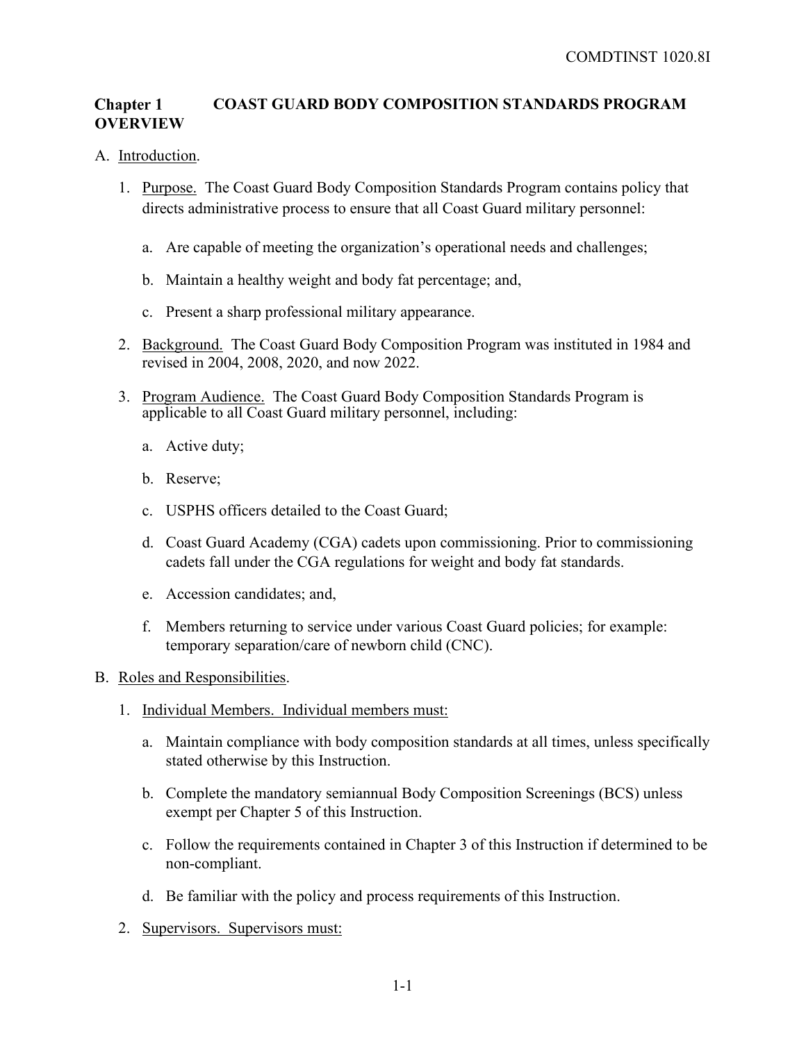# Chapter 1 COAST GUARD BODY COMPOSITION STANDARDS PROGRAM OVERVIEW

A. Introduction.

1. Purpose. The Coast Guard Body Composition Standards Program contains policy that directs administrative process to ensure that all Coast Guard military personnel:

   a. Are capable of meeting the organization's operational needs and challenges;

   b. Maintain a healthy weight and body fat percentage; and,

   c. Present a sharp professional military appearance.

2. Background. The Coast Guard Body Composition Program was instituted in 1984 and revised in 2004, 2008, 2020, and now 2022.

3. Program Audience. The Coast Guard Body Composition Standards Program is applicable to all Coast Guard military personnel, including:

   a. Active duty;

   b. Reserve;

   c. USPHS officers detailed to the Coast Guard;

   d. Coast Guard Academy (CGA) cadets upon commissioning. Prior to commissioning cadets fall under the CGA regulations for weight and body fat standards.

   e. Accession candidates; and,

   f. Members returning to service under various Coast Guard policies; for example: temporary separation/care of newborn child (CNC).

B. Roles and Responsibilities.

1. Individual Members. Individual members must:

   a. Maintain compliance with body composition standards at all times, unless specifically stated otherwise by this Instruction.

   b. Complete the mandatory semiannual Body Composition Screenings (BCS) unless exempt per Chapter 5 of this Instruction.

   c. Follow the requirements contained in Chapter 3 of this Instruction if determined to be non-compliant.

   d. Be familiar with the policy and process requirements of this Instruction.

2. Supervisors. Supervisors must: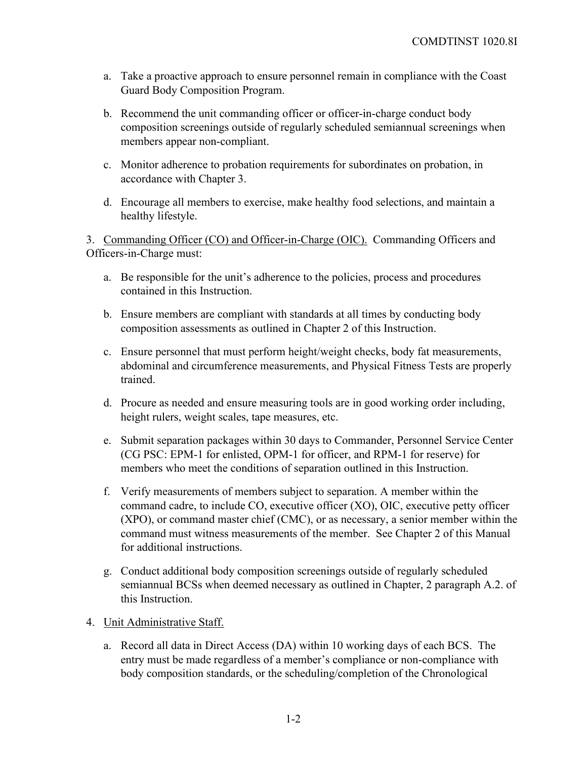a. Take a proactive approach to ensure personnel remain in compliance with the Coast Guard Body Composition Program.

b. Recommend the unit commanding officer or officer-in-charge conduct body composition screenings outside of regularly scheduled semiannual screenings when members appear non-compliant.

c. Monitor adherence to probation requirements for subordinates on probation, in accordance with Chapter 3.

d. Encourage all members to exercise, make healthy food selections, and maintain a healthy lifestyle.

3. Commanding Officer (CO) and Officer-in-Charge (OIC). Commanding Officers and Officers-in-Charge must:

a. Be responsible for the unit's adherence to the policies, process and procedures contained in this Instruction.

b. Ensure members are compliant with standards at all times by conducting body composition assessments as outlined in Chapter 2 of this Instruction.

c. Ensure personnel that must perform height/weight checks, body fat measurements, abdominal and circumference measurements, and Physical Fitness Tests are properly trained.

d. Procure as needed and ensure measuring tools are in good working order including, height rulers, weight scales, tape measures, etc.

e. Submit separation packages within 30 days to Commander, Personnel Service Center (CG PSC: EPM-1 for enlisted, OPM-1 for officer, and RPM-1 for reserve) for members who meet the conditions of separation outlined in this Instruction.

f. Verify measurements of members subject to separation. A member within the command cadre, to include CO, executive officer (XO), OIC, executive petty officer (XPO), or command master chief (CMC), or as necessary, a senior member within the command must witness measurements of the member. See Chapter 2 of this Manual for additional instructions.

g. Conduct additional body composition screenings outside of regularly scheduled semiannual BCSs when deemed necessary as outlined in Chapter, 2 paragraph A.2. of this Instruction.

4. Unit Administrative Staff.

a. Record all data in Direct Access (DA) within 10 working days of each BCS. The entry must be made regardless of a member's compliance or non-compliance with body composition standards, or the scheduling/completion of the Chronological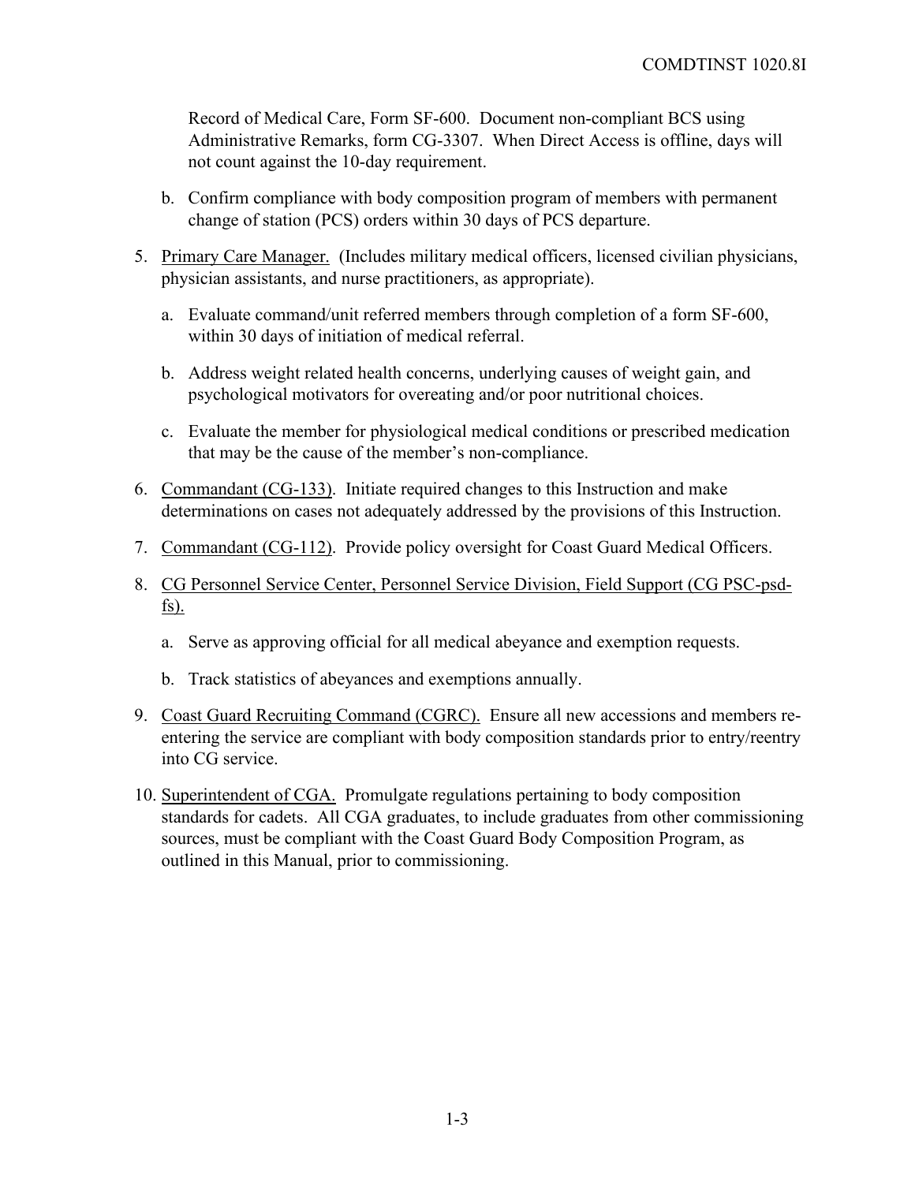Record of Medical Care, Form SF-600. Document non-compliant BCS using Administrative Remarks, form CG-3307. When Direct Access is offline, days will not count against the 10-day requirement.

b. Confirm compliance with body composition program of members with permanent change of station (PCS) orders within 30 days of PCS departure.

5. <u>Primary Care Manager.</u> (Includes military medical officers, licensed civilian physicians, physician assistants, and nurse practitioners, as appropriate).

   a. Evaluate command/unit referred members through completion of a form SF-600, within 30 days of initiation of medical referral.

   b. Address weight related health concerns, underlying causes of weight gain, and psychological motivators for overeating and/or poor nutritional choices.

   c. Evaluate the member for physiological medical conditions or prescribed medication that may be the cause of the member's non-compliance.

6. <u>Commandant (CG-133)</u>. Initiate required changes to this Instruction and make determinations on cases not adequately addressed by the provisions of this Instruction.

7. <u>Commandant (CG-112)</u>. Provide policy oversight for Coast Guard Medical Officers.

8. <u>CG Personnel Service Center, Personnel Service Division, Field Support (CG PSC-psd-fs).</u>

   a. Serve as approving official for all medical abeyance and exemption requests.

   b. Track statistics of abeyances and exemptions annually.

9. <u>Coast Guard Recruiting Command (CGRC).</u> Ensure all new accessions and members re-entering the service are compliant with body composition standards prior to entry/reentry into CG service.

10. <u>Superintendent of CGA.</u> Promulgate regulations pertaining to body composition standards for cadets. All CGA graduates, to include graduates from other commissioning sources, must be compliant with the Coast Guard Body Composition Program, as outlined in this Manual, prior to commissioning.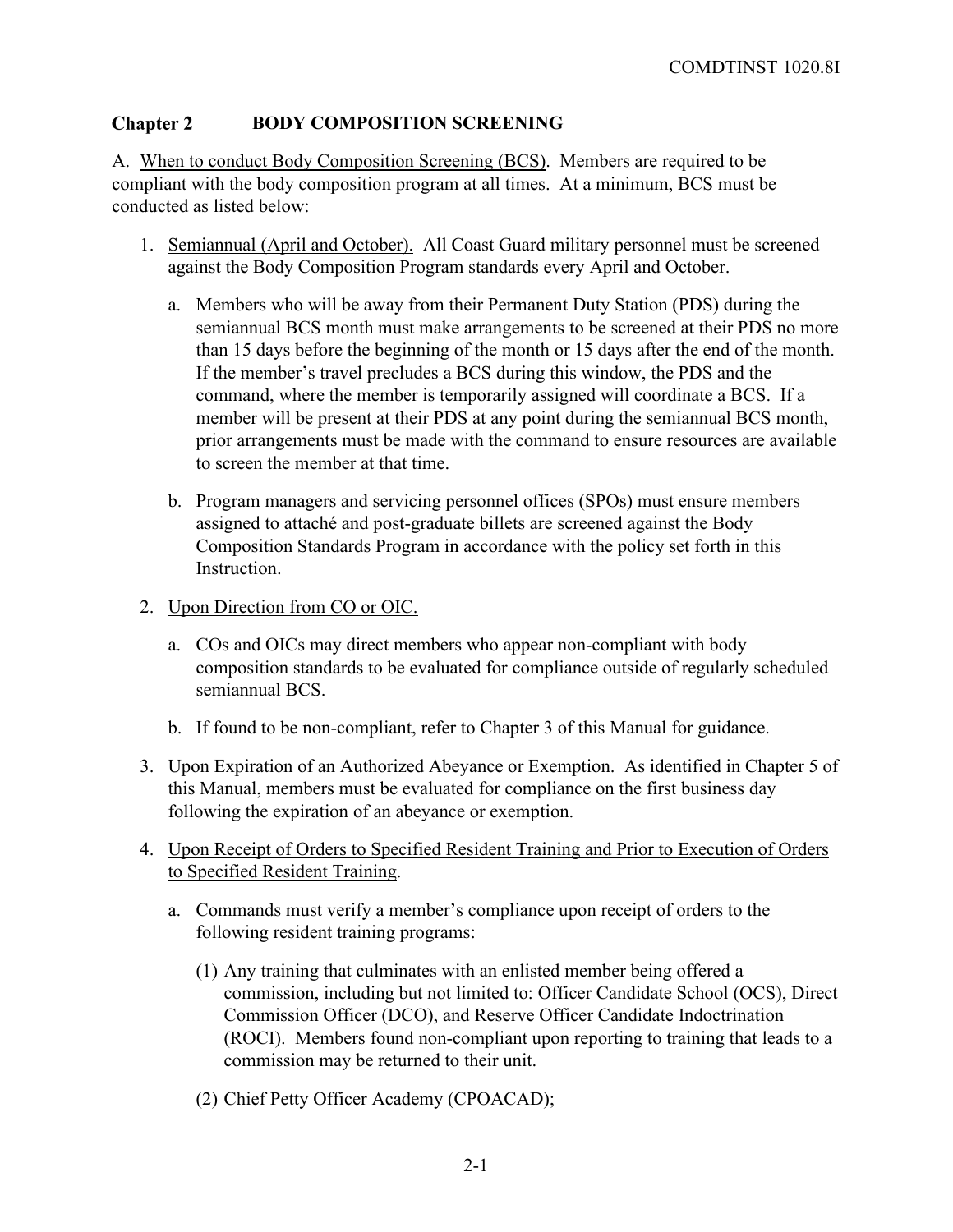## Chapter 2 BODY COMPOSITION SCREENING

A. When to conduct Body Composition Screening (BCS). Members are required to be compliant with the body composition program at all times. At a minimum, BCS must be conducted as listed below:

1. Semiannual (April and October). All Coast Guard military personnel must be screened against the Body Composition Program standards every April and October.

   a. Members who will be away from their Permanent Duty Station (PDS) during the semiannual BCS month must make arrangements to be screened at their PDS no more than 15 days before the beginning of the month or 15 days after the end of the month. If the member's travel precludes a BCS during this window, the PDS and the command, where the member is temporarily assigned will coordinate a BCS. If a member will be present at their PDS at any point during the semiannual BCS month, prior arrangements must be made with the command to ensure resources are available to screen the member at that time.

   b. Program managers and servicing personnel offices (SPOs) must ensure members assigned to attaché and post-graduate billets are screened against the Body Composition Standards Program in accordance with the policy set forth in this Instruction.

2. Upon Direction from CO or OIC.

   a. COs and OICs may direct members who appear non-compliant with body composition standards to be evaluated for compliance outside of regularly scheduled semiannual BCS.

   b. If found to be non-compliant, refer to Chapter 3 of this Manual for guidance.

3. Upon Expiration of an Authorized Abeyance or Exemption. As identified in Chapter 5 of this Manual, members must be evaluated for compliance on the first business day following the expiration of an abeyance or exemption.

4. Upon Receipt of Orders to Specified Resident Training and Prior to Execution of Orders to Specified Resident Training.

   a. Commands must verify a member's compliance upon receipt of orders to the following resident training programs:

      (1) Any training that culminates with an enlisted member being offered a commission, including but not limited to: Officer Candidate School (OCS), Direct Commission Officer (DCO), and Reserve Officer Candidate Indoctrination (ROCI). Members found non-compliant upon reporting to training that leads to a commission may be returned to their unit.

      (2) Chief Petty Officer Academy (CPOACAD);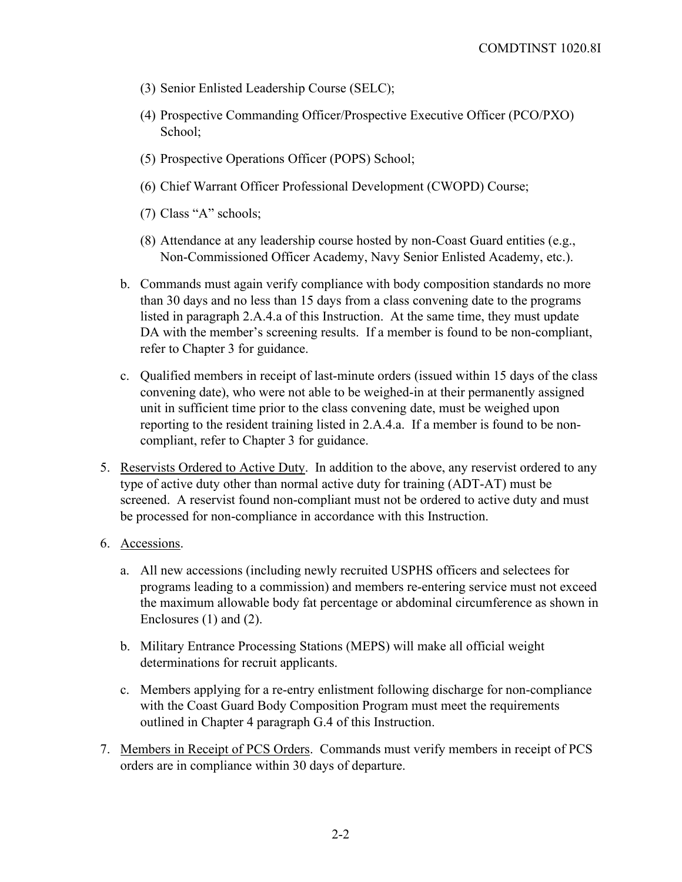(3) Senior Enlisted Leadership Course (SELC);

(4) Prospective Commanding Officer/Prospective Executive Officer (PCO/PXO) School;

(5) Prospective Operations Officer (POPS) School;

(6) Chief Warrant Officer Professional Development (CWOPD) Course;

(7) Class “A” schools;

(8) Attendance at any leadership course hosted by non-Coast Guard entities (e.g., Non-Commissioned Officer Academy, Navy Senior Enlisted Academy, etc.).

b. Commands must again verify compliance with body composition standards no more than 30 days and no less than 15 days from a class convening date to the programs listed in paragraph 2.A.4.a of this Instruction. At the same time, they must update DA with the member’s screening results. If a member is found to be non-compliant, refer to Chapter 3 for guidance.

c. Qualified members in receipt of last-minute orders (issued within 15 days of the class convening date), who were not able to be weighed-in at their permanently assigned unit in sufficient time prior to the class convening date, must be weighed upon reporting to the resident training listed in 2.A.4.a. If a member is found to be non-compliant, refer to Chapter 3 for guidance.

5. Reservists Ordered to Active Duty. In addition to the above, any reservist ordered to any type of active duty other than normal active duty for training (ADT-AT) must be screened. A reservist found non-compliant must not be ordered to active duty and must be processed for non-compliance in accordance with this Instruction.

6. Accessions.

a. All new accessions (including newly recruited USPHS officers and selectees for programs leading to a commission) and members re-entering service must not exceed the maximum allowable body fat percentage or abdominal circumference as shown in Enclosures (1) and (2).

b. Military Entrance Processing Stations (MEPS) will make all official weight determinations for recruit applicants.

c. Members applying for a re-entry enlistment following discharge for non-compliance with the Coast Guard Body Composition Program must meet the requirements outlined in Chapter 4 paragraph G.4 of this Instruction.

7. Members in Receipt of PCS Orders. Commands must verify members in receipt of PCS orders are in compliance within 30 days of departure.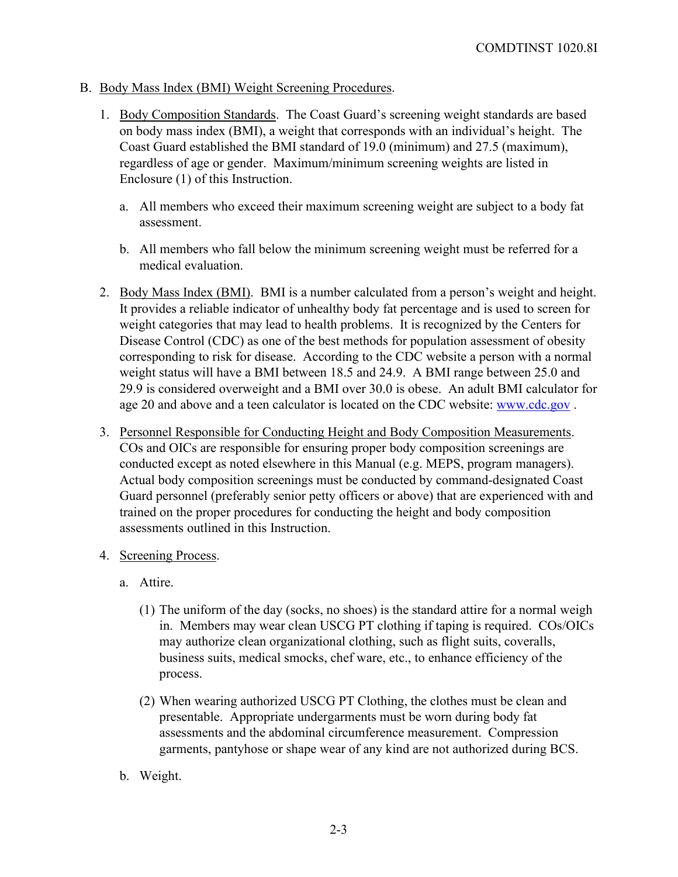B. Body Mass Index (BMI) Weight Screening Procedures.

1. Body Composition Standards. The Coast Guard's screening weight standards are based on body mass index (BMI), a weight that corresponds with an individual's height. The Coast Guard established the BMI standard of 19.0 (minimum) and 27.5 (maximum), regardless of age or gender. Maximum/minimum screening weights are listed in Enclosure (1) of this Instruction.

   a. All members who exceed their maximum screening weight are subject to a body fat assessment.

   b. All members who fall below the minimum screening weight must be referred for a medical evaluation.

2. Body Mass Index (BMI). BMI is a number calculated from a person's weight and height. It provides a reliable indicator of unhealthy body fat percentage and is used to screen for weight categories that may lead to health problems. It is recognized by the Centers for Disease Control (CDC) as one of the best methods for population assessment of obesity corresponding to risk for disease. According to the CDC website a person with a normal weight status will have a BMI between 18.5 and 24.9. A BMI range between 25.0 and 29.9 is considered overweight and a BMI over 30.0 is obese. An adult BMI calculator for age 20 and above and a teen calculator is located on the CDC website: [www.cdc.gov](http://www.cdc.gov) .

3. Personnel Responsible for Conducting Height and Body Composition Measurements. COs and OICs are responsible for ensuring proper body composition screenings are conducted except as noted elsewhere in this Manual (e.g. MEPS, program managers). Actual body composition screenings must be conducted by command-designated Coast Guard personnel (preferably senior petty officers or above) that are experienced with and trained on the proper procedures for conducting the height and body composition assessments outlined in this Instruction.

4. Screening Process.

   a. Attire.

      (1) The uniform of the day (socks, no shoes) is the standard attire for a normal weigh in. Members may wear clean USCG PT clothing if taping is required. COs/OICs may authorize clean organizational clothing, such as flight suits, coveralls, business suits, medical smocks, chef ware, etc., to enhance efficiency of the process.

      (2) When wearing authorized USCG PT Clothing, the clothes must be clean and presentable. Appropriate undergarments must be worn during body fat assessments and the abdominal circumference measurement. Compression garments, pantyhose or shape wear of any kind are not authorized during BCS.

   b. Weight.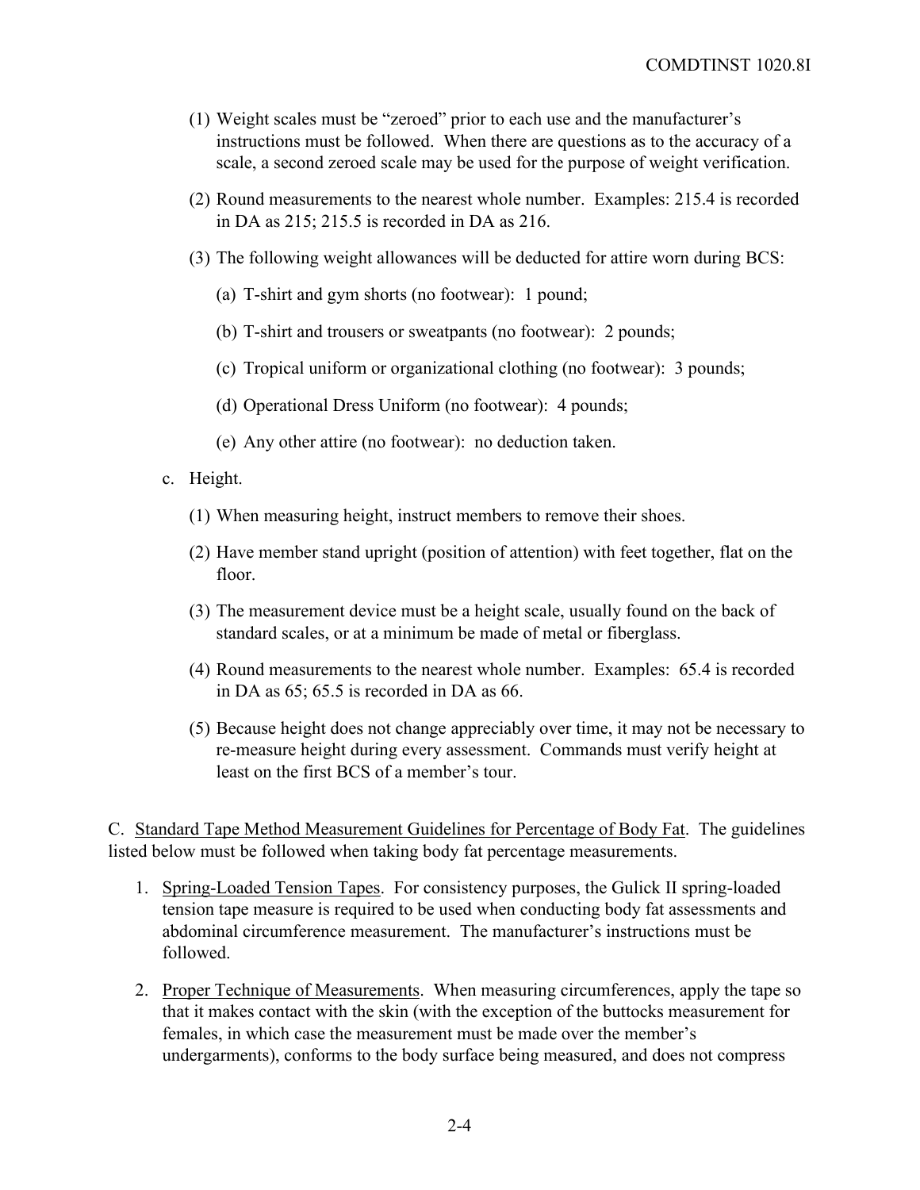(1) Weight scales must be "zeroed" prior to each use and the manufacturer's instructions must be followed. When there are questions as to the accuracy of a scale, a second zeroed scale may be used for the purpose of weight verification.

(2) Round measurements to the nearest whole number. Examples: 215.4 is recorded in DA as 215; 215.5 is recorded in DA as 216.

(3) The following weight allowances will be deducted for attire worn during BCS:

(a) T-shirt and gym shorts (no footwear): 1 pound;

(b) T-shirt and trousers or sweatpants (no footwear): 2 pounds;

(c) Tropical uniform or organizational clothing (no footwear): 3 pounds;

(d) Operational Dress Uniform (no footwear): 4 pounds;

(e) Any other attire (no footwear): no deduction taken.

c. Height.

(1) When measuring height, instruct members to remove their shoes.

(2) Have member stand upright (position of attention) with feet together, flat on the floor.

(3) The measurement device must be a height scale, usually found on the back of standard scales, or at a minimum be made of metal or fiberglass.

(4) Round measurements to the nearest whole number. Examples: 65.4 is recorded in DA as 65; 65.5 is recorded in DA as 66.

(5) Because height does not change appreciably over time, it may not be necessary to re-measure height during every assessment. Commands must verify height at least on the first BCS of a member's tour.

C. Standard Tape Method Measurement Guidelines for Percentage of Body Fat. The guidelines listed below must be followed when taking body fat percentage measurements.

1. Spring-Loaded Tension Tapes. For consistency purposes, the Gulick II spring-loaded tension tape measure is required to be used when conducting body fat assessments and abdominal circumference measurement. The manufacturer's instructions must be followed.

2. Proper Technique of Measurements. When measuring circumferences, apply the tape so that it makes contact with the skin (with the exception of the buttocks measurement for females, in which case the measurement must be made over the member's undergarments), conforms to the body surface being measured, and does not compress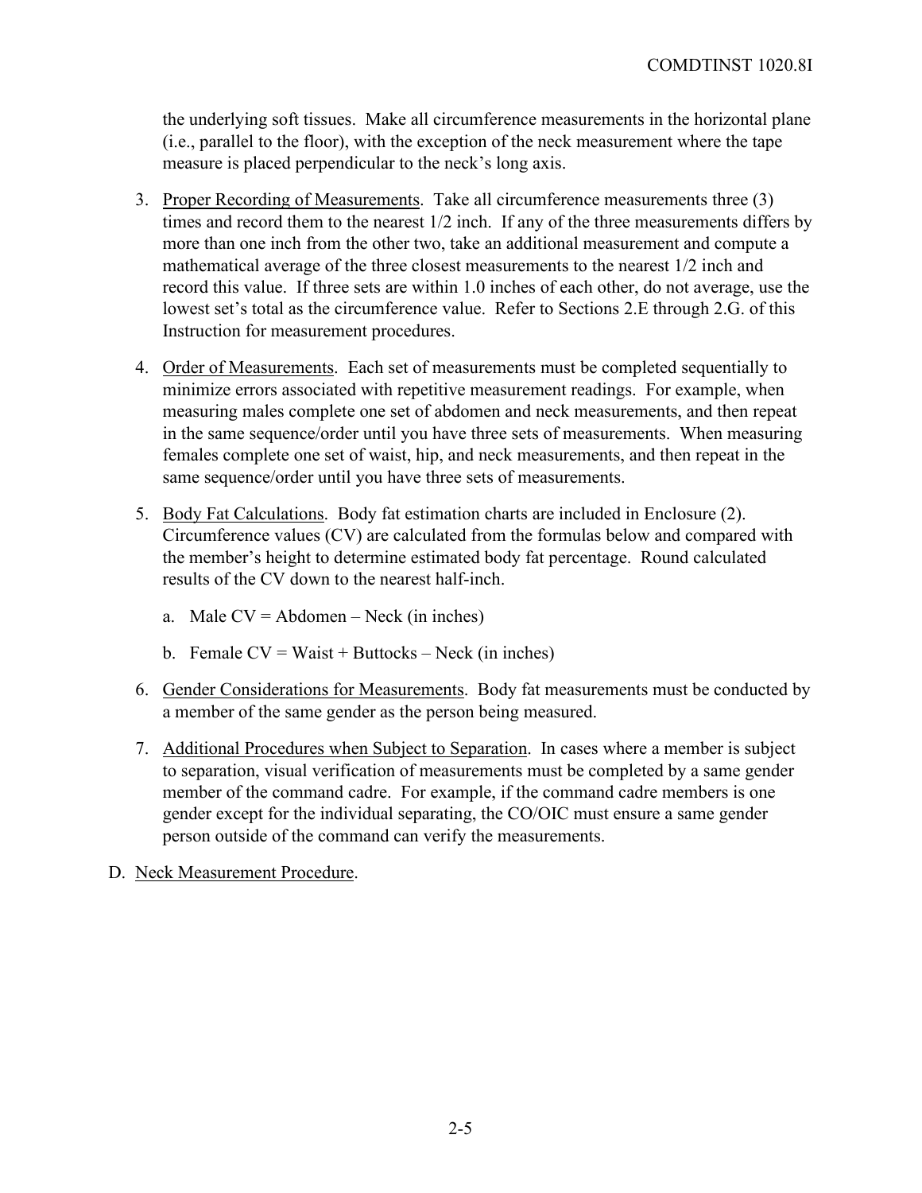the underlying soft tissues. Make all circumference measurements in the horizontal plane (i.e., parallel to the floor), with the exception of the neck measurement where the tape measure is placed perpendicular to the neck's long axis.

3. Proper Recording of Measurements. Take all circumference measurements three (3) times and record them to the nearest 1/2 inch. If any of the three measurements differs by more than one inch from the other two, take an additional measurement and compute a mathematical average of the three closest measurements to the nearest 1/2 inch and record this value. If three sets are within 1.0 inches of each other, do not average, use the lowest set's total as the circumference value. Refer to Sections 2.E through 2.G. of this Instruction for measurement procedures.

4. Order of Measurements. Each set of measurements must be completed sequentially to minimize errors associated with repetitive measurement readings. For example, when measuring males complete one set of abdomen and neck measurements, and then repeat in the same sequence/order until you have three sets of measurements. When measuring females complete one set of waist, hip, and neck measurements, and then repeat in the same sequence/order until you have three sets of measurements.

5. Body Fat Calculations. Body fat estimation charts are included in Enclosure (2). Circumference values (CV) are calculated from the formulas below and compared with the member's height to determine estimated body fat percentage. Round calculated results of the CV down to the nearest half-inch.

   a. Male CV = Abdomen – Neck (in inches)

   b. Female CV = Waist + Buttocks – Neck (in inches)

6. Gender Considerations for Measurements. Body fat measurements must be conducted by a member of the same gender as the person being measured.

7. Additional Procedures when Subject to Separation. In cases where a member is subject to separation, visual verification of measurements must be completed by a same gender member of the command cadre. For example, if the command cadre members is one gender except for the individual separating, the CO/OIC must ensure a same gender person outside of the command can verify the measurements.

D. Neck Measurement Procedure.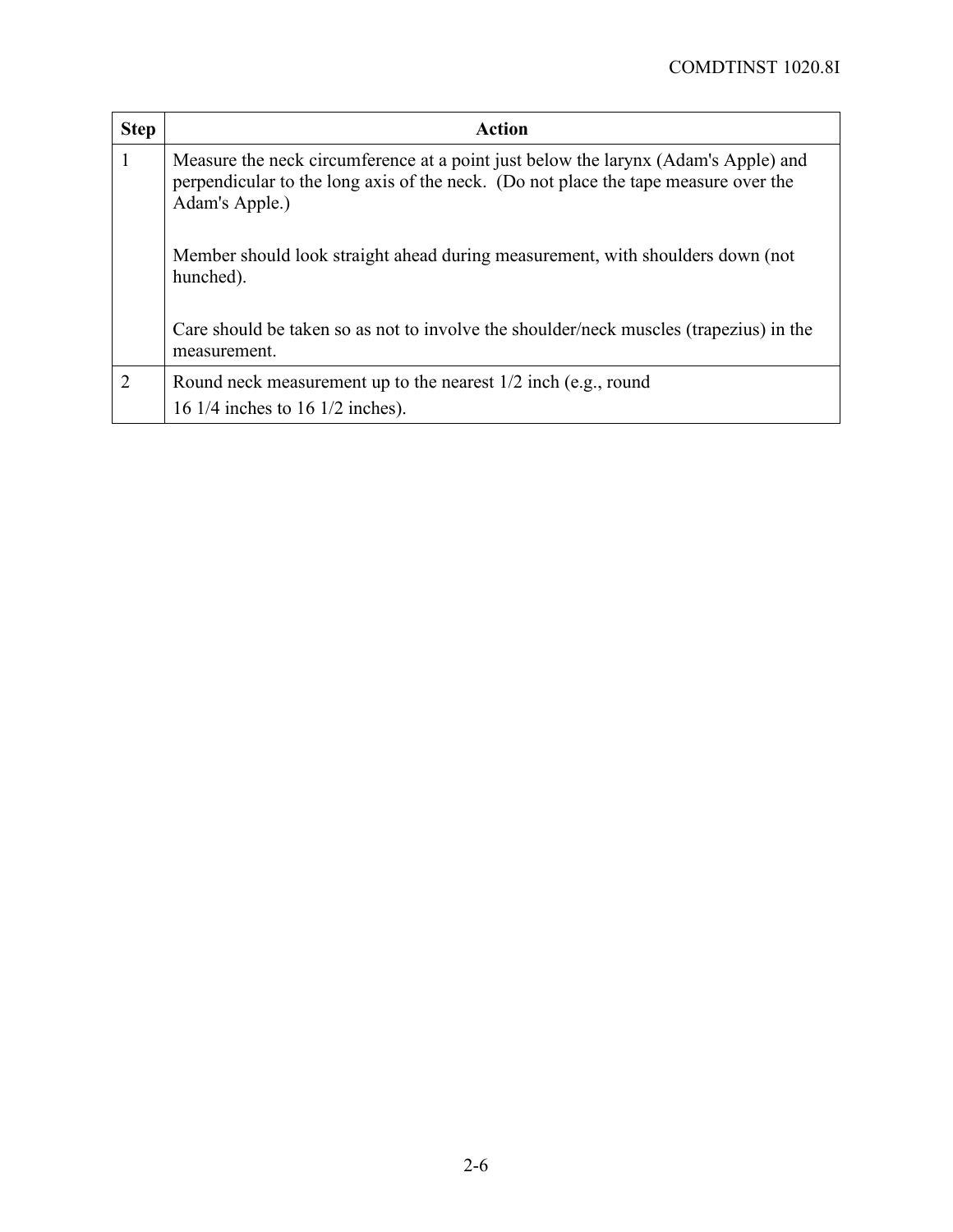| Step | Action |
| --- | --- |
| 1 | Measure the neck circumference at a point just below the larynx (Adam's Apple) and perpendicular to the long axis of the neck. (Do not place the tape measure over the Adam's Apple.)<br><br>Member should look straight ahead during measurement, with shoulders down (not hunched).<br><br>Care should be taken so as not to involve the shoulder/neck muscles (trapezius) in the measurement. |
| 2 | Round neck measurement up to the nearest 1/2 inch (e.g., round 16 1/4 inches to 16 1/2 inches). |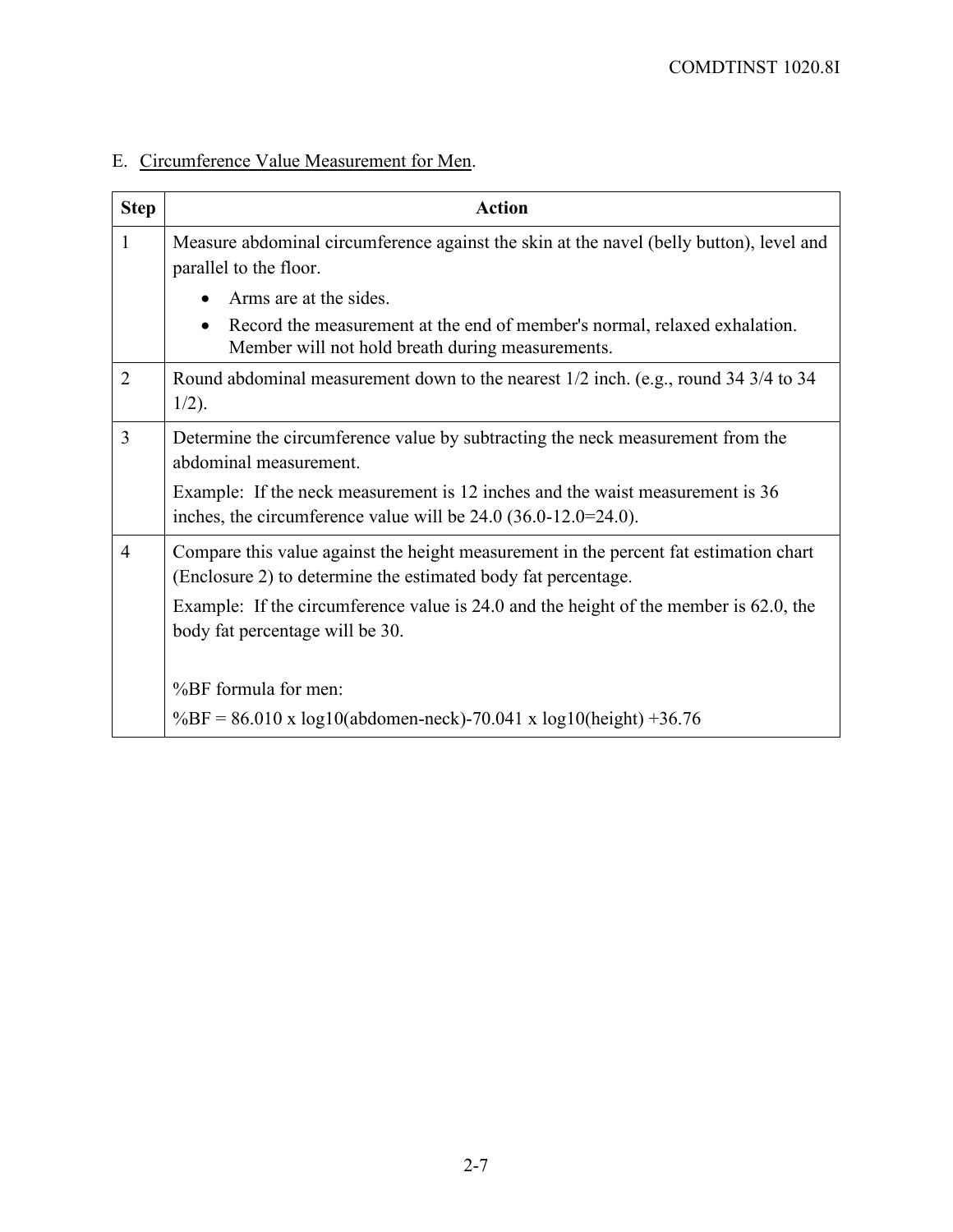## E. Circumference Value Measurement for Men.

| Step | Action |
| --- | --- |
| 1 | Measure abdominal circumference against the skin at the navel (belly button), level and parallel to the floor.<br>• Arms are at the sides.<br>• Record the measurement at the end of member's normal, relaxed exhalation. Member will not hold breath during measurements. |
| 2 | Round abdominal measurement down to the nearest 1/2 inch. (e.g., round 34 3/4 to 34 1/2). |
| 3 | Determine the circumference value by subtracting the neck measurement from the abdominal measurement.<br>Example: If the neck measurement is 12 inches and the waist measurement is 36 inches, the circumference value will be 24.0 (36.0-12.0=24.0). |
| 4 | Compare this value against the height measurement in the percent fat estimation chart (Enclosure 2) to determine the estimated body fat percentage.<br>Example: If the circumference value is 24.0 and the height of the member is 62.0, the body fat percentage will be 30.<br><br>%BF formula for men:<br>$\%BF = 86.010 \times \log_{10}(\text{abdomen}-\text{neck}) - 70.041 \times \log_{10}(\text{height}) + 36.76$ |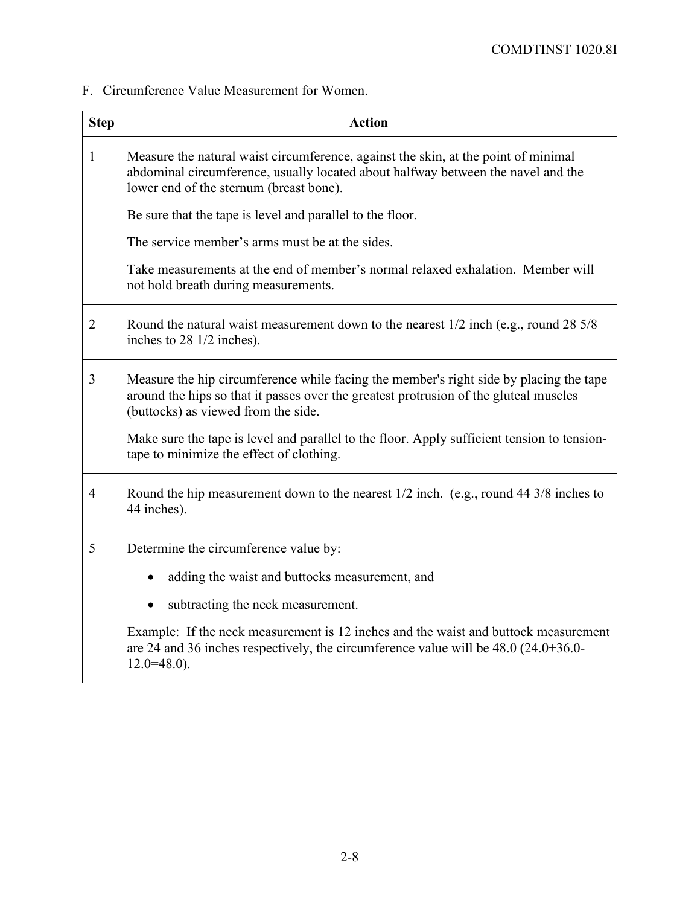F. <u>Circumference Value Measurement for Women</u>.

| Step | Action |
|---|---|
| 1 | Measure the natural waist circumference, against the skin, at the point of minimal abdominal circumference, usually located about halfway between the navel and the lower end of the sternum (breast bone).<br><br>Be sure that the tape is level and parallel to the floor.<br><br>The service member's arms must be at the sides.<br><br>Take measurements at the end of member's normal relaxed exhalation. Member will not hold breath during measurements. |
| 2 | Round the natural waist measurement down to the nearest 1/2 inch (e.g., round 28 5/8 inches to 28 1/2 inches). |
| 3 | Measure the hip circumference while facing the member's right side by placing the tape around the hips so that it passes over the greatest protrusion of the gluteal muscles (buttocks) as viewed from the side.<br><br>Make sure the tape is level and parallel to the floor. Apply sufficient tension to tension-tape to minimize the effect of clothing. |
| 4 | Round the hip measurement down to the nearest 1/2 inch. (e.g., round 44 3/8 inches to 44 inches). |
| 5 | Determine the circumference value by:<br><br>• adding the waist and buttocks measurement, and<br><br>• subtracting the neck measurement.<br><br>Example: If the neck measurement is 12 inches and the waist and buttock measurement are 24 and 36 inches respectively, the circumference value will be 48.0 (24.0+36.0-12.0=48.0). |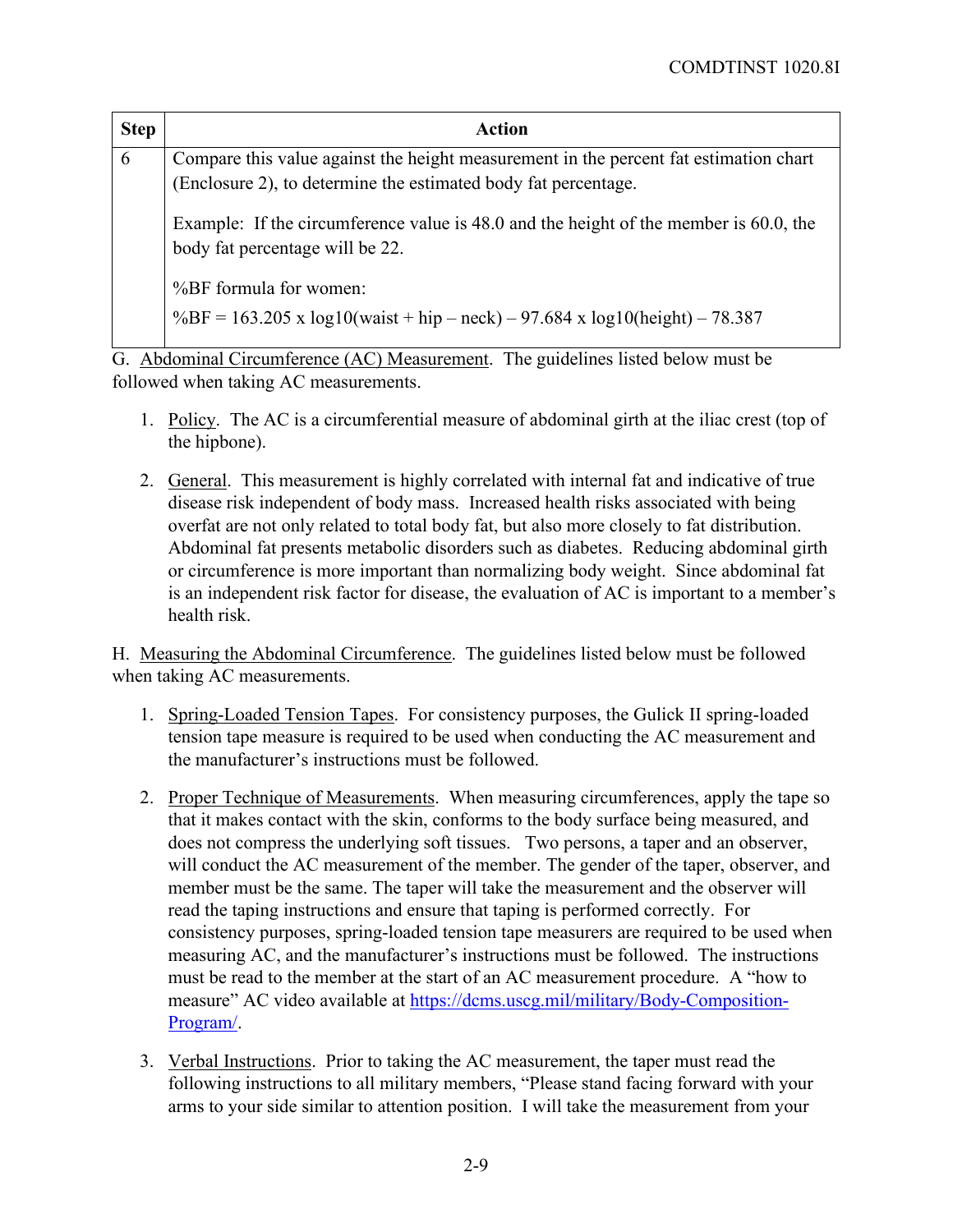| Step | Action |
| --- | --- |
| 6 | Compare this value against the height measurement in the percent fat estimation chart (Enclosure 2), to determine the estimated body fat percentage.<br><br>Example: If the circumference value is 48.0 and the height of the member is 60.0, the body fat percentage will be 22.<br><br>%BF formula for women:<br><br>%BF = 163.205 x log10(waist + hip – neck) – 97.684 x log10(height) – 78.387 |

G. Abdominal Circumference (AC) Measurement. The guidelines listed below must be followed when taking AC measurements.

1. Policy. The AC is a circumferential measure of abdominal girth at the iliac crest (top of the hipbone).

2. General. This measurement is highly correlated with internal fat and indicative of true disease risk independent of body mass. Increased health risks associated with being overfat are not only related to total body fat, but also more closely to fat distribution. Abdominal fat presents metabolic disorders such as diabetes. Reducing abdominal girth or circumference is more important than normalizing body weight. Since abdominal fat is an independent risk factor for disease, the evaluation of AC is important to a member's health risk.

H. Measuring the Abdominal Circumference. The guidelines listed below must be followed when taking AC measurements.

1. Spring-Loaded Tension Tapes. For consistency purposes, the Gulick II spring-loaded tension tape measure is required to be used when conducting the AC measurement and the manufacturer's instructions must be followed.

2. Proper Technique of Measurements. When measuring circumferences, apply the tape so that it makes contact with the skin, conforms to the body surface being measured, and does not compress the underlying soft tissues. Two persons, a taper and an observer, will conduct the AC measurement of the member. The gender of the taper, observer, and member must be the same. The taper will take the measurement and the observer will read the taping instructions and ensure that taping is performed correctly. For consistency purposes, spring-loaded tension tape measurers are required to be used when measuring AC, and the manufacturer's instructions must be followed. The instructions must be read to the member at the start of an AC measurement procedure. A "how to measure" AC video available at https://dcms.uscg.mil/military/Body-Composition-Program/.

3. Verbal Instructions. Prior to taking the AC measurement, the taper must read the following instructions to all military members, "Please stand facing forward with your arms to your side similar to attention position. I will take the measurement from your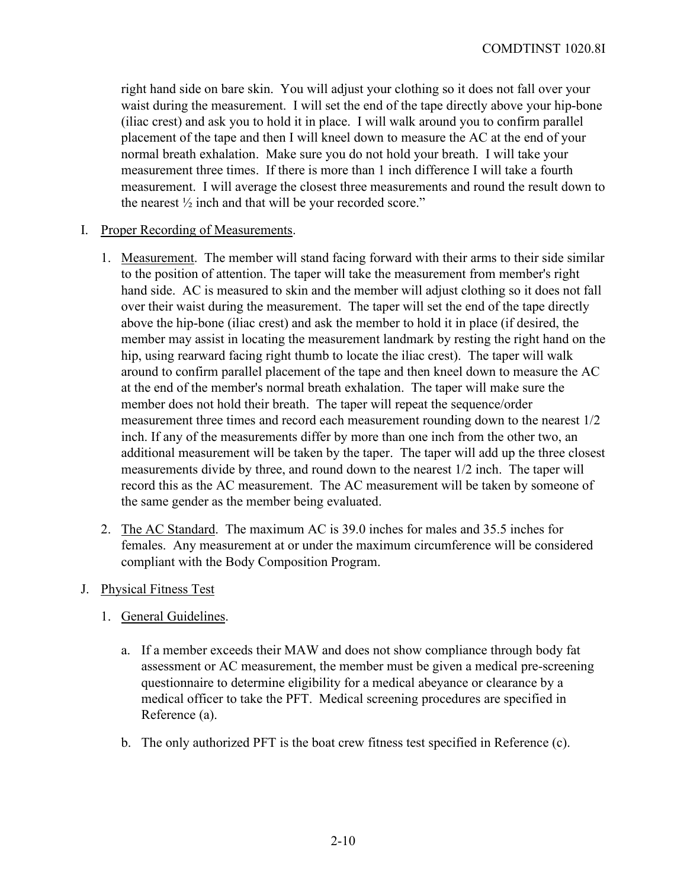right hand side on bare skin. You will adjust your clothing so it does not fall over your waist during the measurement. I will set the end of the tape directly above your hip-bone (iliac crest) and ask you to hold it in place. I will walk around you to confirm parallel placement of the tape and then I will kneel down to measure the AC at the end of your normal breath exhalation. Make sure you do not hold your breath. I will take your measurement three times. If there is more than 1 inch difference I will take a fourth measurement. I will average the closest three measurements and round the result down to the nearest ½ inch and that will be your recorded score."

I. Proper Recording of Measurements.

1. Measurement. The member will stand facing forward with their arms to their side similar to the position of attention. The taper will take the measurement from member's right hand side. AC is measured to skin and the member will adjust clothing so it does not fall over their waist during the measurement. The taper will set the end of the tape directly above the hip-bone (iliac crest) and ask the member to hold it in place (if desired, the member may assist in locating the measurement landmark by resting the right hand on the hip, using rearward facing right thumb to locate the iliac crest). The taper will walk around to confirm parallel placement of the tape and then kneel down to measure the AC at the end of the member's normal breath exhalation. The taper will make sure the member does not hold their breath. The taper will repeat the sequence/order measurement three times and record each measurement rounding down to the nearest 1/2 inch. If any of the measurements differ by more than one inch from the other two, an additional measurement will be taken by the taper. The taper will add up the three closest measurements divide by three, and round down to the nearest 1/2 inch. The taper will record this as the AC measurement. The AC measurement will be taken by someone of the same gender as the member being evaluated.

2. The AC Standard. The maximum AC is 39.0 inches for males and 35.5 inches for females. Any measurement at or under the maximum circumference will be considered compliant with the Body Composition Program.

J. Physical Fitness Test

1. General Guidelines.

   a. If a member exceeds their MAW and does not show compliance through body fat assessment or AC measurement, the member must be given a medical pre-screening questionnaire to determine eligibility for a medical abeyance or clearance by a medical officer to take the PFT. Medical screening procedures are specified in Reference (a).

   b. The only authorized PFT is the boat crew fitness test specified in Reference (c).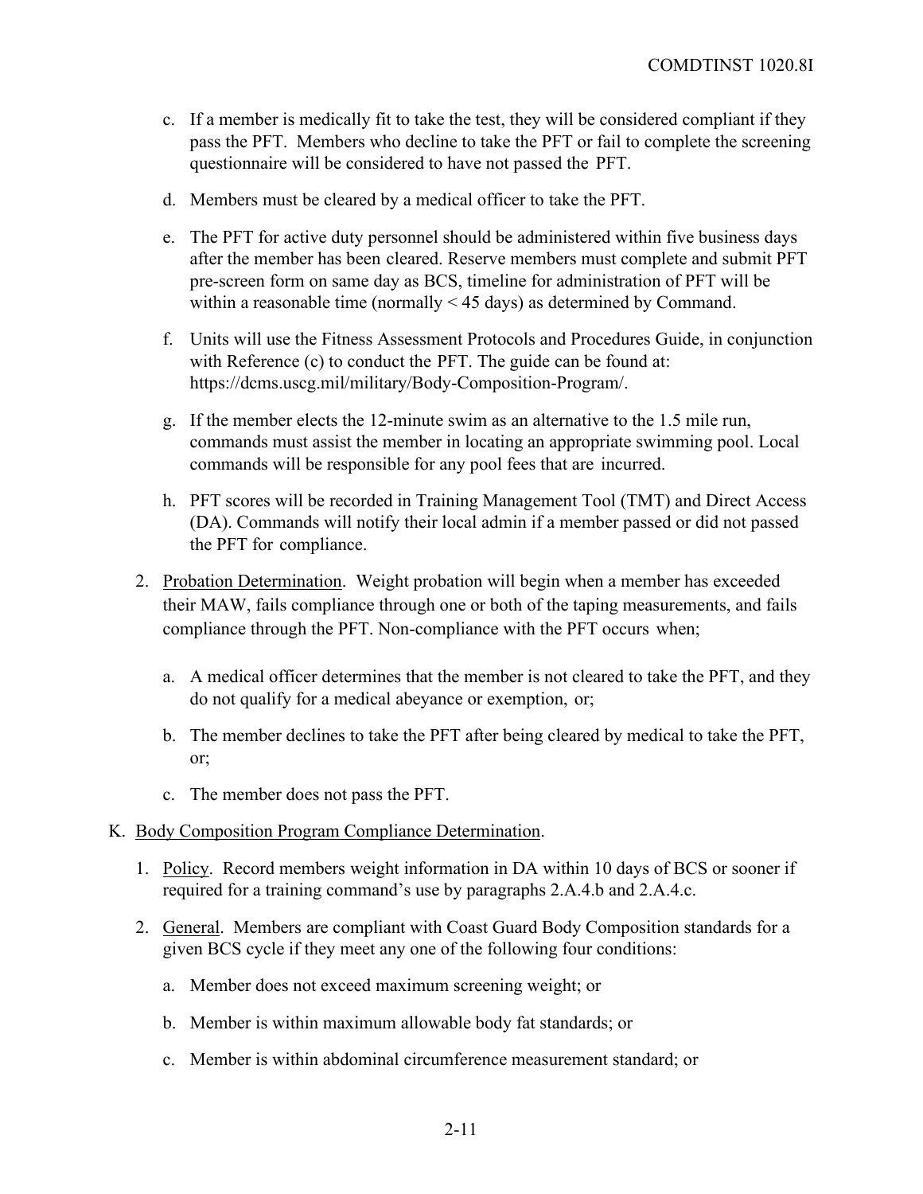c. If a member is medically fit to take the test, they will be considered compliant if they pass the PFT. Members who decline to take the PFT or fail to complete the screening questionnaire will be considered to have not passed the PFT.

d. Members must be cleared by a medical officer to take the PFT.

e. The PFT for active duty personnel should be administered within five business days after the member has been cleared. Reserve members must complete and submit PFT pre-screen form on same day as BCS, timeline for administration of PFT will be within a reasonable time (normally < 45 days) as determined by Command.

f. Units will use the Fitness Assessment Protocols and Procedures Guide, in conjunction with Reference (c) to conduct the PFT. The guide can be found at: https://dcms.uscg.mil/military/Body-Composition-Program/.

g. If the member elects the 12-minute swim as an alternative to the 1.5 mile run, commands must assist the member in locating an appropriate swimming pool. Local commands will be responsible for any pool fees that are incurred.

h. PFT scores will be recorded in Training Management Tool (TMT) and Direct Access (DA). Commands will notify their local admin if a member passed or did not passed the PFT for compliance.

2. Probation Determination. Weight probation will begin when a member has exceeded their MAW, fails compliance through one or both of the taping measurements, and fails compliance through the PFT. Non-compliance with the PFT occurs when;

   a. A medical officer determines that the member is not cleared to take the PFT, and they do not qualify for a medical abeyance or exemption, or;

   b. The member declines to take the PFT after being cleared by medical to take the PFT, or;

   c. The member does not pass the PFT.

K. Body Composition Program Compliance Determination.

1. Policy. Record members weight information in DA within 10 days of BCS or sooner if required for a training command's use by paragraphs 2.A.4.b and 2.A.4.c.

2. General. Members are compliant with Coast Guard Body Composition standards for a given BCS cycle if they meet any one of the following four conditions:

   a. Member does not exceed maximum screening weight; or

   b. Member is within maximum allowable body fat standards; or

   c. Member is within abdominal circumference measurement standard; or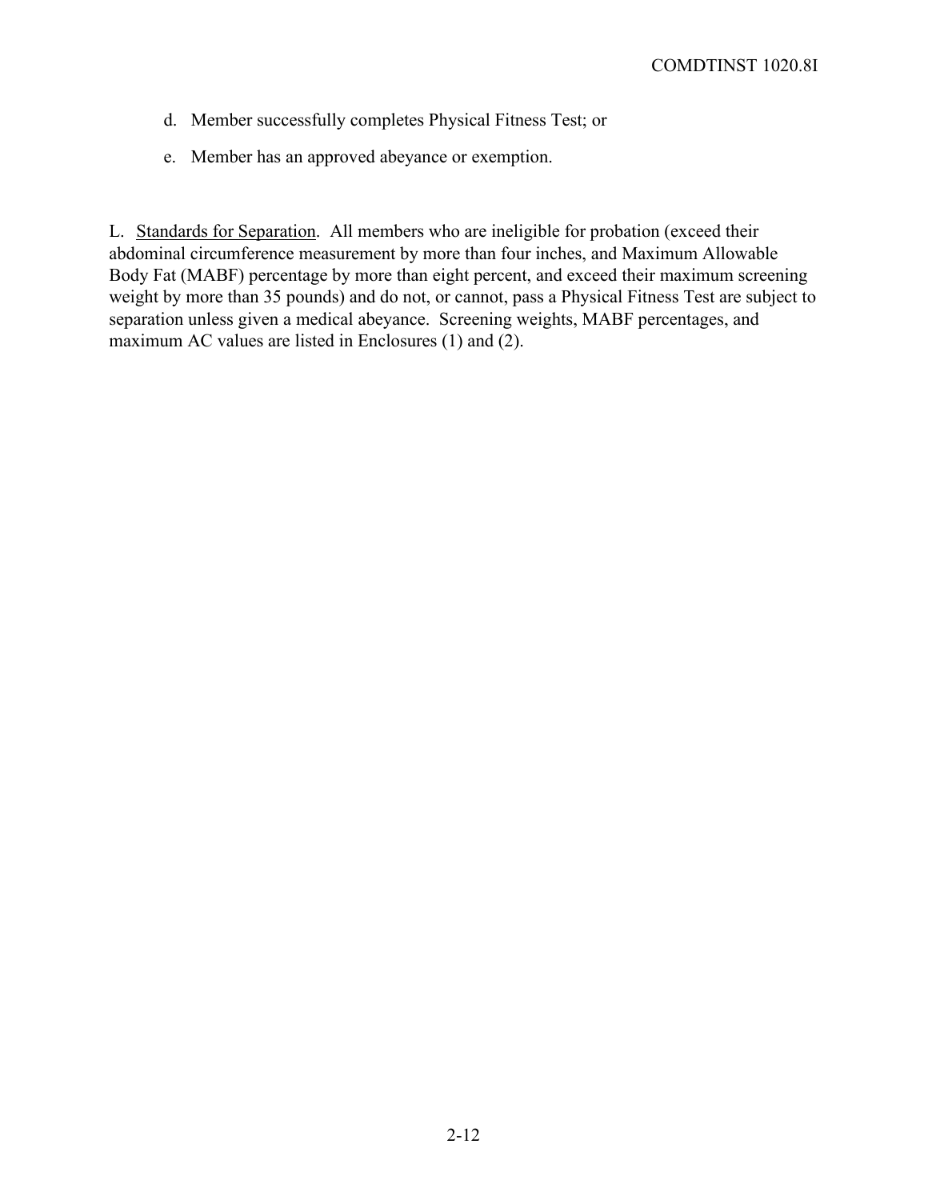d. Member successfully completes Physical Fitness Test; or

e. Member has an approved abeyance or exemption.

L. Standards for Separation. All members who are ineligible for probation (exceed their abdominal circumference measurement by more than four inches, and Maximum Allowable Body Fat (MABF) percentage by more than eight percent, and exceed their maximum screening weight by more than 35 pounds) and do not, or cannot, pass a Physical Fitness Test are subject to separation unless given a medical abeyance. Screening weights, MABF percentages, and maximum AC values are listed in Enclosures (1) and (2).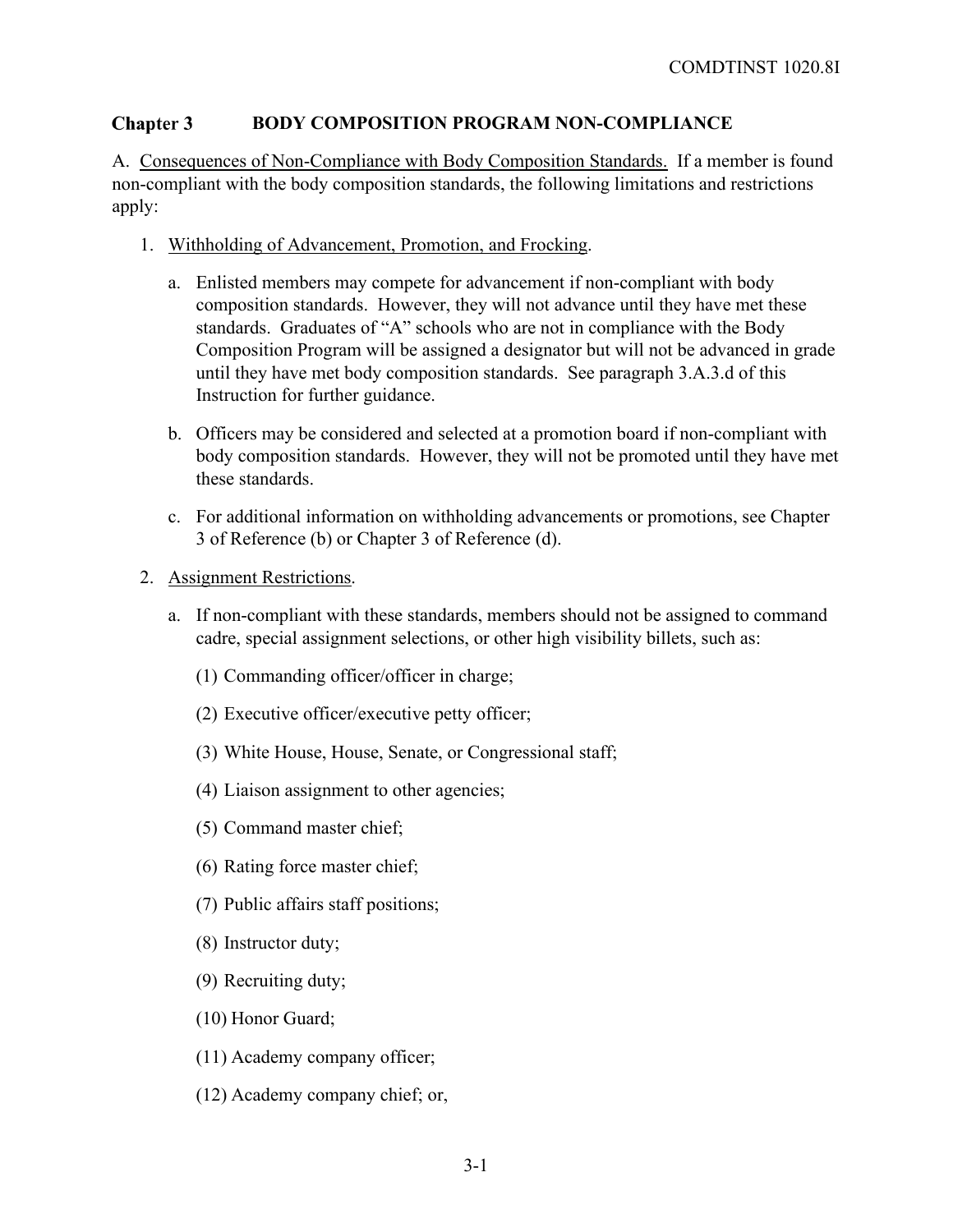## Chapter 3 BODY COMPOSITION PROGRAM NON-COMPLIANCE

A. Consequences of Non-Compliance with Body Composition Standards. If a member is found non-compliant with the body composition standards, the following limitations and restrictions apply:

1. Withholding of Advancement, Promotion, and Frocking.

    a. Enlisted members may compete for advancement if non-compliant with body composition standards. However, they will not advance until they have met these standards. Graduates of "A" schools who are not in compliance with the Body Composition Program will be assigned a designator but will not be advanced in grade until they have met body composition standards. See paragraph 3.A.3.d of this Instruction for further guidance.

    b. Officers may be considered and selected at a promotion board if non-compliant with body composition standards. However, they will not be promoted until they have met these standards.

    c. For additional information on withholding advancements or promotions, see Chapter 3 of Reference (b) or Chapter 3 of Reference (d).

2. Assignment Restrictions.

    a. If non-compliant with these standards, members should not be assigned to command cadre, special assignment selections, or other high visibility billets, such as:

        (1) Commanding officer/officer in charge;

        (2) Executive officer/executive petty officer;

        (3) White House, House, Senate, or Congressional staff;

        (4) Liaison assignment to other agencies;

        (5) Command master chief;

        (6) Rating force master chief;

        (7) Public affairs staff positions;

        (8) Instructor duty;

        (9) Recruiting duty;

        (10) Honor Guard;

        (11) Academy company officer;

        (12) Academy company chief; or,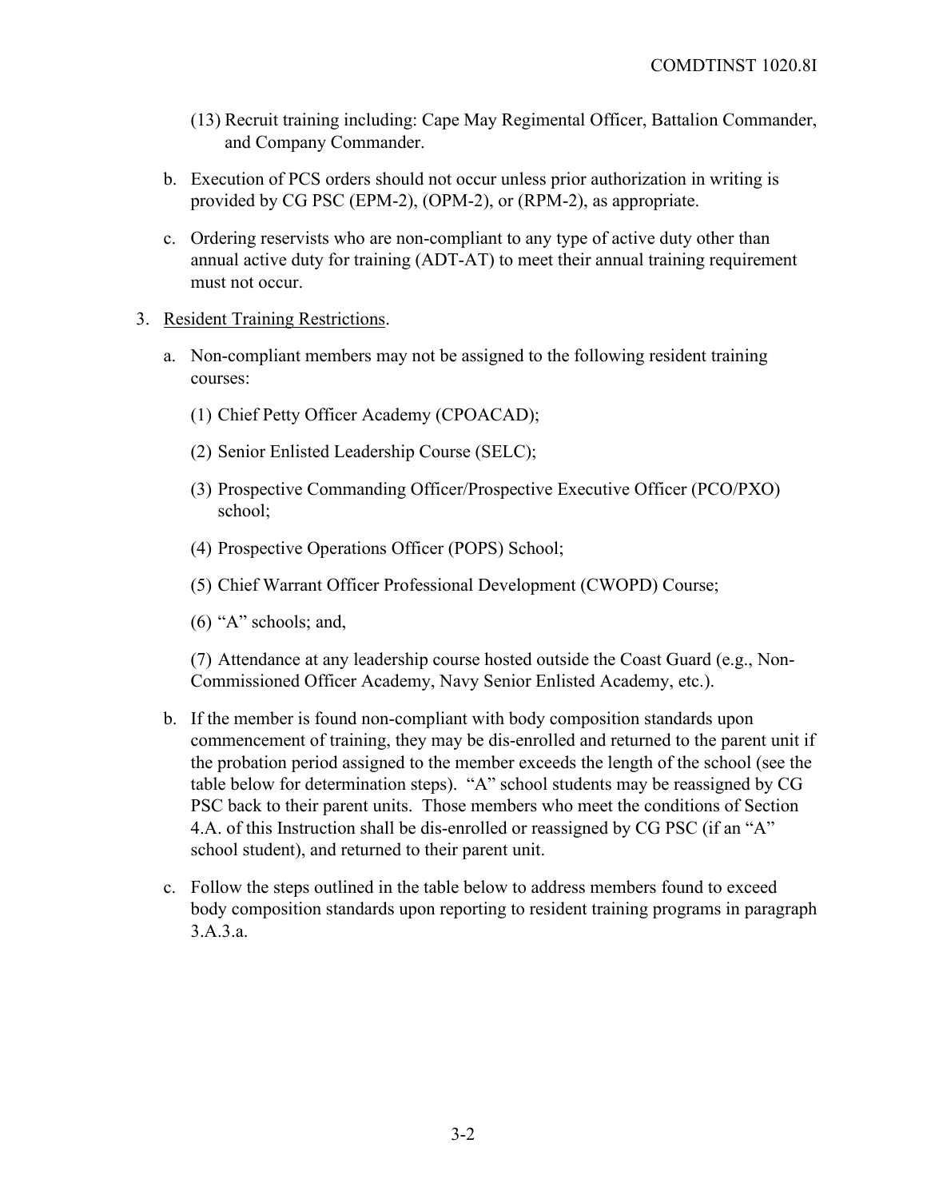(13) Recruit training including: Cape May Regimental Officer, Battalion Commander, and Company Commander.

b. Execution of PCS orders should not occur unless prior authorization in writing is provided by CG PSC (EPM-2), (OPM-2), or (RPM-2), as appropriate.

c. Ordering reservists who are non-compliant to any type of active duty other than annual active duty for training (ADT-AT) to meet their annual training requirement must not occur.

3. Resident Training Restrictions.

a. Non-compliant members may not be assigned to the following resident training courses:

(1) Chief Petty Officer Academy (CPOACAD);

(2) Senior Enlisted Leadership Course (SELC);

(3) Prospective Commanding Officer/Prospective Executive Officer (PCO/PXO) school;

(4) Prospective Operations Officer (POPS) School;

(5) Chief Warrant Officer Professional Development (CWOPD) Course;

(6) "A" schools; and,

(7) Attendance at any leadership course hosted outside the Coast Guard (e.g., Non-Commissioned Officer Academy, Navy Senior Enlisted Academy, etc.).

b. If the member is found non-compliant with body composition standards upon commencement of training, they may be dis-enrolled and returned to the parent unit if the probation period assigned to the member exceeds the length of the school (see the table below for determination steps). "A" school students may be reassigned by CG PSC back to their parent units. Those members who meet the conditions of Section 4.A. of this Instruction shall be dis-enrolled or reassigned by CG PSC (if an "A" school student), and returned to their parent unit.

c. Follow the steps outlined in the table below to address members found to exceed body composition standards upon reporting to resident training programs in paragraph 3.A.3.a.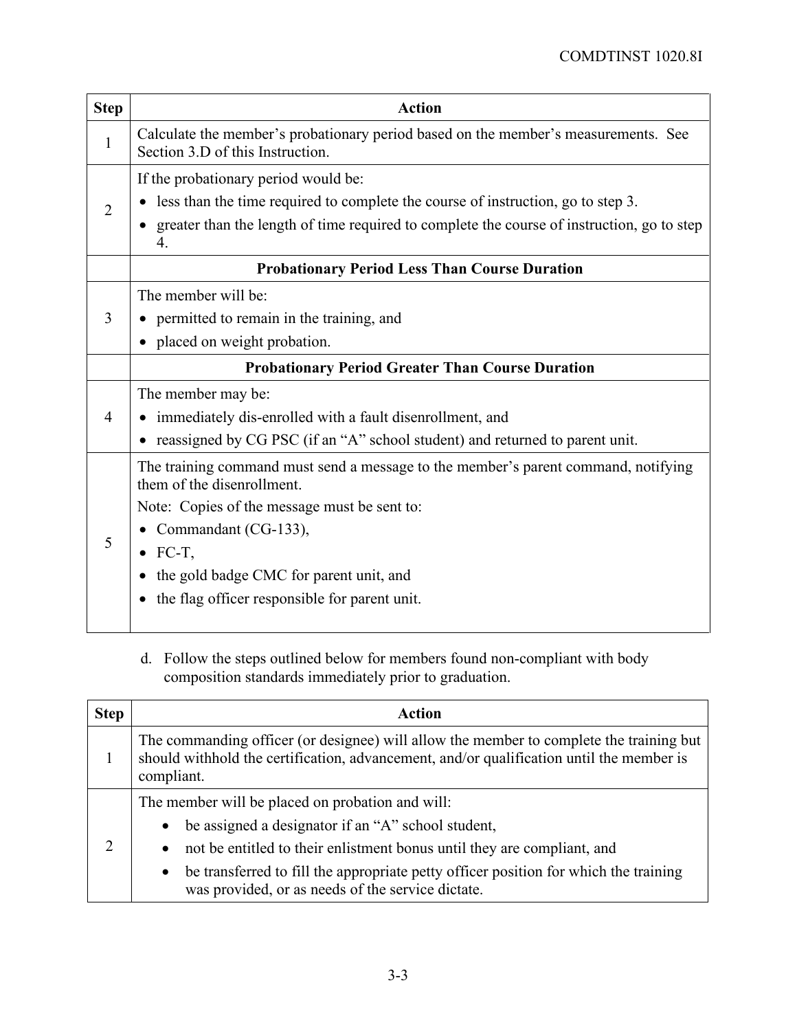| Step | Action |
| --- | --- |
| 1 | Calculate the member's probationary period based on the member's measurements. See Section 3.D of this Instruction. |
| 2 | If the probationary period would be:<br>• less than the time required to complete the course of instruction, go to step 3.<br>• greater than the length of time required to complete the course of instruction, go to step 4. |
| | **Probationary Period Less Than Course Duration** |
| 3 | The member will be:<br>• permitted to remain in the training, and<br>• placed on weight probation. |
| | **Probationary Period Greater Than Course Duration** |
| 4 | The member may be:<br>• immediately dis-enrolled with a fault disenrollment, and<br>• reassigned by CG PSC (if an "A" school student) and returned to parent unit. |
| 5 | The training command must send a message to the member's parent command, notifying them of the disenrollment.<br>Note: Copies of the message must be sent to:<br>• Commandant (CG-133),<br>• FC-T,<br>• the gold badge CMC for parent unit, and<br>• the flag officer responsible for parent unit. |

d. Follow the steps outlined below for members found non-compliant with body composition standards immediately prior to graduation.

| Step | Action |
| --- | --- |
| 1 | The commanding officer (or designee) will allow the member to complete the training but should withhold the certification, advancement, and/or qualification until the member is compliant. |
| 2 | The member will be placed on probation and will:<br>• be assigned a designator if an "A" school student,<br>• not be entitled to their enlistment bonus until they are compliant, and<br>• be transferred to fill the appropriate petty officer position for which the training was provided, or as needs of the service dictate. |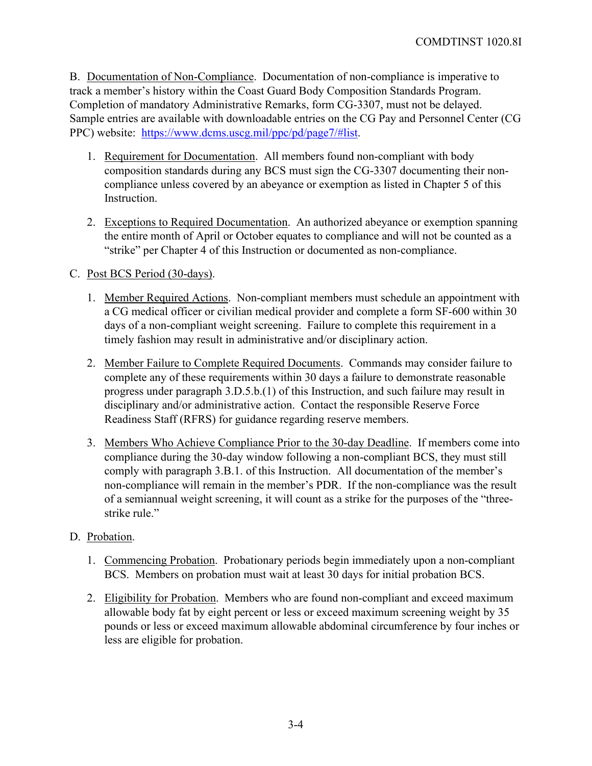B. Documentation of Non-Compliance. Documentation of non-compliance is imperative to track a member's history within the Coast Guard Body Composition Standards Program. Completion of mandatory Administrative Remarks, form CG-3307, must not be delayed. Sample entries are available with downloadable entries on the CG Pay and Personnel Center (CG PPC) website: https://www.dcms.uscg.mil/ppc/pd/page7/#list.

1. Requirement for Documentation. All members found non-compliant with body composition standards during any BCS must sign the CG-3307 documenting their non-compliance unless covered by an abeyance or exemption as listed in Chapter 5 of this Instruction.

2. Exceptions to Required Documentation. An authorized abeyance or exemption spanning the entire month of April or October equates to compliance and will not be counted as a "strike" per Chapter 4 of this Instruction or documented as non-compliance.

C. Post BCS Period (30-days).

1. Member Required Actions. Non-compliant members must schedule an appointment with a CG medical officer or civilian medical provider and complete a form SF-600 within 30 days of a non-compliant weight screening. Failure to complete this requirement in a timely fashion may result in administrative and/or disciplinary action.

2. Member Failure to Complete Required Documents. Commands may consider failure to complete any of these requirements within 30 days a failure to demonstrate reasonable progress under paragraph 3.D.5.b.(1) of this Instruction, and such failure may result in disciplinary and/or administrative action. Contact the responsible Reserve Force Readiness Staff (RFRS) for guidance regarding reserve members.

3. Members Who Achieve Compliance Prior to the 30-day Deadline. If members come into compliance during the 30-day window following a non-compliant BCS, they must still comply with paragraph 3.B.1. of this Instruction. All documentation of the member's non-compliance will remain in the member's PDR. If the non-compliance was the result of a semiannual weight screening, it will count as a strike for the purposes of the "three-strike rule."

D. Probation.

1. Commencing Probation. Probationary periods begin immediately upon a non-compliant BCS. Members on probation must wait at least 30 days for initial probation BCS.

2. Eligibility for Probation. Members who are found non-compliant and exceed maximum allowable body fat by eight percent or less or exceed maximum screening weight by 35 pounds or less or exceed maximum allowable abdominal circumference by four inches or less are eligible for probation.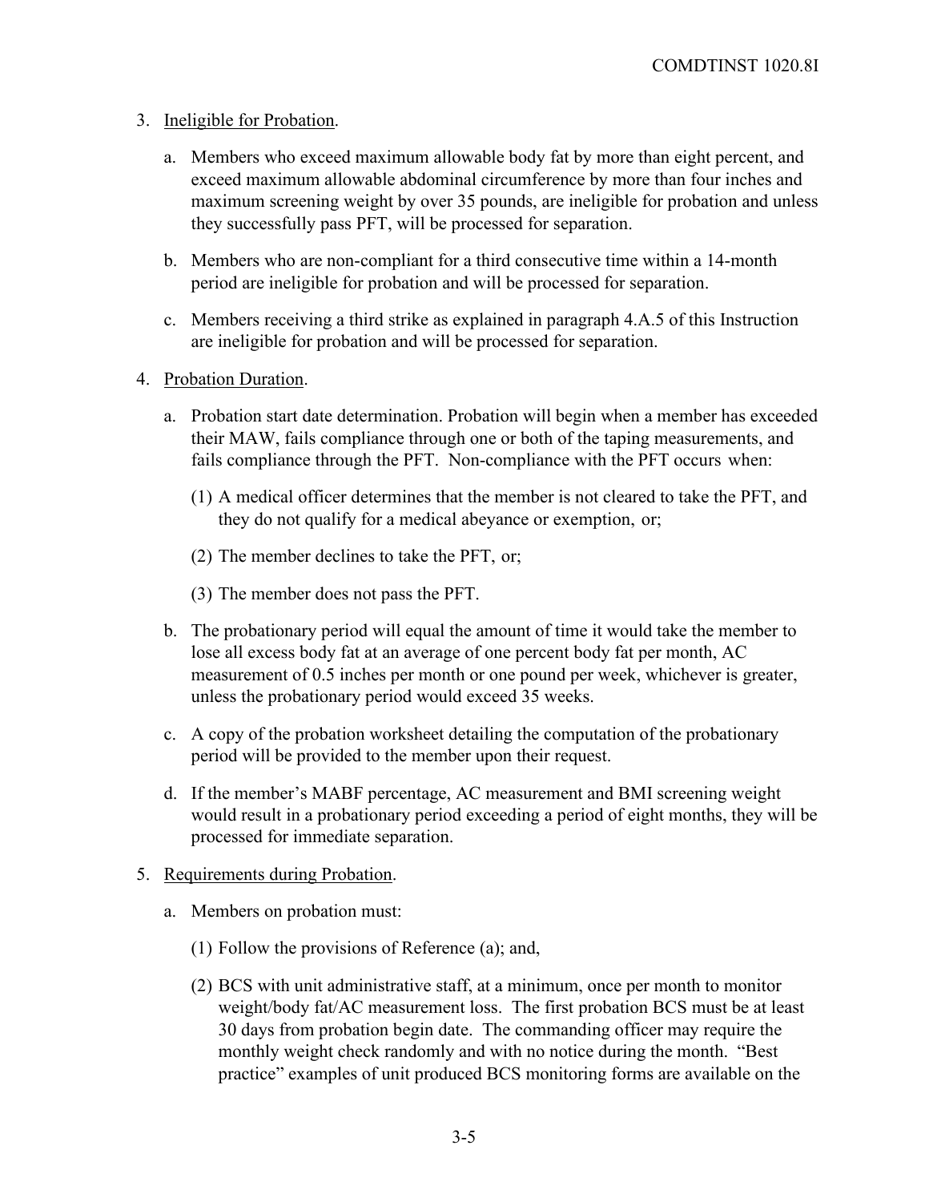3. Ineligible for Probation.

   a. Members who exceed maximum allowable body fat by more than eight percent, and exceed maximum allowable abdominal circumference by more than four inches and maximum screening weight by over 35 pounds, are ineligible for probation and unless they successfully pass PFT, will be processed for separation.

   b. Members who are non-compliant for a third consecutive time within a 14-month period are ineligible for probation and will be processed for separation.

   c. Members receiving a third strike as explained in paragraph 4.A.5 of this Instruction are ineligible for probation and will be processed for separation.

4. Probation Duration.

   a. Probation start date determination. Probation will begin when a member has exceeded their MAW, fails compliance through one or both of the taping measurements, and fails compliance through the PFT. Non-compliance with the PFT occurs when:

      (1) A medical officer determines that the member is not cleared to take the PFT, and they do not qualify for a medical abeyance or exemption, or;

      (2) The member declines to take the PFT, or;

      (3) The member does not pass the PFT.

   b. The probationary period will equal the amount of time it would take the member to lose all excess body fat at an average of one percent body fat per month, AC measurement of 0.5 inches per month or one pound per week, whichever is greater, unless the probationary period would exceed 35 weeks.

   c. A copy of the probation worksheet detailing the computation of the probationary period will be provided to the member upon their request.

   d. If the member's MABF percentage, AC measurement and BMI screening weight would result in a probationary period exceeding a period of eight months, they will be processed for immediate separation.

5. Requirements during Probation.

   a. Members on probation must:

      (1) Follow the provisions of Reference (a); and,

      (2) BCS with unit administrative staff, at a minimum, once per month to monitor weight/body fat/AC measurement loss. The first probation BCS must be at least 30 days from probation begin date. The commanding officer may require the monthly weight check randomly and with no notice during the month. "Best practice" examples of unit produced BCS monitoring forms are available on the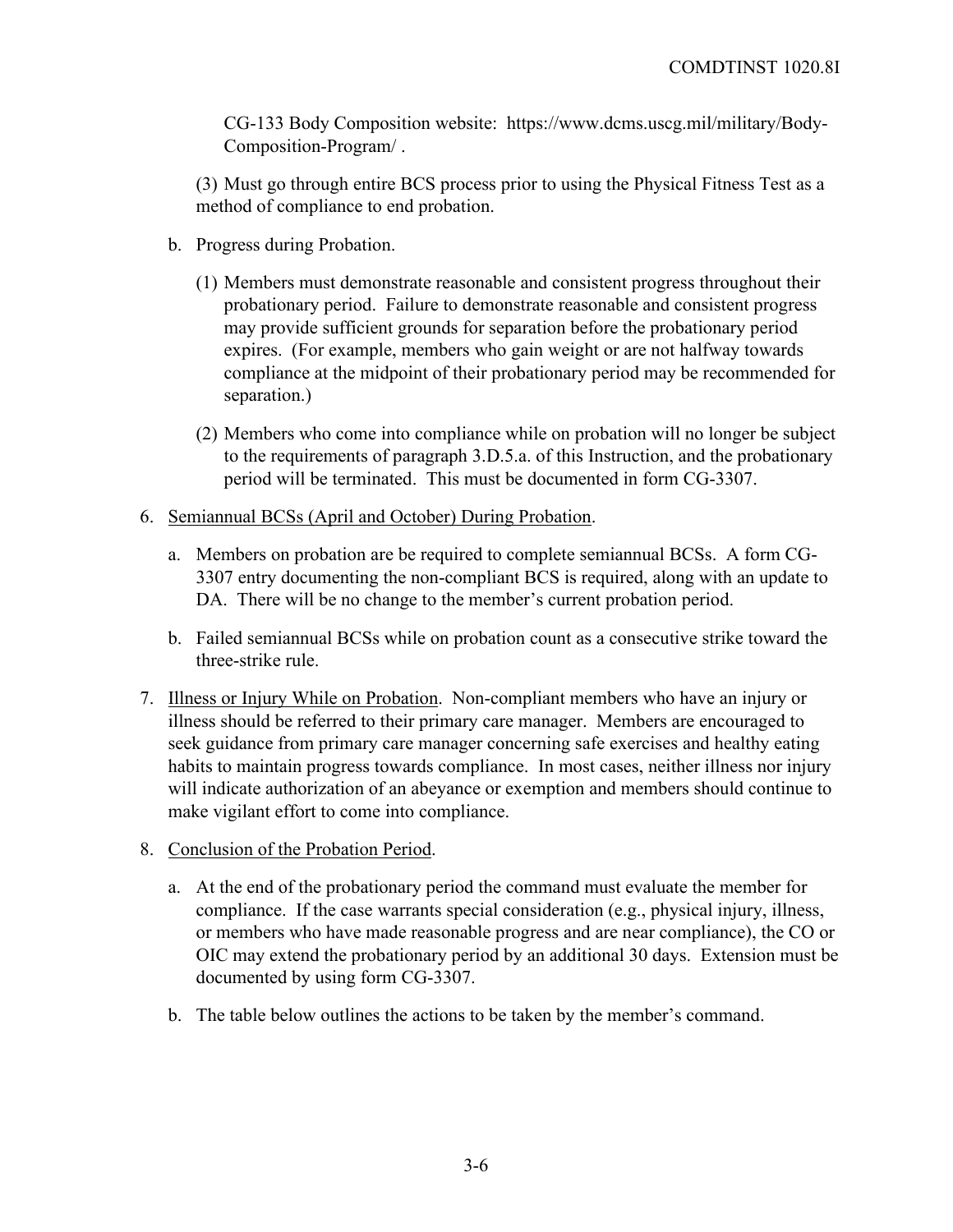CG-133 Body Composition website: https://www.dcms.uscg.mil/military/Body-Composition-Program/ .

(3) Must go through entire BCS process prior to using the Physical Fitness Test as a method of compliance to end probation.

b. Progress during Probation.

(1) Members must demonstrate reasonable and consistent progress throughout their probationary period. Failure to demonstrate reasonable and consistent progress may provide sufficient grounds for separation before the probationary period expires. (For example, members who gain weight or are not halfway towards compliance at the midpoint of their probationary period may be recommended for separation.)

(2) Members who come into compliance while on probation will no longer be subject to the requirements of paragraph 3.D.5.a. of this Instruction, and the probationary period will be terminated. This must be documented in form CG-3307.

6. <u>Semiannual BCSs (April and October) During Probation</u>.

a. Members on probation are be required to complete semiannual BCSs. A form CG-3307 entry documenting the non-compliant BCS is required, along with an update to DA. There will be no change to the member's current probation period.

b. Failed semiannual BCSs while on probation count as a consecutive strike toward the three-strike rule.

7. <u>Illness or Injury While on Probation</u>. Non-compliant members who have an injury or illness should be referred to their primary care manager. Members are encouraged to seek guidance from primary care manager concerning safe exercises and healthy eating habits to maintain progress towards compliance. In most cases, neither illness nor injury will indicate authorization of an abeyance or exemption and members should continue to make vigilant effort to come into compliance.

8. <u>Conclusion of the Probation Period</u>.

a. At the end of the probationary period the command must evaluate the member for compliance. If the case warrants special consideration (e.g., physical injury, illness, or members who have made reasonable progress and are near compliance), the CO or OIC may extend the probationary period by an additional 30 days. Extension must be documented by using form CG-3307.

b. The table below outlines the actions to be taken by the member's command.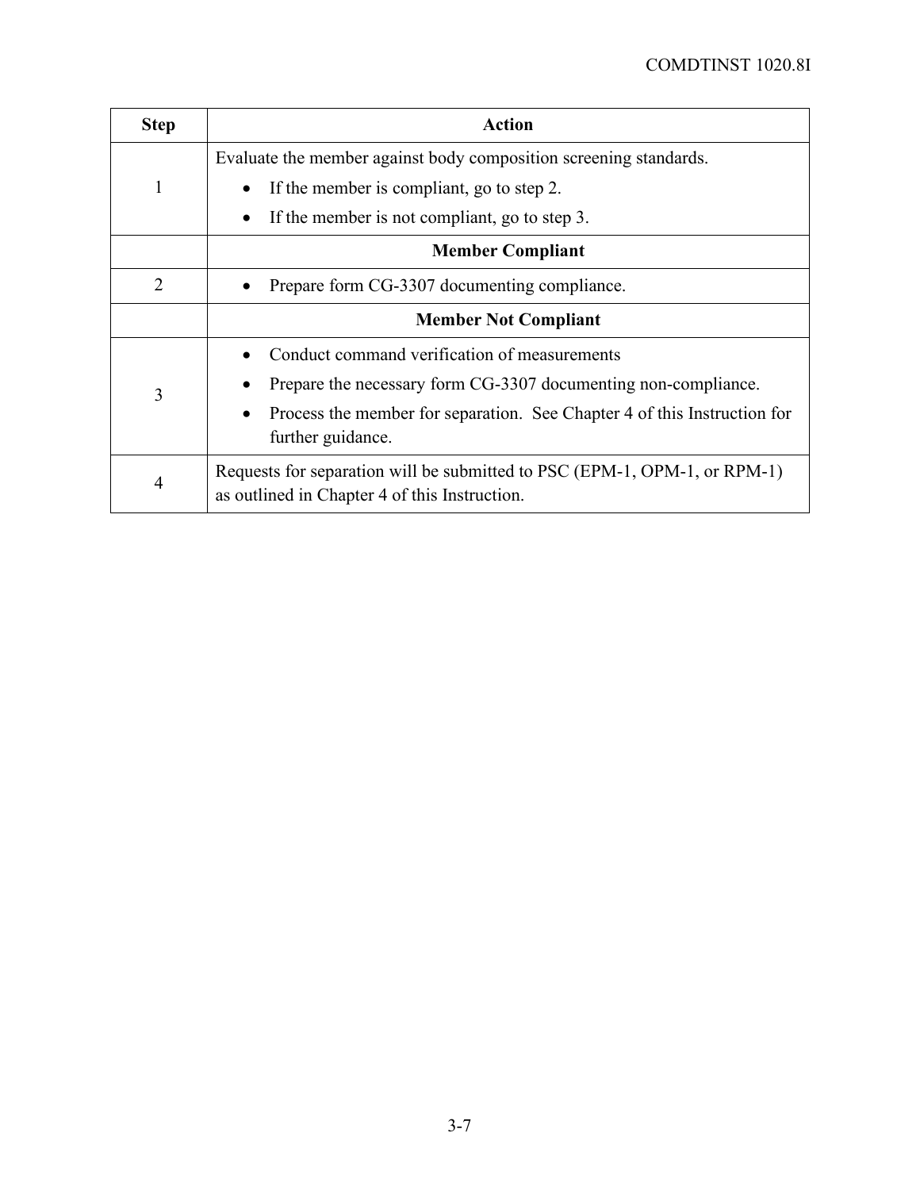| Step | Action |
|---|---|
| 1 | Evaluate the member against body composition screening standards.<br>• If the member is compliant, go to step 2.<br>• If the member is not compliant, go to step 3. |
| | **Member Compliant** |
| 2 | • Prepare form CG-3307 documenting compliance. |
| | **Member Not Compliant** |
| 3 | • Conduct command verification of measurements<br>• Prepare the necessary form CG-3307 documenting non-compliance.<br>• Process the member for separation. See Chapter 4 of this Instruction for further guidance. |
| 4 | Requests for separation will be submitted to PSC (EPM-1, OPM-1, or RPM-1) as outlined in Chapter 4 of this Instruction. |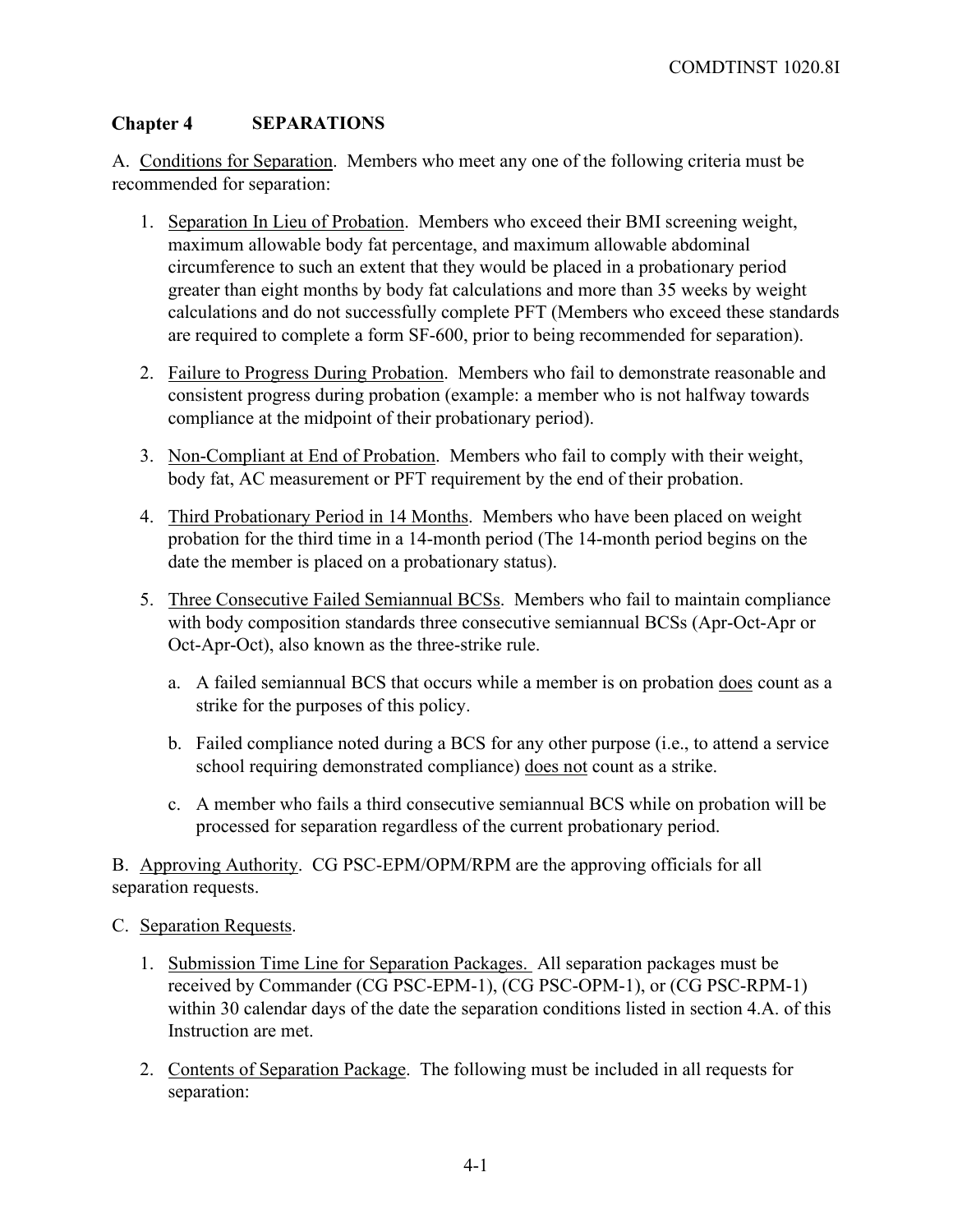## Chapter 4 SEPARATIONS

A. Conditions for Separation. Members who meet any one of the following criteria must be recommended for separation:

1. Separation In Lieu of Probation. Members who exceed their BMI screening weight, maximum allowable body fat percentage, and maximum allowable abdominal circumference to such an extent that they would be placed in a probationary period greater than eight months by body fat calculations and more than 35 weeks by weight calculations and do not successfully complete PFT (Members who exceed these standards are required to complete a form SF-600, prior to being recommended for separation).

2. Failure to Progress During Probation. Members who fail to demonstrate reasonable and consistent progress during probation (example: a member who is not halfway towards compliance at the midpoint of their probationary period).

3. Non-Compliant at End of Probation. Members who fail to comply with their weight, body fat, AC measurement or PFT requirement by the end of their probation.

4. Third Probationary Period in 14 Months. Members who have been placed on weight probation for the third time in a 14-month period (The 14-month period begins on the date the member is placed on a probationary status).

5. Three Consecutive Failed Semiannual BCSs. Members who fail to maintain compliance with body composition standards three consecutive semiannual BCSs (Apr-Oct-Apr or Oct-Apr-Oct), also known as the three-strike rule.

   a. A failed semiannual BCS that occurs while a member is on probation does count as a strike for the purposes of this policy.

   b. Failed compliance noted during a BCS for any other purpose (i.e., to attend a service school requiring demonstrated compliance) does not count as a strike.

   c. A member who fails a third consecutive semiannual BCS while on probation will be processed for separation regardless of the current probationary period.

B. Approving Authority. CG PSC-EPM/OPM/RPM are the approving officials for all separation requests.

C. Separation Requests.

1. Submission Time Line for Separation Packages. All separation packages must be received by Commander (CG PSC-EPM-1), (CG PSC-OPM-1), or (CG PSC-RPM-1) within 30 calendar days of the date the separation conditions listed in section 4.A. of this Instruction are met.

2. Contents of Separation Package. The following must be included in all requests for separation: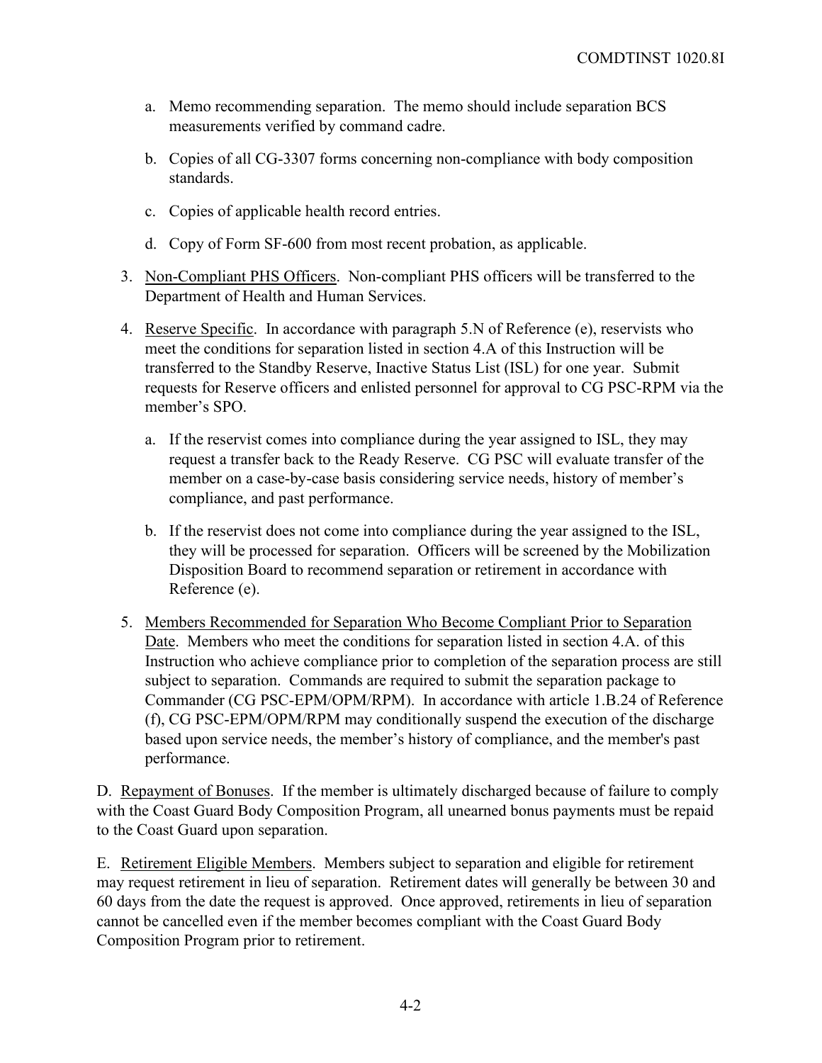a. Memo recommending separation. The memo should include separation BCS measurements verified by command cadre.

b. Copies of all CG-3307 forms concerning non-compliance with body composition standards.

c. Copies of applicable health record entries.

d. Copy of Form SF-600 from most recent probation, as applicable.

3. Non-Compliant PHS Officers. Non-compliant PHS officers will be transferred to the Department of Health and Human Services.

4. Reserve Specific. In accordance with paragraph 5.N of Reference (e), reservists who meet the conditions for separation listed in section 4.A of this Instruction will be transferred to the Standby Reserve, Inactive Status List (ISL) for one year. Submit requests for Reserve officers and enlisted personnel for approval to CG PSC-RPM via the member's SPO.

   a. If the reservist comes into compliance during the year assigned to ISL, they may request a transfer back to the Ready Reserve. CG PSC will evaluate transfer of the member on a case-by-case basis considering service needs, history of member's compliance, and past performance.

   b. If the reservist does not come into compliance during the year assigned to the ISL, they will be processed for separation. Officers will be screened by the Mobilization Disposition Board to recommend separation or retirement in accordance with Reference (e).

5. Members Recommended for Separation Who Become Compliant Prior to Separation Date. Members who meet the conditions for separation listed in section 4.A. of this Instruction who achieve compliance prior to completion of the separation process are still subject to separation. Commands are required to submit the separation package to Commander (CG PSC-EPM/OPM/RPM). In accordance with article 1.B.24 of Reference (f), CG PSC-EPM/OPM/RPM may conditionally suspend the execution of the discharge based upon service needs, the member's history of compliance, and the member's past performance.

D. Repayment of Bonuses. If the member is ultimately discharged because of failure to comply with the Coast Guard Body Composition Program, all unearned bonus payments must be repaid to the Coast Guard upon separation.

E. Retirement Eligible Members. Members subject to separation and eligible for retirement may request retirement in lieu of separation. Retirement dates will generally be between 30 and 60 days from the date the request is approved. Once approved, retirements in lieu of separation cannot be cancelled even if the member becomes compliant with the Coast Guard Body Composition Program prior to retirement.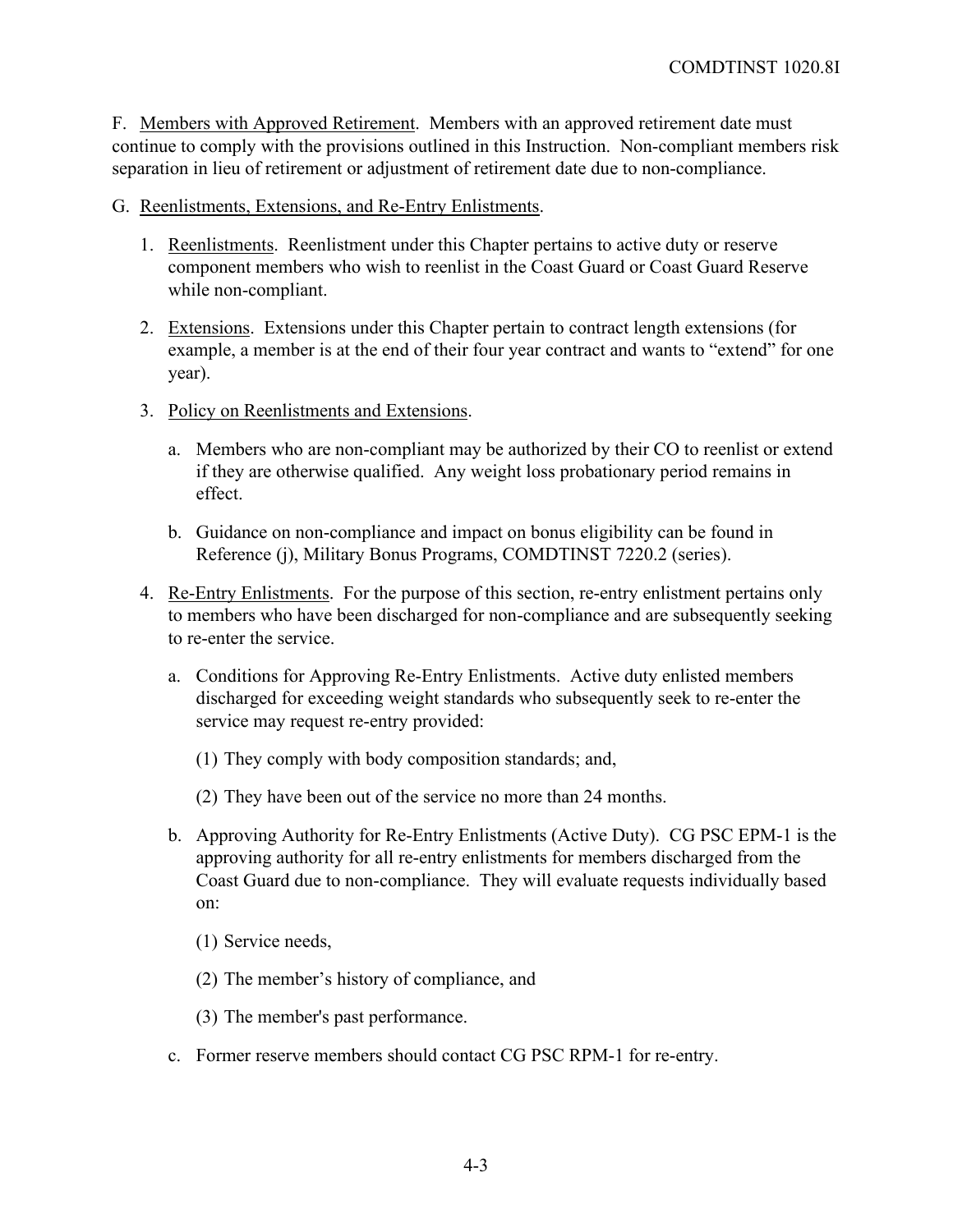F. Members with Approved Retirement. Members with an approved retirement date must continue to comply with the provisions outlined in this Instruction. Non-compliant members risk separation in lieu of retirement or adjustment of retirement date due to non-compliance.

G. Reenlistments, Extensions, and Re-Entry Enlistments.

1. Reenlistments. Reenlistment under this Chapter pertains to active duty or reserve component members who wish to reenlist in the Coast Guard or Coast Guard Reserve while non-compliant.

2. Extensions. Extensions under this Chapter pertain to contract length extensions (for example, a member is at the end of their four year contract and wants to "extend" for one year).

3. Policy on Reenlistments and Extensions.

   a. Members who are non-compliant may be authorized by their CO to reenlist or extend if they are otherwise qualified. Any weight loss probationary period remains in effect.

   b. Guidance on non-compliance and impact on bonus eligibility can be found in Reference (j), Military Bonus Programs, COMDTINST 7220.2 (series).

4. Re-Entry Enlistments. For the purpose of this section, re-entry enlistment pertains only to members who have been discharged for non-compliance and are subsequently seeking to re-enter the service.

   a. Conditions for Approving Re-Entry Enlistments. Active duty enlisted members discharged for exceeding weight standards who subsequently seek to re-enter the service may request re-entry provided:

      (1) They comply with body composition standards; and,

      (2) They have been out of the service no more than 24 months.

   b. Approving Authority for Re-Entry Enlistments (Active Duty). CG PSC EPM-1 is the approving authority for all re-entry enlistments for members discharged from the Coast Guard due to non-compliance. They will evaluate requests individually based on:

      (1) Service needs,

      (2) The member's history of compliance, and

      (3) The member's past performance.

   c. Former reserve members should contact CG PSC RPM-1 for re-entry.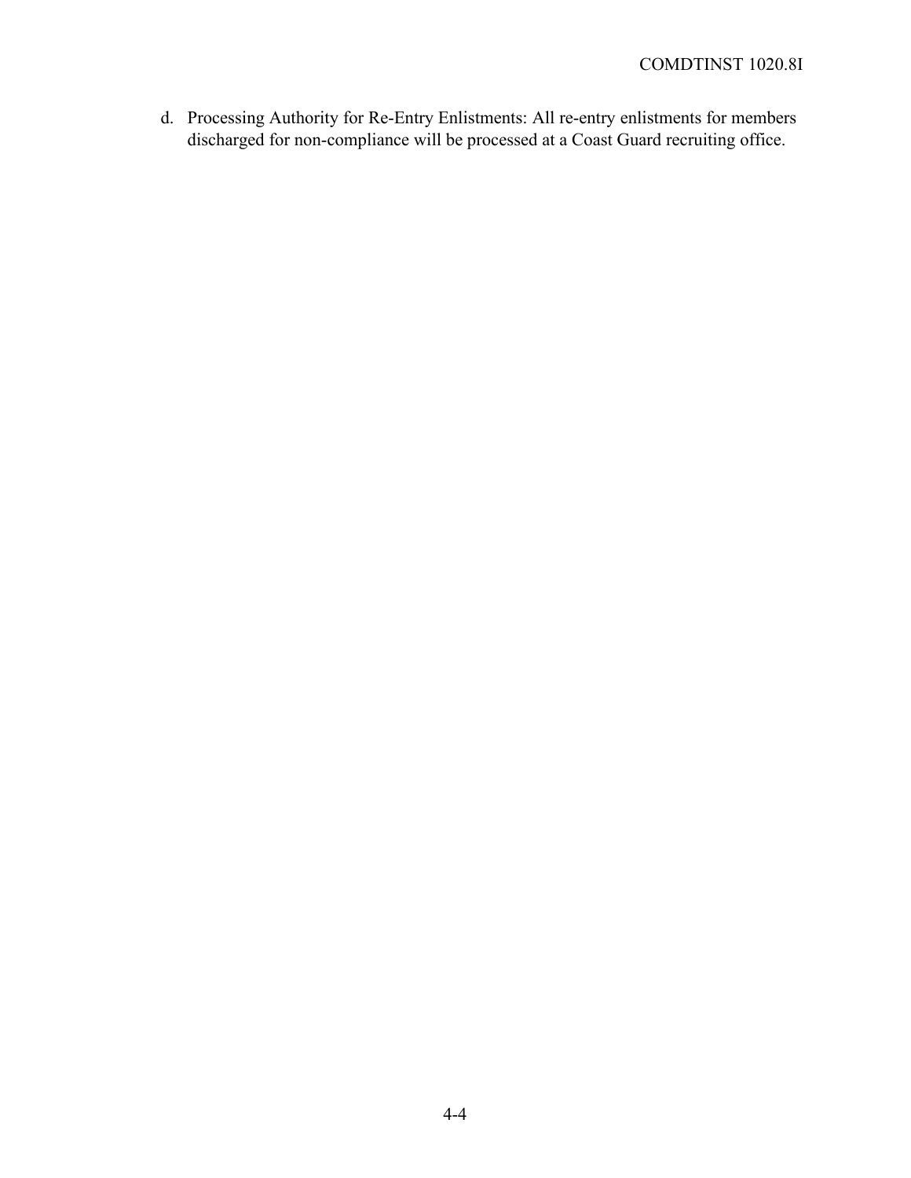d. Processing Authority for Re-Entry Enlistments: All re-entry enlistments for members discharged for non-compliance will be processed at a Coast Guard recruiting office.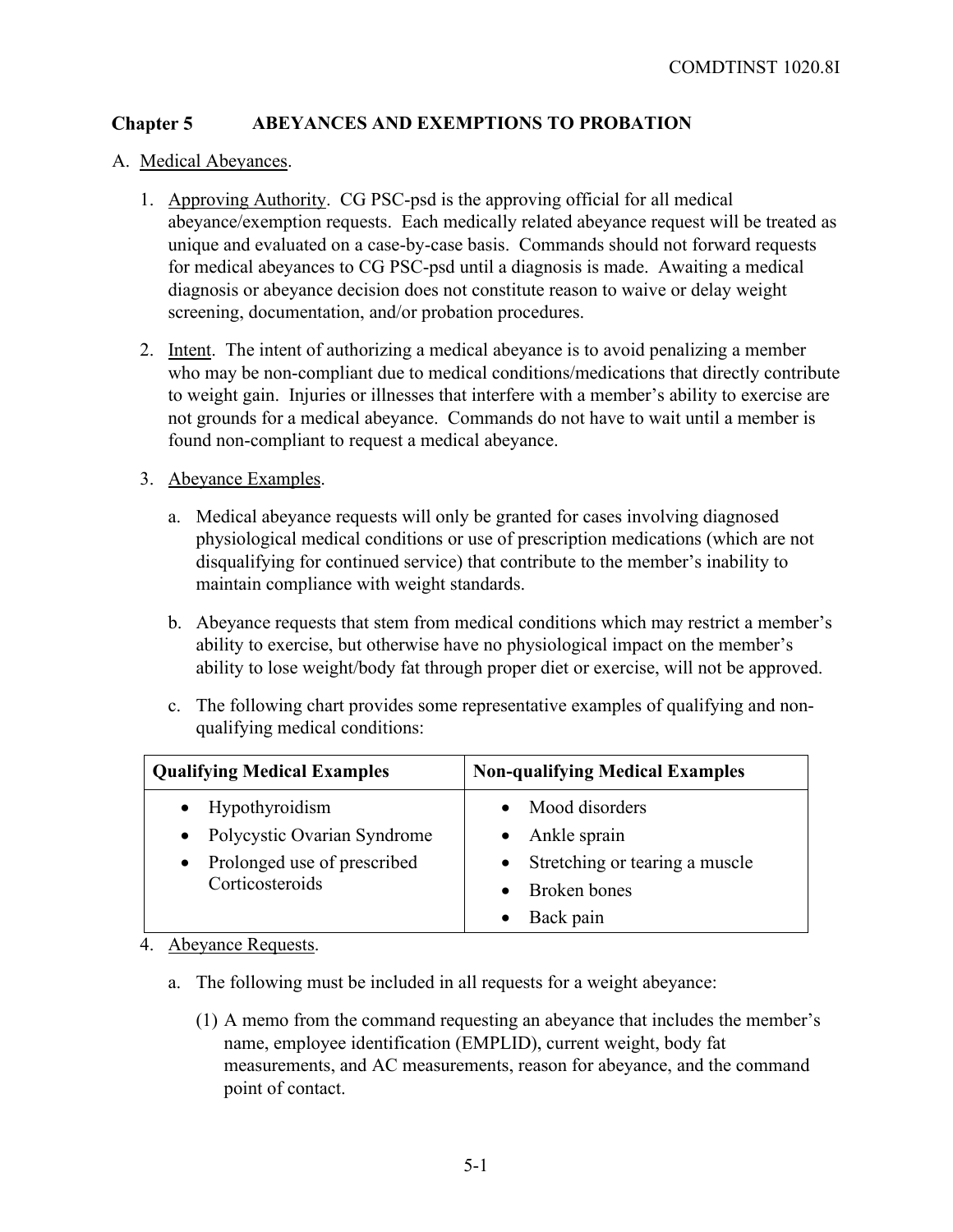## Chapter 5 ABEYANCES AND EXEMPTIONS TO PROBATION

A. Medical Abeyances.

1. Approving Authority. CG PSC-psd is the approving official for all medical abeyance/exemption requests. Each medically related abeyance request will be treated as unique and evaluated on a case-by-case basis. Commands should not forward requests for medical abeyances to CG PSC-psd until a diagnosis is made. Awaiting a medical diagnosis or abeyance decision does not constitute reason to waive or delay weight screening, documentation, and/or probation procedures.

2. Intent. The intent of authorizing a medical abeyance is to avoid penalizing a member who may be non-compliant due to medical conditions/medications that directly contribute to weight gain. Injuries or illnesses that interfere with a member's ability to exercise are not grounds for a medical abeyance. Commands do not have to wait until a member is found non-compliant to request a medical abeyance.

3. Abeyance Examples.

   a. Medical abeyance requests will only be granted for cases involving diagnosed physiological medical conditions or use of prescription medications (which are not disqualifying for continued service) that contribute to the member's inability to maintain compliance with weight standards.

   b. Abeyance requests that stem from medical conditions which may restrict a member's ability to exercise, but otherwise have no physiological impact on the member's ability to lose weight/body fat through proper diet or exercise, will not be approved.

   c. The following chart provides some representative examples of qualifying and non-qualifying medical conditions:

| Qualifying Medical Examples | Non-qualifying Medical Examples |
| --- | --- |
| • Hypothyroidism<br>• Polycystic Ovarian Syndrome<br>• Prolonged use of prescribed Corticosteroids | • Mood disorders<br>• Ankle sprain<br>• Stretching or tearing a muscle<br>• Broken bones<br>• Back pain |

4. Abeyance Requests.

   a. The following must be included in all requests for a weight abeyance:

      (1) A memo from the command requesting an abeyance that includes the member's name, employee identification (EMPLID), current weight, body fat measurements, and AC measurements, reason for abeyance, and the command point of contact.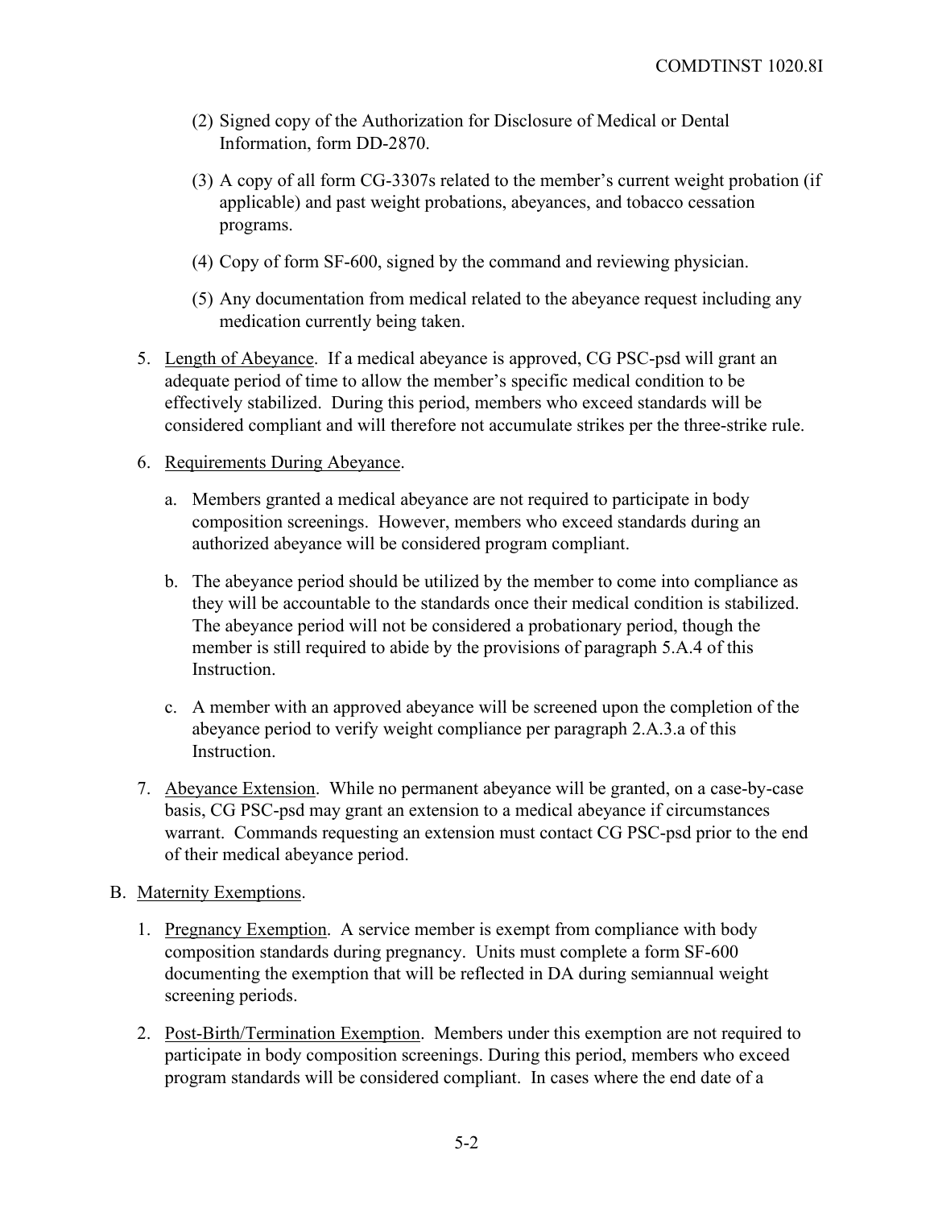(2) Signed copy of the Authorization for Disclosure of Medical or Dental Information, form DD-2870.

(3) A copy of all form CG-3307s related to the member's current weight probation (if applicable) and past weight probations, abeyances, and tobacco cessation programs.

(4) Copy of form SF-600, signed by the command and reviewing physician.

(5) Any documentation from medical related to the abeyance request including any medication currently being taken.

5. Length of Abeyance. If a medical abeyance is approved, CG PSC-psd will grant an adequate period of time to allow the member's specific medical condition to be effectively stabilized. During this period, members who exceed standards will be considered compliant and will therefore not accumulate strikes per the three-strike rule.

6. Requirements During Abeyance.

   a. Members granted a medical abeyance are not required to participate in body composition screenings. However, members who exceed standards during an authorized abeyance will be considered program compliant.

   b. The abeyance period should be utilized by the member to come into compliance as they will be accountable to the standards once their medical condition is stabilized. The abeyance period will not be considered a probationary period, though the member is still required to abide by the provisions of paragraph 5.A.4 of this Instruction.

   c. A member with an approved abeyance will be screened upon the completion of the abeyance period to verify weight compliance per paragraph 2.A.3.a of this Instruction.

7. Abeyance Extension. While no permanent abeyance will be granted, on a case-by-case basis, CG PSC-psd may grant an extension to a medical abeyance if circumstances warrant. Commands requesting an extension must contact CG PSC-psd prior to the end of their medical abeyance period.

B. Maternity Exemptions.

1. Pregnancy Exemption. A service member is exempt from compliance with body composition standards during pregnancy. Units must complete a form SF-600 documenting the exemption that will be reflected in DA during semiannual weight screening periods.

2. Post-Birth/Termination Exemption. Members under this exemption are not required to participate in body composition screenings. During this period, members who exceed program standards will be considered compliant. In cases where the end date of a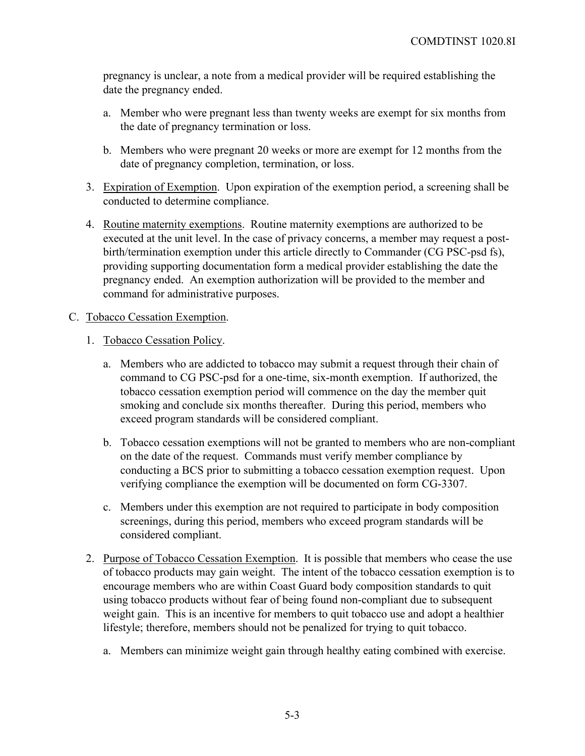pregnancy is unclear, a note from a medical provider will be required establishing the date the pregnancy ended.

a. Member who were pregnant less than twenty weeks are exempt for six months from the date of pregnancy termination or loss.

b. Members who were pregnant 20 weeks or more are exempt for 12 months from the date of pregnancy completion, termination, or loss.

3. Expiration of Exemption. Upon expiration of the exemption period, a screening shall be conducted to determine compliance.

4. Routine maternity exemptions. Routine maternity exemptions are authorized to be executed at the unit level. In the case of privacy concerns, a member may request a post-birth/termination exemption under this article directly to Commander (CG PSC-psd fs), providing supporting documentation form a medical provider establishing the date the pregnancy ended. An exemption authorization will be provided to the member and command for administrative purposes.

C. Tobacco Cessation Exemption.

1. Tobacco Cessation Policy.

a. Members who are addicted to tobacco may submit a request through their chain of command to CG PSC-psd for a one-time, six-month exemption. If authorized, the tobacco cessation exemption period will commence on the day the member quit smoking and conclude six months thereafter. During this period, members who exceed program standards will be considered compliant.

b. Tobacco cessation exemptions will not be granted to members who are non-compliant on the date of the request. Commands must verify member compliance by conducting a BCS prior to submitting a tobacco cessation exemption request. Upon verifying compliance the exemption will be documented on form CG-3307.

c. Members under this exemption are not required to participate in body composition screenings, during this period, members who exceed program standards will be considered compliant.

2. Purpose of Tobacco Cessation Exemption. It is possible that members who cease the use of tobacco products may gain weight. The intent of the tobacco cessation exemption is to encourage members who are within Coast Guard body composition standards to quit using tobacco products without fear of being found non-compliant due to subsequent weight gain. This is an incentive for members to quit tobacco use and adopt a healthier lifestyle; therefore, members should not be penalized for trying to quit tobacco.

a. Members can minimize weight gain through healthy eating combined with exercise.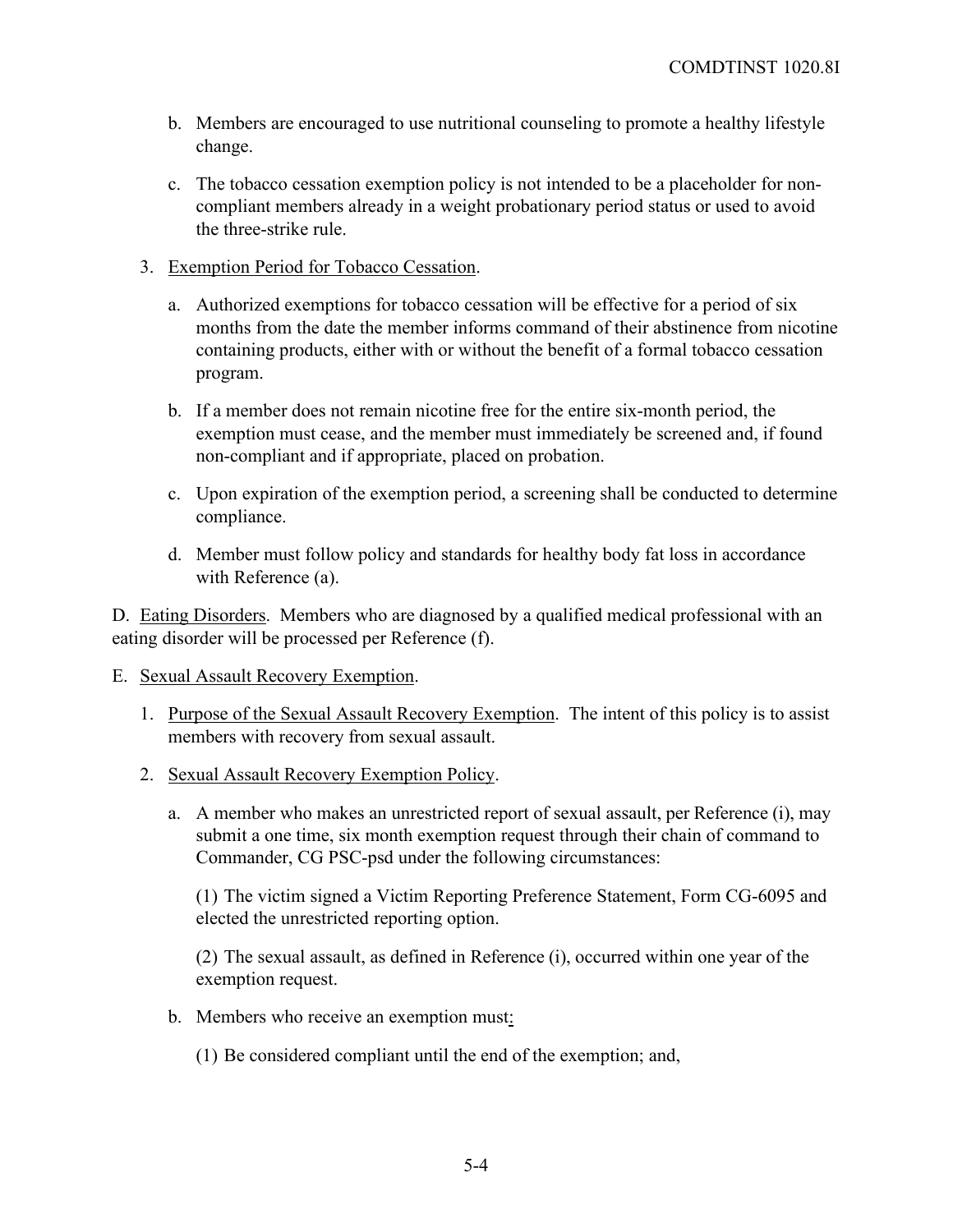b. Members are encouraged to use nutritional counseling to promote a healthy lifestyle change.

c. The tobacco cessation exemption policy is not intended to be a placeholder for non-compliant members already in a weight probationary period status or used to avoid the three-strike rule.

3. Exemption Period for Tobacco Cessation.

   a. Authorized exemptions for tobacco cessation will be effective for a period of six months from the date the member informs command of their abstinence from nicotine containing products, either with or without the benefit of a formal tobacco cessation program.

   b. If a member does not remain nicotine free for the entire six-month period, the exemption must cease, and the member must immediately be screened and, if found non-compliant and if appropriate, placed on probation.

   c. Upon expiration of the exemption period, a screening shall be conducted to determine compliance.

   d. Member must follow policy and standards for healthy body fat loss in accordance with Reference (a).

D. Eating Disorders. Members who are diagnosed by a qualified medical professional with an eating disorder will be processed per Reference (f).

E. Sexual Assault Recovery Exemption.

1. Purpose of the Sexual Assault Recovery Exemption. The intent of this policy is to assist members with recovery from sexual assault.

2. Sexual Assault Recovery Exemption Policy.

   a. A member who makes an unrestricted report of sexual assault, per Reference (i), may submit a one time, six month exemption request through their chain of command to Commander, CG PSC-psd under the following circumstances:

      (1) The victim signed a Victim Reporting Preference Statement, Form CG-6095 and elected the unrestricted reporting option.

      (2) The sexual assault, as defined in Reference (i), occurred within one year of the exemption request.

   b. Members who receive an exemption must:

      (1) Be considered compliant until the end of the exemption; and,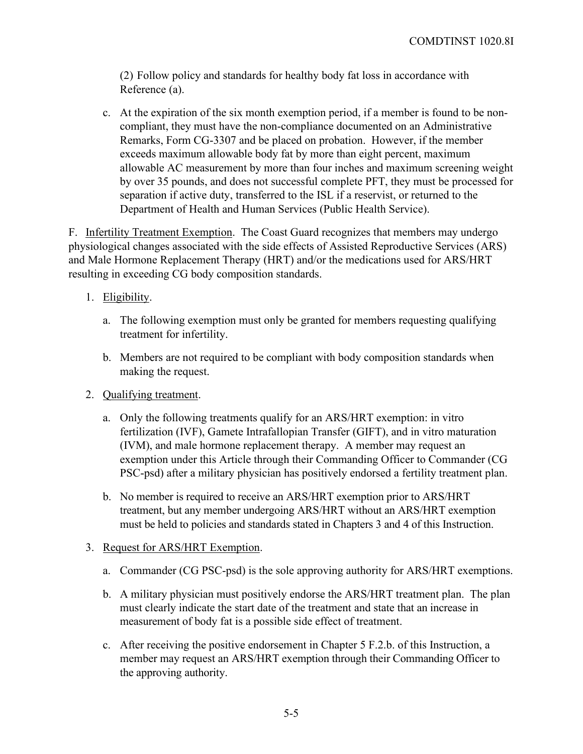(2) Follow policy and standards for healthy body fat loss in accordance with Reference (a).

c. At the expiration of the six month exemption period, if a member is found to be non-compliant, they must have the non-compliance documented on an Administrative Remarks, Form CG-3307 and be placed on probation. However, if the member exceeds maximum allowable body fat by more than eight percent, maximum allowable AC measurement by more than four inches and maximum screening weight by over 35 pounds, and does not successful complete PFT, they must be processed for separation if active duty, transferred to the ISL if a reservist, or returned to the Department of Health and Human Services (Public Health Service).

F. Infertility Treatment Exemption. The Coast Guard recognizes that members may undergo physiological changes associated with the side effects of Assisted Reproductive Services (ARS) and Male Hormone Replacement Therapy (HRT) and/or the medications used for ARS/HRT resulting in exceeding CG body composition standards.

1. Eligibility.

   a. The following exemption must only be granted for members requesting qualifying treatment for infertility.

   b. Members are not required to be compliant with body composition standards when making the request.

2. Qualifying treatment.

   a. Only the following treatments qualify for an ARS/HRT exemption: in vitro fertilization (IVF), Gamete Intrafallopian Transfer (GIFT), and in vitro maturation (IVM), and male hormone replacement therapy. A member may request an exemption under this Article through their Commanding Officer to Commander (CG PSC-psd) after a military physician has positively endorsed a fertility treatment plan.

   b. No member is required to receive an ARS/HRT exemption prior to ARS/HRT treatment, but any member undergoing ARS/HRT without an ARS/HRT exemption must be held to policies and standards stated in Chapters 3 and 4 of this Instruction.

3. Request for ARS/HRT Exemption.

   a. Commander (CG PSC-psd) is the sole approving authority for ARS/HRT exemptions.

   b. A military physician must positively endorse the ARS/HRT treatment plan. The plan must clearly indicate the start date of the treatment and state that an increase in measurement of body fat is a possible side effect of treatment.

   c. After receiving the positive endorsement in Chapter 5 F.2.b. of this Instruction, a member may request an ARS/HRT exemption through their Commanding Officer to the approving authority.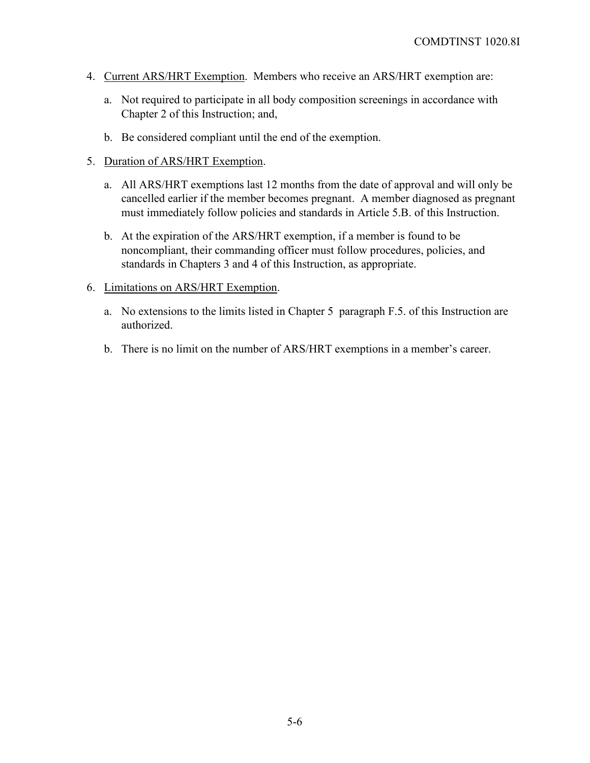4. Current ARS/HRT Exemption. Members who receive an ARS/HRT exemption are:

   a. Not required to participate in all body composition screenings in accordance with Chapter 2 of this Instruction; and,

   b. Be considered compliant until the end of the exemption.

5. Duration of ARS/HRT Exemption.

   a. All ARS/HRT exemptions last 12 months from the date of approval and will only be cancelled earlier if the member becomes pregnant. A member diagnosed as pregnant must immediately follow policies and standards in Article 5.B. of this Instruction.

   b. At the expiration of the ARS/HRT exemption, if a member is found to be noncompliant, their commanding officer must follow procedures, policies, and standards in Chapters 3 and 4 of this Instruction, as appropriate.

6. Limitations on ARS/HRT Exemption.

   a. No extensions to the limits listed in Chapter 5 paragraph F.5. of this Instruction are authorized.

   b. There is no limit on the number of ARS/HRT exemptions in a member's career.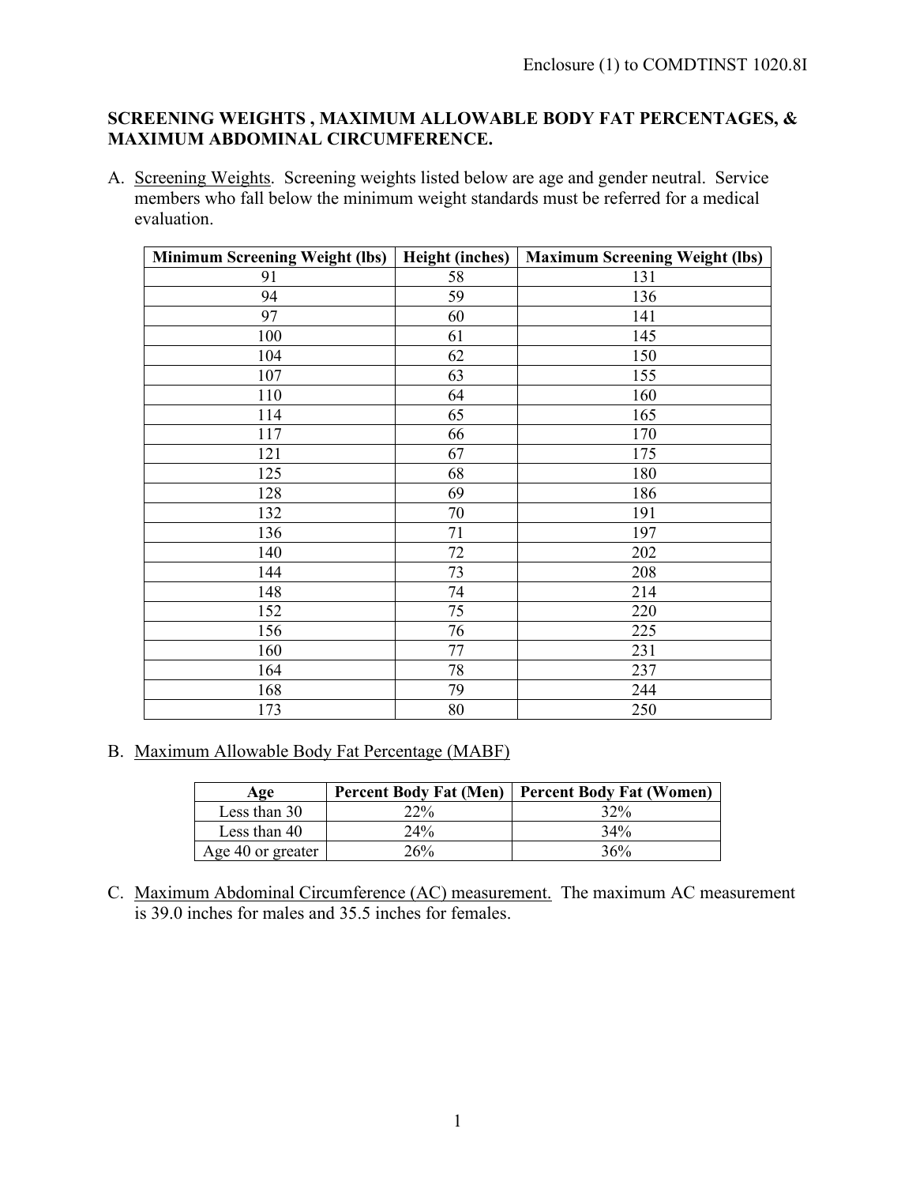Enclosure (1) to COMDTINST 1020.8I

## SCREENING WEIGHTS , MAXIMUM ALLOWABLE BODY FAT PERCENTAGES, & MAXIMUM ABDOMINAL CIRCUMFERENCE.

A. Screening Weights. Screening weights listed below are age and gender neutral. Service members who fall below the minimum weight standards must be referred for a medical evaluation.

| Minimum Screening Weight (lbs) | Height (inches) | Maximum Screening Weight (lbs) |
|---|---|---|
| 91 | 58 | 131 |
| 94 | 59 | 136 |
| 97 | 60 | 141 |
| 100 | 61 | 145 |
| 104 | 62 | 150 |
| 107 | 63 | 155 |
| 110 | 64 | 160 |
| 114 | 65 | 165 |
| 117 | 66 | 170 |
| 121 | 67 | 175 |
| 125 | 68 | 180 |
| 128 | 69 | 186 |
| 132 | 70 | 191 |
| 136 | 71 | 197 |
| 140 | 72 | 202 |
| 144 | 73 | 208 |
| 148 | 74 | 214 |
| 152 | 75 | 220 |
| 156 | 76 | 225 |
| 160 | 77 | 231 |
| 164 | 78 | 237 |
| 168 | 79 | 244 |
| 173 | 80 | 250 |

B. Maximum Allowable Body Fat Percentage (MABF)

| Age | Percent Body Fat (Men) | Percent Body Fat (Women) |
|---|---|---|
| Less than 30 | 22% | 32% |
| Less than 40 | 24% | 34% |
| Age 40 or greater | 26% | 36% |

C. Maximum Abdominal Circumference (AC) measurement. The maximum AC measurement is 39.0 inches for males and 35.5 inches for females.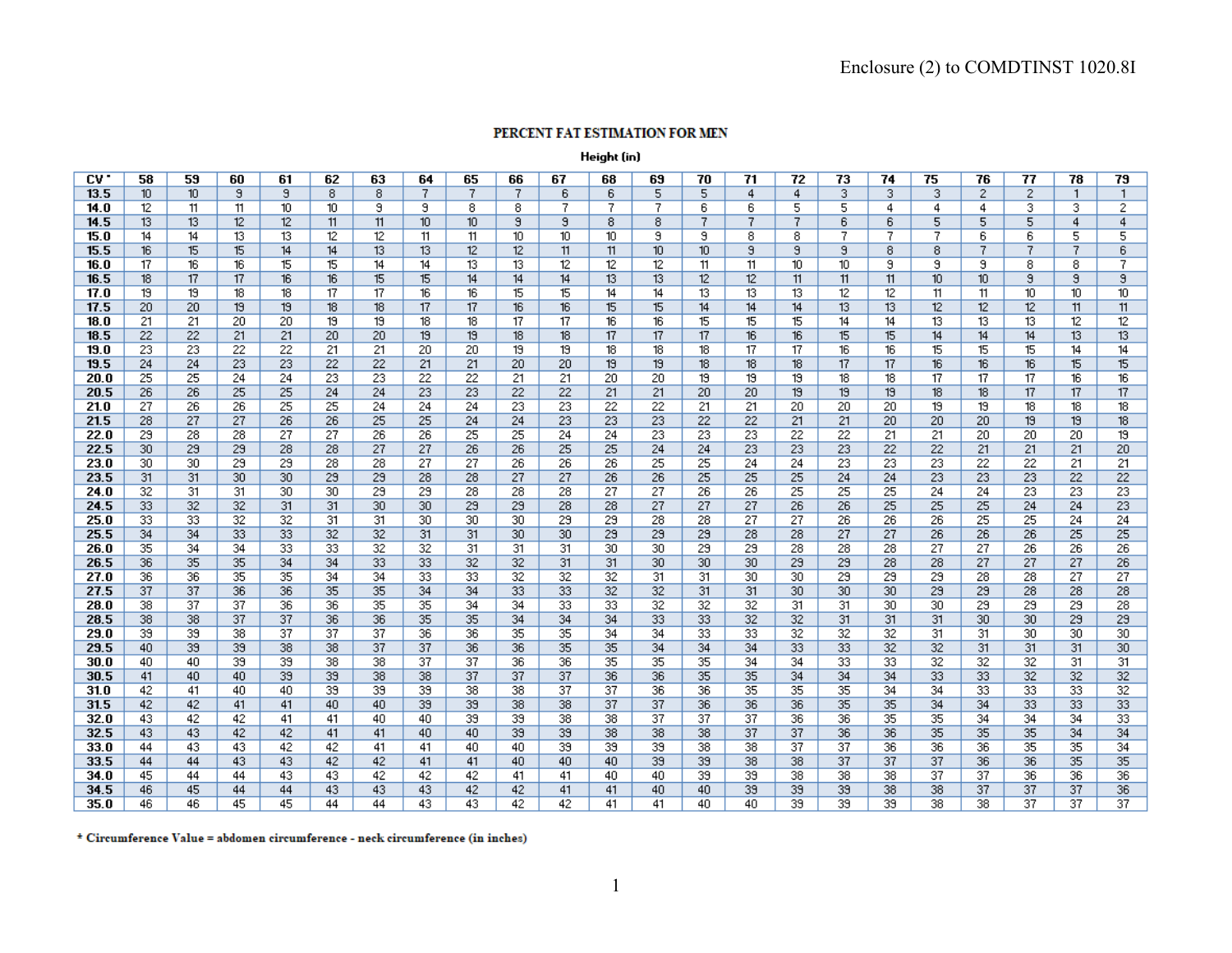## PERCENT FAT ESTIMATION FOR MEN

**Height (in)**

| CV* | 58 | 59 | 60 | 61 | 62 | 63 | 64 | 65 | 66 | 67 | 68 | 69 | 70 | 71 | 72 | 73 | 74 | 75 | 76 | 77 | 78 | 79 |
|---|---|---|---|---|---|---|---|---|---|---|---|---|---|---|---|---|---|---|---|---|---|---|
| 13.5 | 10 | 10 | 9 | 9 | 8 | 8 | 7 | 7 | 7 | 6 | 6 | 5 | 5 | 4 | 4 | 3 | 3 | 3 | 2 | 2 | 1 | 1 |
| 14.0 | 12 | 11 | 11 | 10 | 10 | 9 | 9 | 8 | 8 | 7 | 7 | 7 | 6 | 6 | 5 | 5 | 4 | 4 | 4 | 3 | 3 | 2 |
| 14.5 | 13 | 13 | 12 | 12 | 11 | 11 | 10 | 10 | 9 | 9 | 8 | 8 | 7 | 7 | 7 | 6 | 6 | 5 | 5 | 5 | 4 | 4 |
| 15.0 | 14 | 14 | 13 | 13 | 12 | 12 | 11 | 11 | 10 | 10 | 10 | 9 | 9 | 8 | 8 | 7 | 7 | 7 | 6 | 6 | 5 | 5 |
| 15.5 | 16 | 15 | 15 | 14 | 14 | 13 | 13 | 12 | 12 | 11 | 11 | 10 | 10 | 9 | 9 | 9 | 8 | 8 | 7 | 7 | 7 | 6 |
| 16.0 | 17 | 16 | 16 | 15 | 15 | 14 | 14 | 13 | 13 | 12 | 12 | 12 | 11 | 11 | 10 | 10 | 9 | 9 | 9 | 8 | 8 | 7 |
| 16.5 | 18 | 17 | 17 | 16 | 16 | 15 | 15 | 14 | 14 | 14 | 13 | 13 | 12 | 12 | 11 | 11 | 11 | 10 | 10 | 9 | 9 | 9 |
| 17.0 | 19 | 19 | 18 | 18 | 17 | 17 | 16 | 16 | 15 | 15 | 14 | 14 | 13 | 13 | 13 | 12 | 12 | 11 | 11 | 10 | 10 | 10 |
| 17.5 | 20 | 20 | 19 | 19 | 18 | 18 | 17 | 17 | 16 | 16 | 15 | 15 | 14 | 14 | 14 | 13 | 13 | 12 | 12 | 12 | 11 | 11 |
| 18.0 | 21 | 21 | 20 | 20 | 19 | 19 | 18 | 18 | 17 | 17 | 16 | 16 | 15 | 15 | 15 | 14 | 14 | 13 | 13 | 13 | 12 | 12 |
| 18.5 | 22 | 22 | 21 | 21 | 20 | 20 | 19 | 19 | 18 | 18 | 17 | 17 | 17 | 16 | 16 | 15 | 15 | 14 | 14 | 14 | 13 | 13 |
| 19.0 | 23 | 23 | 22 | 22 | 21 | 21 | 20 | 20 | 19 | 19 | 18 | 18 | 18 | 17 | 17 | 16 | 16 | 15 | 15 | 15 | 14 | 14 |
| 19.5 | 24 | 24 | 23 | 23 | 22 | 22 | 21 | 21 | 20 | 20 | 19 | 19 | 18 | 18 | 18 | 17 | 17 | 16 | 16 | 16 | 15 | 15 |
| 20.0 | 25 | 25 | 24 | 24 | 23 | 23 | 22 | 22 | 21 | 21 | 20 | 20 | 19 | 19 | 19 | 18 | 18 | 17 | 17 | 17 | 16 | 16 |
| 20.5 | 26 | 26 | 25 | 25 | 24 | 24 | 23 | 23 | 22 | 22 | 21 | 21 | 20 | 20 | 19 | 19 | 19 | 18 | 18 | 17 | 17 | 17 |
| 21.0 | 27 | 26 | 26 | 25 | 25 | 24 | 24 | 24 | 23 | 23 | 22 | 22 | 21 | 21 | 20 | 20 | 20 | 19 | 19 | 18 | 18 | 18 |
| 21.5 | 28 | 27 | 27 | 26 | 26 | 25 | 25 | 24 | 24 | 23 | 23 | 23 | 22 | 22 | 21 | 21 | 20 | 20 | 20 | 19 | 19 | 18 |
| 22.0 | 29 | 28 | 28 | 27 | 27 | 26 | 26 | 25 | 25 | 24 | 24 | 23 | 23 | 23 | 22 | 22 | 21 | 21 | 20 | 20 | 20 | 19 |
| 22.5 | 30 | 29 | 29 | 28 | 28 | 27 | 27 | 26 | 26 | 25 | 25 | 24 | 24 | 23 | 23 | 23 | 22 | 22 | 21 | 21 | 21 | 20 |
| 23.0 | 30 | 30 | 29 | 29 | 28 | 28 | 27 | 27 | 26 | 26 | 26 | 25 | 25 | 24 | 24 | 23 | 23 | 23 | 22 | 22 | 21 | 21 |
| 23.5 | 31 | 31 | 30 | 30 | 29 | 29 | 28 | 28 | 27 | 27 | 26 | 26 | 25 | 25 | 25 | 24 | 24 | 23 | 23 | 23 | 22 | 22 |
| 24.0 | 32 | 31 | 31 | 30 | 30 | 29 | 29 | 28 | 28 | 28 | 27 | 27 | 26 | 26 | 25 | 25 | 25 | 24 | 24 | 23 | 23 | 23 |
| 24.5 | 33 | 32 | 32 | 31 | 31 | 30 | 30 | 29 | 29 | 28 | 28 | 27 | 27 | 27 | 26 | 26 | 25 | 25 | 25 | 24 | 24 | 23 |
| 25.0 | 33 | 33 | 32 | 32 | 31 | 31 | 30 | 30 | 30 | 29 | 29 | 28 | 28 | 27 | 27 | 26 | 26 | 26 | 25 | 25 | 24 | 24 |
| 25.5 | 34 | 34 | 33 | 33 | 32 | 32 | 31 | 31 | 30 | 30 | 29 | 29 | 29 | 28 | 28 | 27 | 27 | 26 | 26 | 26 | 25 | 25 |
| 26.0 | 35 | 34 | 34 | 33 | 33 | 32 | 32 | 31 | 31 | 31 | 30 | 30 | 29 | 29 | 28 | 28 | 28 | 27 | 27 | 26 | 26 | 26 |
| 26.5 | 36 | 35 | 35 | 34 | 34 | 33 | 33 | 32 | 32 | 31 | 31 | 30 | 30 | 30 | 29 | 29 | 28 | 28 | 27 | 27 | 27 | 26 |
| 27.0 | 36 | 36 | 35 | 35 | 34 | 34 | 33 | 33 | 32 | 32 | 32 | 31 | 31 | 30 | 30 | 29 | 29 | 29 | 28 | 28 | 27 | 27 |
| 27.5 | 37 | 37 | 36 | 36 | 35 | 35 | 34 | 34 | 33 | 33 | 32 | 32 | 31 | 31 | 30 | 30 | 30 | 29 | 29 | 28 | 28 | 28 |
| 28.0 | 38 | 37 | 37 | 36 | 36 | 35 | 35 | 34 | 34 | 33 | 33 | 32 | 32 | 32 | 31 | 31 | 30 | 30 | 29 | 29 | 29 | 28 |
| 28.5 | 38 | 38 | 37 | 37 | 36 | 36 | 35 | 35 | 34 | 34 | 34 | 33 | 33 | 32 | 32 | 31 | 31 | 31 | 30 | 30 | 29 | 29 |
| 29.0 | 39 | 39 | 38 | 37 | 37 | 37 | 36 | 36 | 35 | 35 | 34 | 34 | 33 | 33 | 32 | 32 | 32 | 31 | 31 | 30 | 30 | 30 |
| 29.5 | 40 | 39 | 39 | 38 | 38 | 37 | 37 | 36 | 36 | 35 | 35 | 34 | 34 | 34 | 33 | 33 | 32 | 32 | 31 | 31 | 31 | 30 |
| 30.0 | 40 | 40 | 39 | 39 | 38 | 38 | 37 | 37 | 36 | 36 | 35 | 35 | 35 | 34 | 34 | 33 | 33 | 32 | 32 | 32 | 31 | 31 |
| 30.5 | 41 | 40 | 40 | 39 | 39 | 38 | 38 | 37 | 37 | 37 | 36 | 36 | 35 | 35 | 34 | 34 | 34 | 33 | 33 | 32 | 32 | 32 |
| 31.0 | 42 | 41 | 40 | 40 | 39 | 39 | 39 | 38 | 38 | 37 | 37 | 36 | 36 | 35 | 35 | 35 | 34 | 34 | 33 | 33 | 33 | 32 |
| 31.5 | 42 | 42 | 41 | 41 | 40 | 40 | 39 | 39 | 38 | 38 | 37 | 37 | 36 | 36 | 36 | 35 | 35 | 34 | 34 | 33 | 33 | 33 |
| 32.0 | 43 | 42 | 42 | 41 | 41 | 40 | 40 | 39 | 39 | 38 | 38 | 37 | 37 | 37 | 36 | 36 | 35 | 35 | 34 | 34 | 34 | 33 |
| 32.5 | 43 | 43 | 42 | 42 | 41 | 41 | 40 | 40 | 39 | 39 | 38 | 38 | 38 | 37 | 37 | 36 | 36 | 35 | 35 | 35 | 34 | 34 |
| 33.0 | 44 | 43 | 43 | 42 | 42 | 41 | 41 | 40 | 40 | 39 | 39 | 39 | 38 | 38 | 37 | 37 | 36 | 36 | 36 | 35 | 35 | 34 |
| 33.5 | 44 | 44 | 43 | 43 | 42 | 42 | 41 | 41 | 40 | 40 | 40 | 39 | 39 | 38 | 38 | 37 | 37 | 37 | 36 | 36 | 35 | 35 |
| 34.0 | 45 | 44 | 44 | 43 | 43 | 42 | 42 | 42 | 41 | 41 | 40 | 40 | 39 | 39 | 38 | 38 | 38 | 37 | 37 | 36 | 36 | 36 |
| 34.5 | 46 | 45 | 44 | 44 | 43 | 43 | 43 | 42 | 42 | 41 | 41 | 40 | 40 | 39 | 39 | 39 | 38 | 38 | 37 | 37 | 37 | 36 |
| 35.0 | 46 | 46 | 45 | 45 | 44 | 44 | 43 | 43 | 42 | 42 | 41 | 41 | 40 | 40 | 39 | 39 | 39 | 38 | 38 | 37 | 37 | 37 |

**\* Circumference Value = abdomen circumference - neck circumference (in inches)**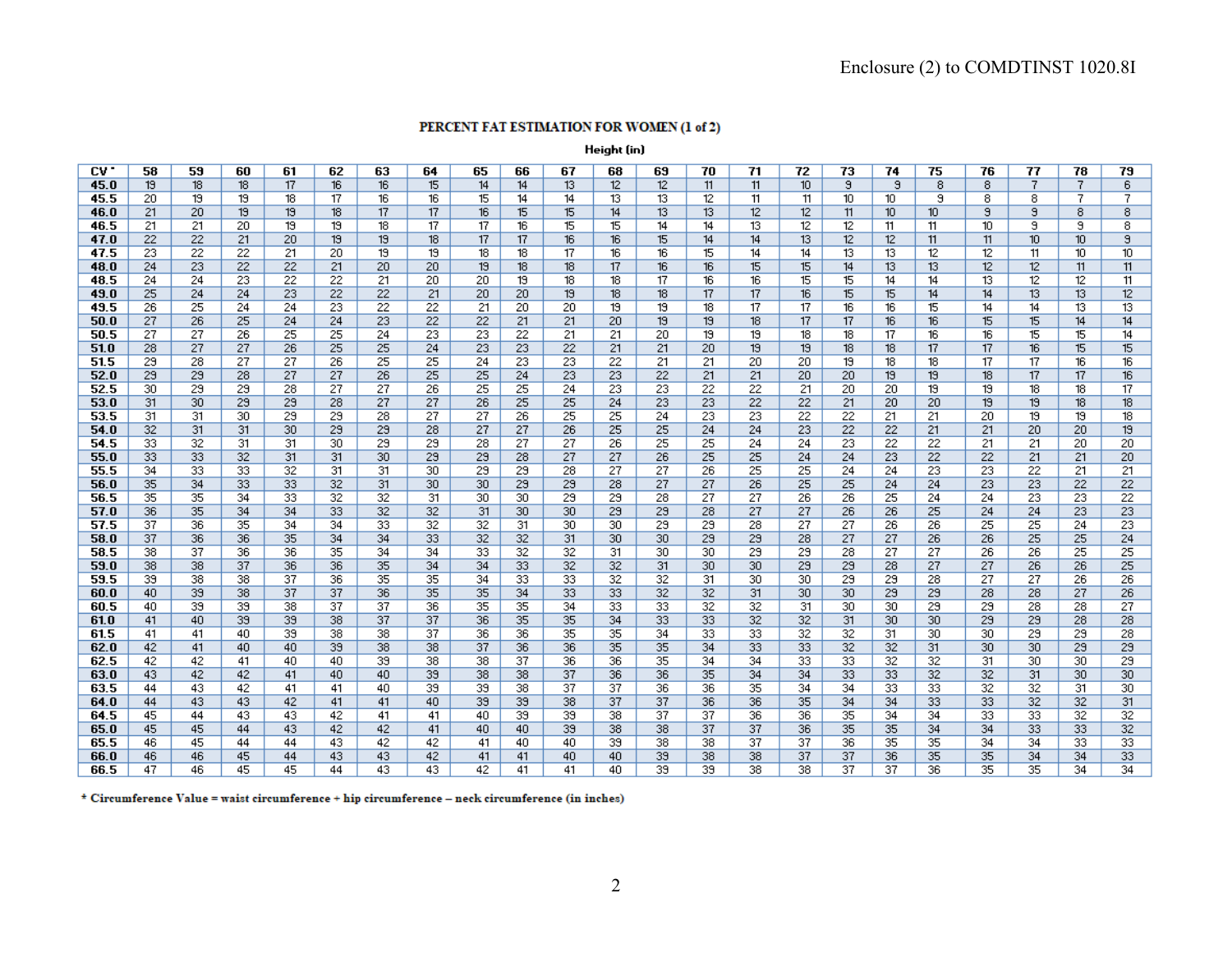Enclosure (2) to COMDTINST 1020.8I

**PERCENT FAT ESTIMATION FOR WOMEN (1 of 2)**

**Height (in)**

| CV * | 58 | 59 | 60 | 61 | 62 | 63 | 64 | 65 | 66 | 67 | 68 | 69 | 70 | 71 | 72 | 73 | 74 | 75 | 76 | 77 | 78 | 79 |
|---|---|---|---|---|---|---|---|---|---|---|---|---|---|---|---|---|---|---|---|---|---|---|
| 45.0 | 19 | 18 | 18 | 17 | 16 | 16 | 15 | 14 | 14 | 13 | 12 | 12 | 11 | 11 | 10 | 9 | 9 | 8 | 8 | 7 | 7 | 6 |
| 45.5 | 20 | 19 | 19 | 18 | 17 | 16 | 16 | 15 | 14 | 14 | 13 | 13 | 12 | 11 | 11 | 10 | 10 | 9 | 8 | 8 | 7 | 7 |
| 46.0 | 21 | 20 | 19 | 19 | 18 | 17 | 17 | 16 | 15 | 15 | 14 | 13 | 13 | 12 | 12 | 11 | 10 | 10 | 9 | 9 | 8 | 8 |
| 46.5 | 21 | 21 | 20 | 19 | 19 | 18 | 17 | 17 | 16 | 15 | 15 | 14 | 14 | 13 | 12 | 12 | 11 | 11 | 10 | 9 | 9 | 8 |
| 47.0 | 22 | 22 | 21 | 20 | 19 | 19 | 18 | 17 | 17 | 16 | 16 | 15 | 14 | 14 | 13 | 12 | 12 | 11 | 11 | 10 | 10 | 9 |
| 47.5 | 23 | 22 | 22 | 21 | 20 | 19 | 19 | 18 | 18 | 17 | 16 | 16 | 15 | 14 | 14 | 13 | 13 | 12 | 12 | 11 | 10 | 10 |
| 48.0 | 24 | 23 | 22 | 22 | 21 | 20 | 20 | 19 | 18 | 18 | 17 | 16 | 16 | 15 | 15 | 14 | 13 | 13 | 12 | 12 | 11 | 11 |
| 48.5 | 24 | 24 | 23 | 22 | 22 | 21 | 20 | 20 | 19 | 18 | 18 | 17 | 16 | 16 | 15 | 15 | 14 | 14 | 13 | 12 | 12 | 11 |
| 49.0 | 25 | 24 | 24 | 23 | 22 | 22 | 21 | 20 | 20 | 19 | 18 | 18 | 17 | 17 | 16 | 15 | 15 | 14 | 14 | 13 | 13 | 12 |
| 49.5 | 26 | 25 | 24 | 24 | 23 | 22 | 22 | 21 | 20 | 20 | 19 | 19 | 18 | 17 | 17 | 16 | 16 | 15 | 14 | 14 | 13 | 13 |
| 50.0 | 27 | 26 | 25 | 24 | 24 | 23 | 22 | 22 | 21 | 21 | 20 | 19 | 19 | 18 | 17 | 17 | 16 | 16 | 15 | 15 | 14 | 14 |
| 50.5 | 27 | 27 | 26 | 25 | 25 | 24 | 23 | 23 | 22 | 21 | 21 | 20 | 19 | 19 | 18 | 18 | 17 | 16 | 16 | 15 | 15 | 14 |
| 51.0 | 28 | 27 | 27 | 26 | 25 | 25 | 24 | 23 | 23 | 22 | 21 | 21 | 20 | 19 | 19 | 18 | 18 | 17 | 17 | 16 | 15 | 15 |
| 51.5 | 29 | 28 | 27 | 27 | 26 | 25 | 25 | 24 | 23 | 23 | 22 | 21 | 21 | 20 | 20 | 19 | 18 | 18 | 17 | 17 | 16 | 16 |
| 52.0 | 29 | 29 | 28 | 27 | 27 | 26 | 25 | 25 | 24 | 23 | 23 | 22 | 21 | 21 | 20 | 20 | 19 | 19 | 18 | 17 | 17 | 16 |
| 52.5 | 30 | 29 | 29 | 28 | 27 | 27 | 26 | 25 | 25 | 24 | 23 | 23 | 22 | 22 | 21 | 20 | 20 | 19 | 19 | 18 | 18 | 17 |
| 53.0 | 31 | 30 | 29 | 29 | 28 | 27 | 27 | 26 | 25 | 25 | 24 | 23 | 23 | 22 | 22 | 21 | 20 | 20 | 19 | 19 | 18 | 18 |
| 53.5 | 31 | 31 | 30 | 29 | 29 | 28 | 27 | 27 | 26 | 25 | 25 | 24 | 23 | 23 | 22 | 22 | 21 | 21 | 20 | 19 | 19 | 18 |
| 54.0 | 32 | 31 | 31 | 30 | 29 | 29 | 28 | 27 | 27 | 26 | 25 | 25 | 24 | 24 | 23 | 22 | 22 | 21 | 21 | 20 | 20 | 19 |
| 54.5 | 33 | 32 | 31 | 31 | 30 | 29 | 29 | 28 | 27 | 27 | 26 | 25 | 25 | 24 | 24 | 23 | 22 | 22 | 21 | 21 | 20 | 20 |
| 55.0 | 33 | 33 | 32 | 31 | 31 | 30 | 29 | 29 | 28 | 27 | 27 | 26 | 25 | 25 | 24 | 24 | 23 | 22 | 22 | 21 | 21 | 20 |
| 55.5 | 34 | 33 | 33 | 32 | 31 | 31 | 30 | 29 | 29 | 28 | 27 | 27 | 26 | 25 | 25 | 24 | 24 | 23 | 23 | 22 | 21 | 21 |
| 56.0 | 35 | 34 | 33 | 33 | 32 | 31 | 30 | 30 | 29 | 29 | 28 | 27 | 27 | 26 | 25 | 25 | 24 | 24 | 23 | 23 | 22 | 22 |
| 56.5 | 35 | 35 | 34 | 33 | 32 | 32 | 31 | 30 | 30 | 29 | 29 | 28 | 27 | 27 | 26 | 26 | 25 | 24 | 24 | 23 | 23 | 22 |
| 57.0 | 36 | 35 | 34 | 34 | 33 | 32 | 32 | 31 | 30 | 30 | 29 | 29 | 28 | 27 | 27 | 26 | 26 | 25 | 24 | 24 | 23 | 23 |
| 57.5 | 37 | 36 | 35 | 34 | 34 | 33 | 32 | 32 | 31 | 30 | 30 | 29 | 29 | 28 | 27 | 27 | 26 | 26 | 25 | 25 | 24 | 23 |
| 58.0 | 37 | 36 | 36 | 35 | 34 | 34 | 33 | 32 | 32 | 31 | 30 | 30 | 29 | 29 | 28 | 27 | 27 | 26 | 26 | 25 | 25 | 24 |
| 58.5 | 38 | 37 | 36 | 36 | 35 | 34 | 34 | 33 | 32 | 32 | 31 | 30 | 30 | 29 | 29 | 28 | 27 | 27 | 26 | 26 | 25 | 25 |
| 59.0 | 38 | 38 | 37 | 36 | 36 | 35 | 34 | 34 | 33 | 32 | 32 | 31 | 30 | 30 | 29 | 29 | 28 | 27 | 27 | 26 | 26 | 25 |
| 59.5 | 39 | 38 | 38 | 37 | 36 | 35 | 35 | 34 | 33 | 33 | 32 | 32 | 31 | 30 | 30 | 29 | 29 | 28 | 27 | 27 | 26 | 26 |
| 60.0 | 40 | 39 | 38 | 37 | 37 | 36 | 35 | 35 | 34 | 33 | 33 | 32 | 32 | 31 | 30 | 30 | 29 | 29 | 28 | 28 | 27 | 26 |
| 60.5 | 40 | 39 | 39 | 38 | 37 | 37 | 36 | 35 | 35 | 34 | 33 | 33 | 32 | 32 | 31 | 30 | 30 | 29 | 29 | 28 | 28 | 27 |
| 61.0 | 41 | 40 | 39 | 39 | 38 | 37 | 37 | 36 | 35 | 35 | 34 | 33 | 33 | 32 | 32 | 31 | 30 | 30 | 29 | 29 | 28 | 28 |
| 61.5 | 41 | 41 | 40 | 39 | 38 | 38 | 37 | 36 | 36 | 35 | 35 | 34 | 33 | 33 | 32 | 32 | 31 | 30 | 30 | 29 | 29 | 28 |
| 62.0 | 42 | 41 | 40 | 40 | 39 | 38 | 38 | 37 | 36 | 36 | 35 | 35 | 34 | 33 | 33 | 32 | 32 | 31 | 30 | 30 | 29 | 29 |
| 62.5 | 42 | 42 | 41 | 40 | 40 | 39 | 38 | 38 | 37 | 36 | 36 | 35 | 34 | 34 | 33 | 33 | 32 | 32 | 31 | 30 | 30 | 29 |
| 63.0 | 43 | 42 | 42 | 41 | 40 | 40 | 39 | 38 | 38 | 37 | 36 | 36 | 35 | 34 | 34 | 33 | 33 | 32 | 32 | 31 | 30 | 30 |
| 63.5 | 44 | 43 | 42 | 41 | 41 | 40 | 39 | 39 | 38 | 37 | 37 | 36 | 36 | 35 | 34 | 34 | 33 | 33 | 32 | 32 | 31 | 30 |
| 64.0 | 44 | 43 | 43 | 42 | 41 | 41 | 40 | 39 | 39 | 38 | 37 | 37 | 36 | 36 | 35 | 34 | 34 | 33 | 33 | 32 | 32 | 31 |
| 64.5 | 45 | 44 | 43 | 43 | 42 | 41 | 41 | 40 | 39 | 39 | 38 | 37 | 37 | 36 | 36 | 35 | 34 | 34 | 33 | 33 | 32 | 32 |
| 65.0 | 45 | 45 | 44 | 43 | 42 | 42 | 41 | 40 | 40 | 39 | 38 | 38 | 37 | 37 | 36 | 35 | 35 | 34 | 34 | 33 | 33 | 32 |
| 65.5 | 46 | 45 | 44 | 44 | 43 | 42 | 42 | 41 | 40 | 40 | 39 | 38 | 38 | 37 | 37 | 36 | 35 | 35 | 34 | 34 | 33 | 33 |
| 66.0 | 46 | 46 | 45 | 44 | 43 | 43 | 42 | 41 | 41 | 40 | 40 | 39 | 38 | 38 | 37 | 37 | 36 | 35 | 35 | 34 | 34 | 33 |
| 66.5 | 47 | 46 | 45 | 45 | 44 | 43 | 43 | 42 | 41 | 41 | 40 | 39 | 39 | 38 | 38 | 37 | 37 | 36 | 35 | 35 | 34 | 34 |

**\* Circumference Value = waist circumference + hip circumference – neck circumference (in inches)**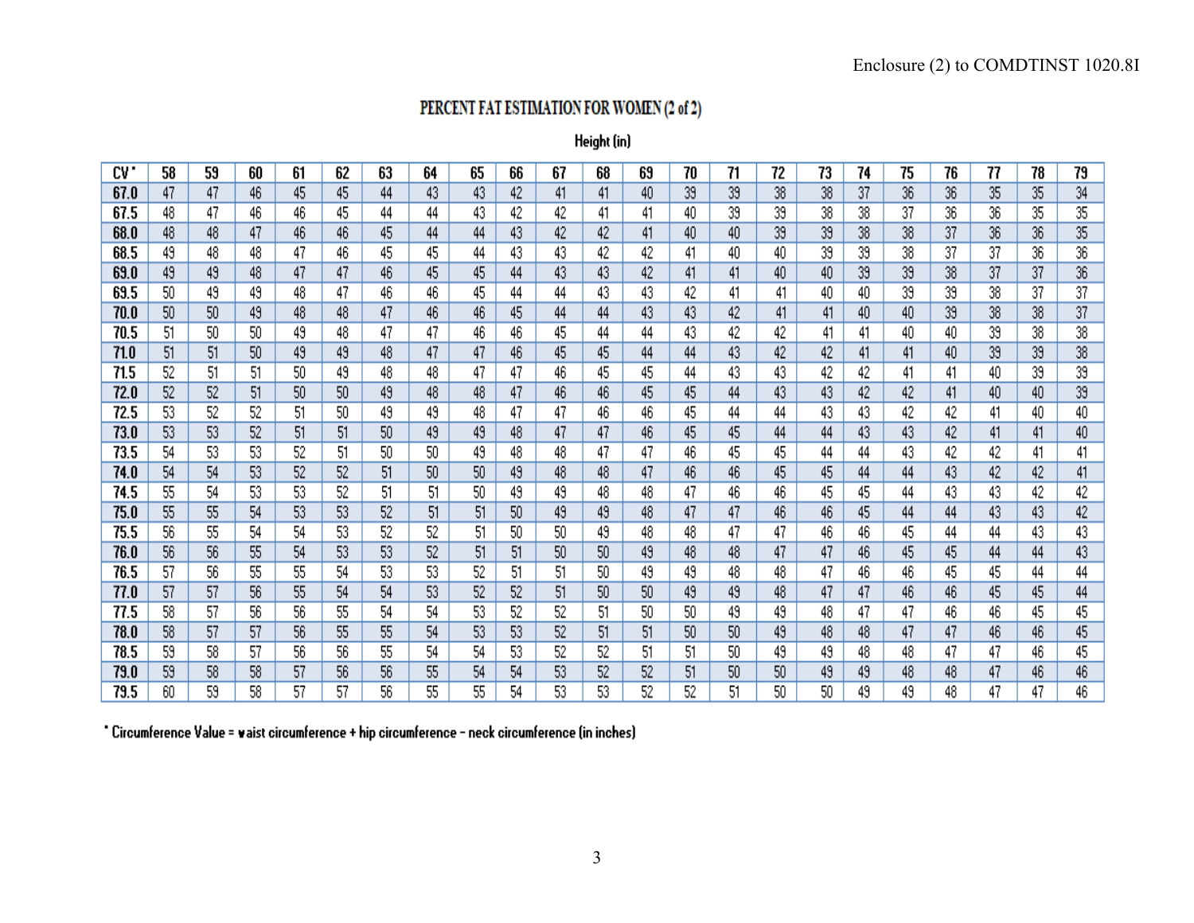## PERCENT FAT ESTIMATION FOR WOMEN (2 of 2)

Height (in)

| CV* | 58 | 59 | 60 | 61 | 62 | 63 | 64 | 65 | 66 | 67 | 68 | 69 | 70 | 71 | 72 | 73 | 74 | 75 | 76 | 77 | 78 | 79 |
|---|---|---|---|---|---|---|---|---|---|---|---|---|---|---|---|---|---|---|---|---|---|---|
| 67.0 | 47 | 47 | 46 | 45 | 45 | 44 | 43 | 43 | 42 | 41 | 41 | 40 | 39 | 39 | 38 | 38 | 37 | 36 | 36 | 35 | 35 | 34 |
| 67.5 | 48 | 47 | 46 | 46 | 45 | 44 | 44 | 43 | 42 | 42 | 41 | 41 | 40 | 39 | 39 | 38 | 38 | 37 | 36 | 36 | 35 | 35 |
| 68.0 | 48 | 48 | 47 | 46 | 46 | 45 | 44 | 44 | 43 | 42 | 42 | 41 | 40 | 40 | 39 | 39 | 38 | 38 | 37 | 36 | 36 | 35 |
| 68.5 | 49 | 48 | 48 | 47 | 46 | 45 | 45 | 44 | 43 | 43 | 42 | 42 | 41 | 40 | 40 | 39 | 39 | 38 | 37 | 37 | 36 | 36 |
| 69.0 | 49 | 49 | 48 | 47 | 47 | 46 | 45 | 45 | 44 | 43 | 43 | 42 | 41 | 41 | 40 | 40 | 39 | 39 | 38 | 37 | 37 | 36 |
| 69.5 | 50 | 49 | 49 | 48 | 47 | 46 | 46 | 45 | 44 | 44 | 43 | 43 | 42 | 41 | 41 | 40 | 40 | 39 | 39 | 38 | 37 | 37 |
| 70.0 | 50 | 50 | 49 | 48 | 48 | 47 | 46 | 46 | 45 | 44 | 44 | 43 | 43 | 42 | 41 | 41 | 40 | 40 | 39 | 38 | 38 | 37 |
| 70.5 | 51 | 50 | 50 | 49 | 48 | 47 | 47 | 46 | 46 | 45 | 44 | 44 | 43 | 42 | 42 | 41 | 41 | 40 | 40 | 39 | 38 | 38 |
| 71.0 | 51 | 51 | 50 | 49 | 49 | 48 | 47 | 47 | 46 | 45 | 45 | 44 | 44 | 43 | 42 | 42 | 41 | 41 | 40 | 39 | 39 | 38 |
| 71.5 | 52 | 51 | 51 | 50 | 49 | 48 | 48 | 47 | 47 | 46 | 45 | 45 | 44 | 43 | 43 | 42 | 42 | 41 | 41 | 40 | 39 | 39 |
| 72.0 | 52 | 52 | 51 | 50 | 50 | 49 | 48 | 48 | 47 | 46 | 46 | 45 | 45 | 44 | 43 | 43 | 42 | 42 | 41 | 40 | 40 | 39 |
| 72.5 | 53 | 52 | 52 | 51 | 50 | 49 | 49 | 48 | 47 | 47 | 46 | 46 | 45 | 44 | 44 | 43 | 43 | 42 | 42 | 41 | 40 | 40 |
| 73.0 | 53 | 53 | 52 | 51 | 51 | 50 | 49 | 49 | 48 | 47 | 47 | 46 | 45 | 45 | 44 | 44 | 43 | 43 | 42 | 41 | 41 | 40 |
| 73.5 | 54 | 53 | 53 | 52 | 51 | 50 | 50 | 49 | 48 | 48 | 47 | 47 | 46 | 45 | 45 | 44 | 44 | 43 | 42 | 42 | 41 | 41 |
| 74.0 | 54 | 54 | 53 | 52 | 52 | 51 | 50 | 50 | 49 | 48 | 48 | 47 | 46 | 46 | 45 | 45 | 44 | 44 | 43 | 42 | 42 | 41 |
| 74.5 | 55 | 54 | 53 | 53 | 52 | 51 | 51 | 50 | 49 | 49 | 48 | 48 | 47 | 46 | 46 | 45 | 45 | 44 | 43 | 43 | 42 | 42 |
| 75.0 | 55 | 55 | 54 | 53 | 53 | 52 | 51 | 51 | 50 | 49 | 49 | 48 | 47 | 47 | 46 | 46 | 45 | 44 | 44 | 43 | 43 | 42 |
| 75.5 | 56 | 55 | 54 | 54 | 53 | 52 | 52 | 51 | 50 | 50 | 49 | 48 | 48 | 47 | 47 | 46 | 46 | 45 | 44 | 44 | 43 | 43 |
| 76.0 | 56 | 56 | 55 | 54 | 53 | 53 | 52 | 51 | 51 | 50 | 50 | 49 | 48 | 48 | 47 | 47 | 46 | 45 | 45 | 44 | 44 | 43 |
| 76.5 | 57 | 56 | 55 | 55 | 54 | 53 | 53 | 52 | 51 | 51 | 50 | 49 | 49 | 48 | 48 | 47 | 46 | 46 | 45 | 45 | 44 | 44 |
| 77.0 | 57 | 57 | 56 | 55 | 54 | 54 | 53 | 52 | 52 | 51 | 50 | 50 | 49 | 49 | 48 | 47 | 47 | 46 | 46 | 45 | 45 | 44 |
| 77.5 | 58 | 57 | 56 | 56 | 55 | 54 | 54 | 53 | 52 | 52 | 51 | 50 | 50 | 49 | 49 | 48 | 47 | 47 | 46 | 46 | 45 | 45 |
| 78.0 | 58 | 57 | 57 | 56 | 55 | 55 | 54 | 53 | 53 | 52 | 51 | 51 | 50 | 50 | 49 | 48 | 48 | 47 | 47 | 46 | 46 | 45 |
| 78.5 | 59 | 58 | 57 | 56 | 56 | 55 | 54 | 54 | 53 | 52 | 52 | 51 | 51 | 50 | 49 | 49 | 48 | 48 | 47 | 47 | 46 | 45 |
| 79.0 | 59 | 58 | 58 | 57 | 56 | 56 | 55 | 54 | 54 | 53 | 52 | 52 | 51 | 50 | 50 | 49 | 49 | 48 | 48 | 47 | 46 | 46 |
| 79.5 | 60 | 59 | 58 | 57 | 57 | 56 | 55 | 55 | 54 | 53 | 53 | 52 | 52 | 51 | 50 | 50 | 49 | 49 | 48 | 47 | 47 | 46 |

* Circumference Value = waist circumference + hip circumference – neck circumference (in inches)